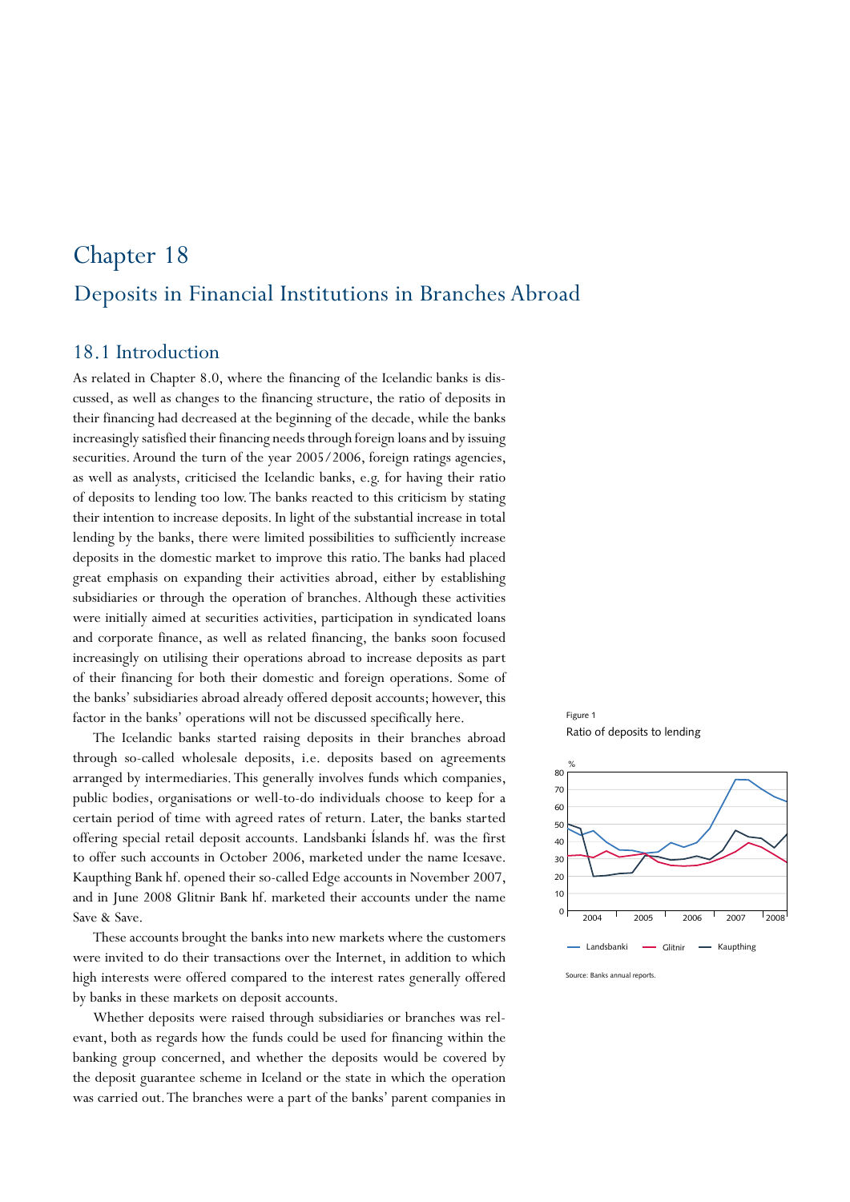# Chapter 18

# Deposits in Financial Institutions in Branches Abroad

## 18.1 Introduction

As related in Chapter 8.0, where the financing of the Icelandic banks is discussed, as well as changes to the financing structure, the ratio of deposits in their financing had decreased at the beginning of the decade, while the banks increasingly satisfied their financing needs through foreign loans and by issuing securities. Around the turn of the year 2005/2006, foreign ratings agencies, as well as analysts, criticised the Icelandic banks, e.g. for having their ratio of deposits to lending too low. The banks reacted to this criticism by stating their intention to increase deposits. In light of the substantial increase in total lending by the banks, there were limited possibilities to sufficiently increase deposits in the domestic market to improve this ratio. The banks had placed great emphasis on expanding their activities abroad, either by establishing subsidiaries or through the operation of branches. Although these activities were initially aimed at securities activities, participation in syndicated loans and corporate finance, as well as related financing, the banks soon focused increasingly on utilising their operations abroad to increase deposits as part of their financing for both their domestic and foreign operations. Some of the banks' subsidiaries abroad already offered deposit accounts; however, this factor in the banks' operations will not be discussed specifically here.

The Icelandic banks started raising deposits in their branches abroad through so-called wholesale deposits, i.e. deposits based on agreements arranged by intermediaries. This generally involves funds which companies, public bodies, organisations or well-to-do individuals choose to keep for a certain period of time with agreed rates of return. Later, the banks started offering special retail deposit accounts. Landsbanki Íslands hf. was the first to offer such accounts in October 2006, marketed under the name Icesave. Kaupthing Bank hf. opened their so-called Edge accounts in November 2007, and in June 2008 Glitnir Bank hf. marketed their accounts under the name Save & Save.

These accounts brought the banks into new markets where the customers were invited to do their transactions over the Internet, in addition to which high interests were offered compared to the interest rates generally offered by banks in these markets on deposit accounts.

Whether deposits were raised through subsidiaries or branches was relevant, both as regards how the funds could be used for financing within the banking group concerned, and whether the deposits would be covered by the deposit guarantee scheme in Iceland or the state in which the operation was carried out. The branches were a part of the banks' parent companies in

Figure 1

Ratio of deposits to lending

Source: Banks annual reports.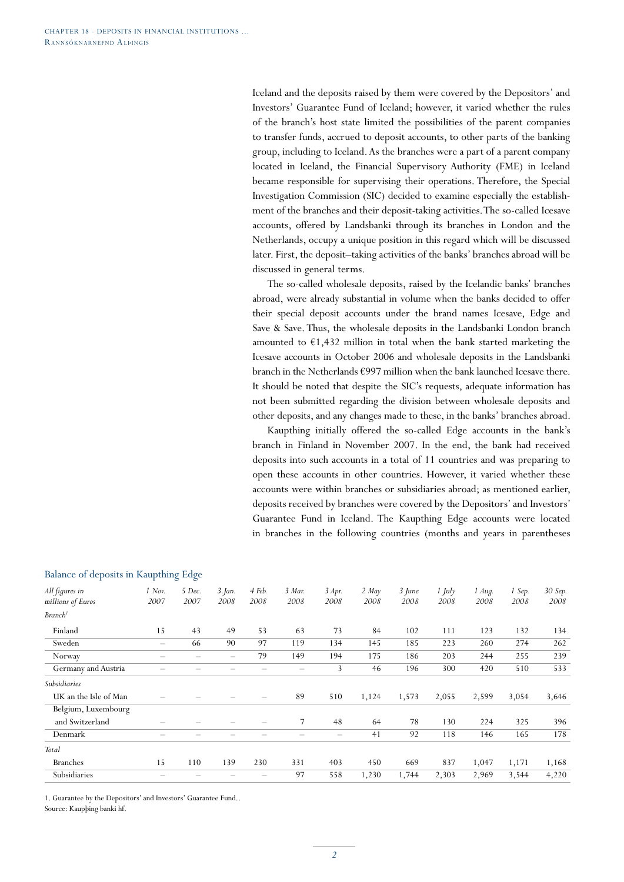Iceland and the deposits raised by them were covered by the Depositors' and Investors' Guarantee Fund of Iceland; however, it varied whether the rules of the branch's host state limited the possibilities of the parent companies to transfer funds, accrued to deposit accounts, to other parts of the banking group, including to Iceland. As the branches were a part of a parent company located in Iceland, the Financial Supervisory Authority (FME) in Iceland became responsible for supervising their operations. Therefore, the Special Investigation Commission (SIC) decided to examine especially the establishment of the branches and their deposit-taking activities. The so-called Icesave accounts, offered by Landsbanki through its branches in London and the Netherlands, occupy a unique position in this regard which will be discussed later. First, the deposit–taking activities of the banks' branches abroad will be discussed in general terms.

The so-called wholesale deposits, raised by the Icelandic banks' branches abroad, were already substantial in volume when the banks decided to offer their special deposit accounts under the brand names Icesave, Edge and Save & Save. Thus, the wholesale deposits in the Landsbanki London branch amounted to €1,432 million in total when the bank started marketing the Icesave accounts in October 2006 and wholesale deposits in the Landsbanki branch in the Netherlands €997 million when the bank launched Icesave there. It should be noted that despite the SIC's requests, adequate information has not been submitted regarding the division between wholesale deposits and other deposits, and any changes made to these, in the banks' branches abroad.

Kaupthing initially offered the so-called Edge accounts in the bank's branch in Finland in November 2007. In the end, the bank had received deposits into such accounts in a total of 11 countries and was preparing to open these accounts in other countries. However, it varied whether these accounts were within branches or subsidiaries abroad; as mentioned earlier, deposits received by branches were covered by the Depositors' and Investors' Guarantee Fund in Iceland. The Kaupthing Edge accounts were located in branches in the following countries (months and years in parentheses

## Balance of deposits in Kaupthing Edge

| *All figures in millions of Euros* | *1 Nov. 2007* | *5 Dec. 2007* | *3.Jan. 2008* | *4 Feb. 2008* | *3 Mar. 2008* | *3 Apr. 2008* | *2 May 2008* | *3 June 2008* | *1 July 2008* | *1 Aug. 2008* | *1 Sep. 2008* | *30 Sep. 2008* |
|---|---|---|---|---|---|---|---|---|---|---|---|---|
| *Branch*[1] | | | | | | | | | | | | |
| Finland | 15 | 43 | 49 | 53 | 63 | 73 | 84 | 102 | 111 | 123 | 132 | 134 |
| Sweden | – | 66 | 90 | 97 | 119 | 134 | 145 | 185 | 223 | 260 | 274 | 262 |
| Norway | – | – | – | 79 | 149 | 194 | 175 | 186 | 203 | 244 | 255 | 239 |
| Germany and Austria | – | – | – | – | – | 3 | 46 | 196 | 300 | 420 | 510 | 533 |
| *Subsidiaries* | | | | | | | | | | | | |
| UK an the Isle of Man | – | – | – | – | 89 | 510 | 1,124 | 1,573 | 2,055 | 2,599 | 3,054 | 3,646 |
| Belgium, Luxembourg and Switzerland | – | – | – | – | 7 | 48 | 64 | 78 | 130 | 224 | 325 | 396 |
| Denmark | – | – | – | – | – | – | 41 | 92 | 118 | 146 | 165 | 178 |
| *Total* | | | | | | | | | | | | |
| Branches | 15 | 110 | 139 | 230 | 331 | 403 | 450 | 669 | 837 | 1,047 | 1,171 | 1,168 |
| Subsidiaries | – | – | – | – | 97 | 558 | 1,230 | 1,744 | 2,303 | 2,969 | 3,544 | 4,220 |

1. Guarantee by the Depositors' and Investors' Guarantee Fund..

Source: Kaupþing banki hf.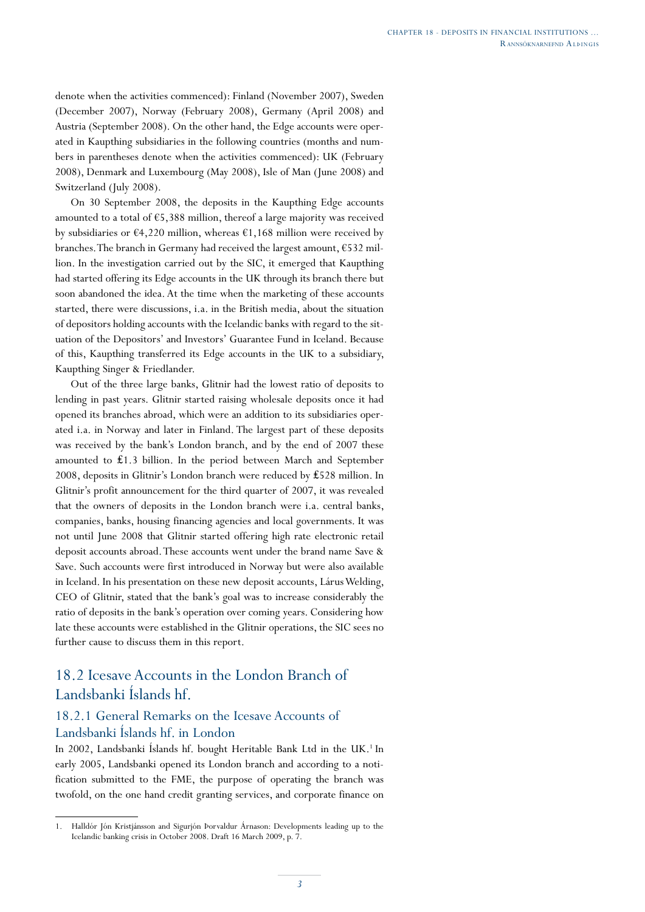denote when the activities commenced): Finland (November 2007), Sweden (December 2007), Norway (February 2008), Germany (April 2008) and Austria (September 2008). On the other hand, the Edge accounts were operated in Kaupthing subsidiaries in the following countries (months and numbers in parentheses denote when the activities commenced): UK (February 2008), Denmark and Luxembourg (May 2008), Isle of Man (June 2008) and Switzerland (July 2008).

On 30 September 2008, the deposits in the Kaupthing Edge accounts amounted to a total of €5,388 million, thereof a large majority was received by subsidiaries or €4,220 million, whereas €1,168 million were received by branches. The branch in Germany had received the largest amount, €532 million. In the investigation carried out by the SIC, it emerged that Kaupthing had started offering its Edge accounts in the UK through its branch there but soon abandoned the idea. At the time when the marketing of these accounts started, there were discussions, i.a. in the British media, about the situation of depositors holding accounts with the Icelandic banks with regard to the situation of the Depositors' and Investors' Guarantee Fund in Iceland. Because of this, Kaupthing transferred its Edge accounts in the UK to a subsidiary, Kaupthing Singer & Friedlander.

Out of the three large banks, Glitnir had the lowest ratio of deposits to lending in past years. Glitnir started raising wholesale deposits once it had opened its branches abroad, which were an addition to its subsidiaries operated i.a. in Norway and later in Finland. The largest part of these deposits was received by the bank's London branch, and by the end of 2007 these amounted to £1.3 billion. In the period between March and September 2008, deposits in Glitnir's London branch were reduced by £528 million. In Glitnir's profit announcement for the third quarter of 2007, it was revealed that the owners of deposits in the London branch were i.a. central banks, companies, banks, housing financing agencies and local governments. It was not until June 2008 that Glitnir started offering high rate electronic retail deposit accounts abroad. These accounts went under the brand name Save & Save. Such accounts were first introduced in Norway but were also available in Iceland. In his presentation on these new deposit accounts, Lárus Welding, CEO of Glitnir, stated that the bank's goal was to increase considerably the ratio of deposits in the bank's operation over coming years. Considering how late these accounts were established in the Glitnir operations, the SIC sees no further cause to discuss them in this report.

## 18.2 Icesave Accounts in the London Branch of Landsbanki Íslands hf.

### 18.2.1 General Remarks on the Icesave Accounts of Landsbanki Íslands hf. in London

In 2002, Landsbanki Íslands hf. bought Heritable Bank Ltd in the UK.[1] In early 2005, Landsbanki opened its London branch and according to a notification submitted to the FME, the purpose of operating the branch was twofold, on the one hand credit granting services, and corporate finance on

1. Halldór Jón Kristjánsson and Sigurjón Þorvaldur Árnason: Developments leading up to the Icelandic banking crisis in October 2008. Draft 16 March 2009, p. 7.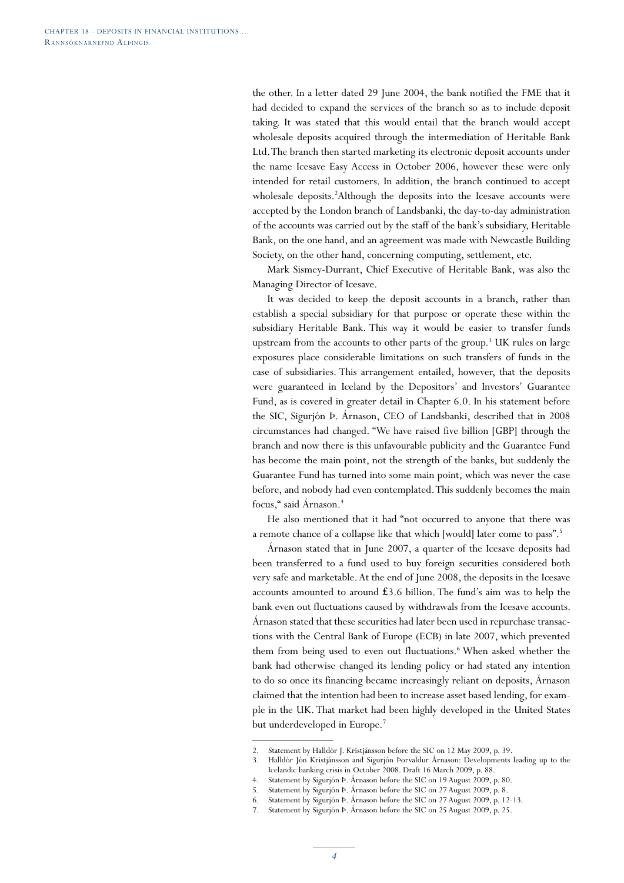the other. In a letter dated 29 June 2004, the bank notified the FME that it had decided to expand the services of the branch so as to include deposit taking. It was stated that this would entail that the branch would accept wholesale deposits acquired through the intermediation of Heritable Bank Ltd. The branch then started marketing its electronic deposit accounts under the name Icesave Easy Access in October 2006, however these were only intended for retail customers. In addition, the branch continued to accept wholesale deposits.[2] Although the deposits into the Icesave accounts were accepted by the London branch of Landsbanki, the day-to-day administration of the accounts was carried out by the staff of the bank's subsidiary, Heritable Bank, on the one hand, and an agreement was made with Newcastle Building Society, on the other hand, concerning computing, settlement, etc.

Mark Sismey-Durrant, Chief Executive of Heritable Bank, was also the Managing Director of Icesave.

It was decided to keep the deposit accounts in a branch, rather than establish a special subsidiary for that purpose or operate these within the subsidiary Heritable Bank. This way it would be easier to transfer funds upstream from the accounts to other parts of the group.[3] UK rules on large exposures place considerable limitations on such transfers of funds in the case of subsidiaries. This arrangement entailed, however, that the deposits were guaranteed in Iceland by the Depositors' and Investors' Guarantee Fund, as is covered in greater detail in Chapter 6.0. In his statement before the SIC, Sigurjón Þ. Árnason, CEO of Landsbanki, described that in 2008 circumstances had changed. "We have raised five billion [GBP] through the branch and now there is this unfavourable publicity and the Guarantee Fund has become the main point, not the strength of the banks, but suddenly the Guarantee Fund has turned into some main point, which was never the case before, and nobody had even contemplated. This suddenly becomes the main focus," said Árnason.[4]

He also mentioned that it had "not occurred to anyone that there was a remote chance of a collapse like that which [would] later come to pass".[5]

Árnason stated that in June 2007, a quarter of the Icesave deposits had been transferred to a fund used to buy foreign securities considered both very safe and marketable. At the end of June 2008, the deposits in the Icesave accounts amounted to around £3.6 billion. The fund's aim was to help the bank even out fluctuations caused by withdrawals from the Icesave accounts. Árnason stated that these securities had later been used in repurchase transactions with the Central Bank of Europe (ECB) in late 2007, which prevented them from being used to even out fluctuations.[6] When asked whether the bank had otherwise changed its lending policy or had stated any intention to do so once its financing became increasingly reliant on deposits, Árnason claimed that the intention had been to increase asset based lending, for example in the UK. That market had been highly developed in the United States but underdeveloped in Europe.[7]

---

2. Statement by Halldór J. Kristjánsson before the SIC on 12 May 2009, p. 39.
3. Halldór Jón Kristjánsson and Sigurjón Þorvaldur Árnason: Developments leading up to the Icelandic banking crisis in October 2008. Draft 16 March 2009, p. 88.
4. Statement by Sigurjón Þ. Árnason before the SIC on 19 August 2009, p. 80.
5. Statement by Sigurjón Þ. Árnason before the SIC on 27 August 2009, p. 8.
6. Statement by Sigurjón Þ. Árnason before the SIC on 27 August 2009, p. 12-13.
7. Statement by Sigurjón Þ. Árnason before the SIC on 25 August 2009, p. 25.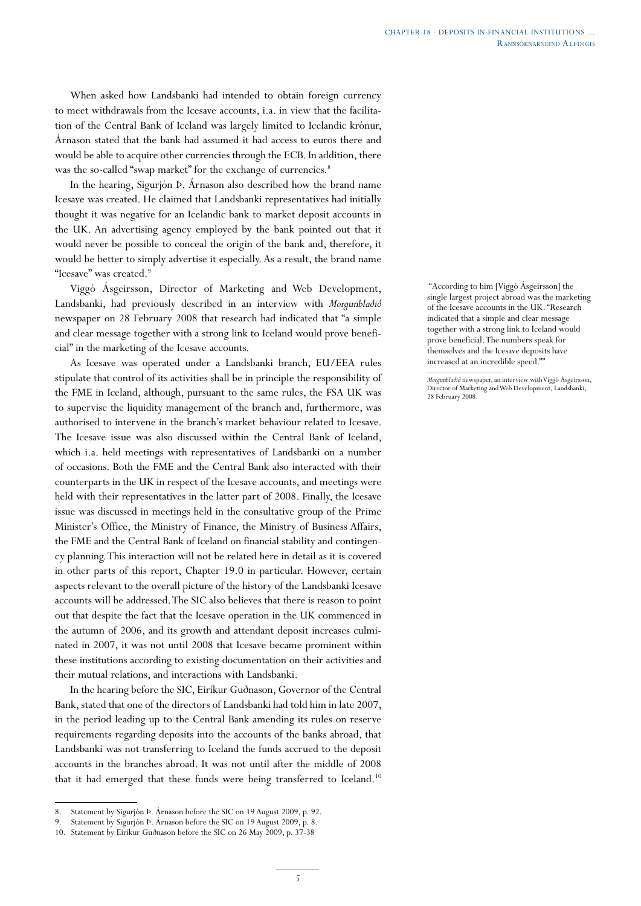When asked how Landsbanki had intended to obtain foreign currency to meet withdrawals from the Icesave accounts, i.a. in view that the facilitation of the Central Bank of Iceland was largely limited to Icelandic krónur, Árnason stated that the bank had assumed it had access to euros there and would be able to acquire other currencies through the ECB. In addition, there was the so-called "swap market" for the exchange of currencies.[8]

In the hearing, Sigurjón Þ. Árnason also described how the brand name Icesave was created. He claimed that Landsbanki representatives had initially thought it was negative for an Icelandic bank to market deposit accounts in the UK. An advertising agency employed by the bank pointed out that it would never be possible to conceal the origin of the bank and, therefore, it would be better to simply advertise it especially. As a result, the brand name "Icesave" was created.[9]

Viggó Ásgeirsson, Director of Marketing and Web Development, Landsbanki, had previously described in an interview with *Morgunblaðið* newspaper on 28 February 2008 that research had indicated that "a simple and clear message together with a strong link to Iceland would prove beneficial" in the marketing of the Icesave accounts.

"According to him [Viggó Ásgeirsson] the single largest project abroad was the marketing of the Icesave accounts in the UK. "Research indicated that a simple and clear message together with a strong link to Iceland would prove beneficial. The numbers speak for themselves and the Icesave deposits have increased at an incredible speed.""

*Morgunblaðið* newspaper, an interview with Viggó Ásgeirsson, Director of Marketing and Web Development, Landsbanki, 28 February 2008.

As Icesave was operated under a Landsbanki branch, EU/EEA rules stipulate that control of its activities shall be in principle the responsibility of the FME in Iceland, although, pursuant to the same rules, the FSA UK was to supervise the liquidity management of the branch and, furthermore, was authorised to intervene in the branch's market behaviour related to Icesave. The Icesave issue was also discussed within the Central Bank of Iceland, which i.a. held meetings with representatives of Landsbanki on a number of occasions. Both the FME and the Central Bank also interacted with their counterparts in the UK in respect of the Icesave accounts, and meetings were held with their representatives in the latter part of 2008. Finally, the Icesave issue was discussed in meetings held in the consultative group of the Prime Minister's Office, the Ministry of Finance, the Ministry of Business Affairs, the FME and the Central Bank of Iceland on financial stability and contingency planning. This interaction will not be related here in detail as it is covered in other parts of this report, Chapter 19.0 in particular. However, certain aspects relevant to the overall picture of the history of the Landsbanki Icesave accounts will be addressed. The SIC also believes that there is reason to point out that despite the fact that the Icesave operation in the UK commenced in the autumn of 2006, and its growth and attendant deposit increases culminated in 2007, it was not until 2008 that Icesave became prominent within these institutions according to existing documentation on their activities and their mutual relations, and interactions with Landsbanki.

In the hearing before the SIC, Eiríkur Guðnason, Governor of the Central Bank, stated that one of the directors of Landsbanki had told him in late 2007, in the period leading up to the Central Bank amending its rules on reserve requirements regarding deposits into the accounts of the banks abroad, that Landsbanki was not transferring to Iceland the funds accrued to the deposit accounts in the branches abroad. It was not until after the middle of 2008 that it had emerged that these funds were being transferred to Iceland.[10]

8. Statement by Sigurjón Þ. Árnason before the SIC on 19 August 2009, p. 92.
9. Statement by Sigurjón Þ. Árnason before the SIC on 19 August 2009, p. 8.
10. Statement by Eiríkur Guðnason before the SIC on 26 May 2009, p. 37-38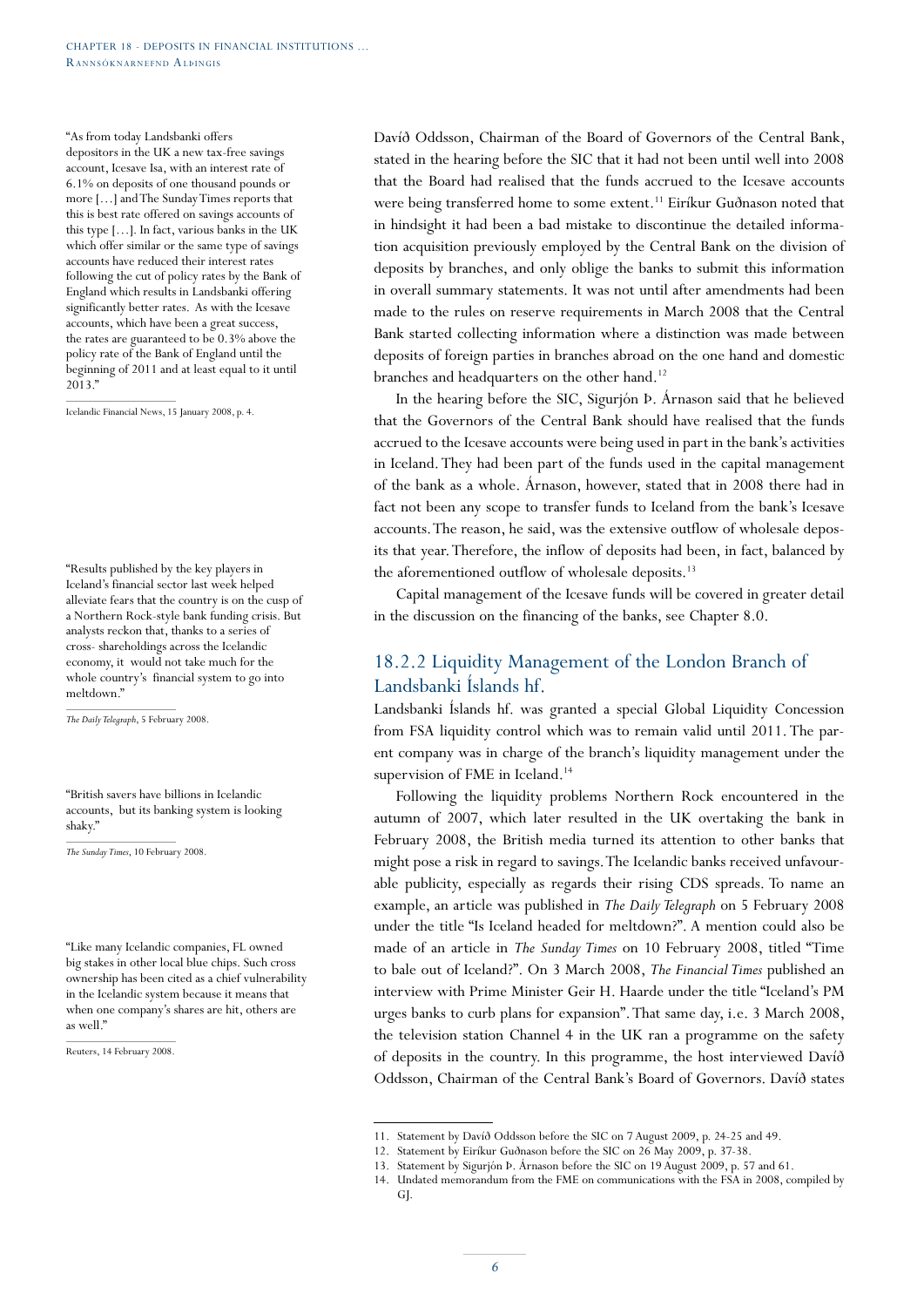"As from today Landsbanki offers depositors in the UK a new tax-free savings account, Icesave Isa, with an interest rate of 6.1% on deposits of one thousand pounds or more […] and The Sunday Times reports that this is best rate offered on savings accounts of this type […]. In fact, various banks in the UK which offer similar or the same type of savings accounts have reduced their interest rates following the cut of policy rates by the Bank of England which results in Landsbanki offering significantly better rates. As with the Icesave accounts, which have been a great success, the rates are guaranteed to be 0.3% above the policy rate of the Bank of England until the beginning of 2011 and at least equal to it until 2013."

Icelandic Financial News, 15 January 2008, p. 4.

"Results published by the key players in Iceland's financial sector last week helped alleviate fears that the country is on the cusp of a Northern Rock-style bank funding crisis. But analysts reckon that, thanks to a series of cross- shareholdings across the Icelandic economy, it would not take much for the whole country's financial system to go into meltdown."

*The Daily Telegraph*, 5 February 2008.

"British savers have billions in Icelandic accounts, but its banking system is looking shaky."

*The Sunday Times*, 10 February 2008.

"Like many Icelandic companies, FL owned big stakes in other local blue chips. Such cross ownership has been cited as a chief vulnerability in the Icelandic system because it means that when one company's shares are hit, others are as well."

Reuters, 14 February 2008.

Davíð Oddsson, Chairman of the Board of Governors of the Central Bank, stated in the hearing before the SIC that it had not been until well into 2008 that the Board had realised that the funds accrued to the Icesave accounts were being transferred home to some extent.[11] Eiríkur Guðnason noted that in hindsight it had been a bad mistake to discontinue the detailed information acquisition previously employed by the Central Bank on the division of deposits by branches, and only oblige the banks to submit this information in overall summary statements. It was not until after amendments had been made to the rules on reserve requirements in March 2008 that the Central Bank started collecting information where a distinction was made between deposits of foreign parties in branches abroad on the one hand and domestic branches and headquarters on the other hand.[12]

In the hearing before the SIC, Sigurjón Þ. Árnason said that he believed that the Governors of the Central Bank should have realised that the funds accrued to the Icesave accounts were being used in part in the bank's activities in Iceland. They had been part of the funds used in the capital management of the bank as a whole. Árnason, however, stated that in 2008 there had in fact not been any scope to transfer funds to Iceland from the bank's Icesave accounts. The reason, he said, was the extensive outflow of wholesale deposits that year. Therefore, the inflow of deposits had been, in fact, balanced by the aforementioned outflow of wholesale deposits.[13]

Capital management of the Icesave funds will be covered in greater detail in the discussion on the financing of the banks, see Chapter 8.0.

## 18.2.2 Liquidity Management of the London Branch of Landsbanki Íslands hf.

Landsbanki Íslands hf. was granted a special Global Liquidity Concession from FSA liquidity control which was to remain valid until 2011. The parent company was in charge of the branch's liquidity management under the supervision of FME in Iceland.[14]

Following the liquidity problems Northern Rock encountered in the autumn of 2007, which later resulted in the UK overtaking the bank in February 2008, the British media turned its attention to other banks that might pose a risk in regard to savings. The Icelandic banks received unfavourable publicity, especially as regards their rising CDS spreads. To name an example, an article was published in *The Daily Telegraph* on 5 February 2008 under the title "Is Iceland headed for meltdown?". A mention could also be made of an article in *The Sunday Times* on 10 February 2008, titled "Time to bale out of Iceland?". On 3 March 2008, *The Financial Times* published an interview with Prime Minister Geir H. Haarde under the title "Iceland's PM urges banks to curb plans for expansion". That same day, i.e. 3 March 2008, the television station Channel 4 in the UK ran a programme on the safety of deposits in the country. In this programme, the host interviewed Davíð Oddsson, Chairman of the Central Bank's Board of Governors. Davíð states

11. Statement by Davíð Oddsson before the SIC on 7 August 2009, p. 24-25 and 49.
12. Statement by Eiríkur Guðnason before the SIC on 26 May 2009, p. 37-38.
13. Statement by Sigurjón Þ. Árnason before the SIC on 19 August 2009, p. 57 and 61.
14. Undated memorandum from the FME on communications with the FSA in 2008, compiled by GJ.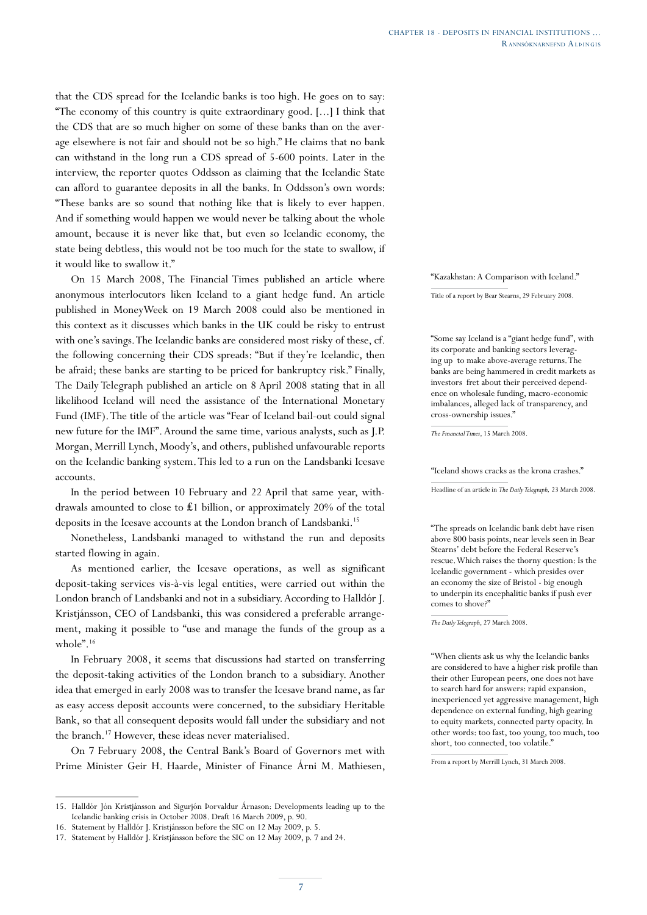that the CDS spread for the Icelandic banks is too high. He goes on to say: "The economy of this country is quite extraordinary good. [...] I think that the CDS that are so much higher on some of these banks than on the average elsewhere is not fair and should not be so high." He claims that no bank can withstand in the long run a CDS spread of 5-600 points. Later in the interview, the reporter quotes Oddsson as claiming that the Icelandic State can afford to guarantee deposits in all the banks. In Oddsson's own words: "These banks are so sound that nothing like that is likely to ever happen. And if something would happen we would never be talking about the whole amount, because it is never like that, but even so Icelandic economy, the state being debtless, this would not be too much for the state to swallow, if it would like to swallow it."

On 15 March 2008, The Financial Times published an article where anonymous interlocutors liken Iceland to a giant hedge fund. An article published in MoneyWeek on 19 March 2008 could also be mentioned in this context as it discusses which banks in the UK could be risky to entrust with one's savings. The Icelandic banks are considered most risky of these, cf. the following concerning their CDS spreads: "But if they're Icelandic, then be afraid; these banks are starting to be priced for bankruptcy risk." Finally, The Daily Telegraph published an article on 8 April 2008 stating that in all likelihood Iceland will need the assistance of the International Monetary Fund (IMF). The title of the article was "Fear of Iceland bail-out could signal new future for the IMF". Around the same time, various analysts, such as J.P. Morgan, Merrill Lynch, Moody's, and others, published unfavourable reports on the Icelandic banking system. This led to a run on the Landsbanki Icesave accounts.

In the period between 10 February and 22 April that same year, withdrawals amounted to close to £1 billion, or approximately 20% of the total deposits in the Icesave accounts at the London branch of Landsbanki.[15]

Nonetheless, Landsbanki managed to withstand the run and deposits started flowing in again.

As mentioned earlier, the Icesave operations, as well as significant deposit-taking services vis-à-vis legal entities, were carried out within the London branch of Landsbanki and not in a subsidiary. According to Halldór J. Kristjánsson, CEO of Landsbanki, this was considered a preferable arrangement, making it possible to "use and manage the funds of the group as a whole".[16]

In February 2008, it seems that discussions had started on transferring the deposit-taking activities of the London branch to a subsidiary. Another idea that emerged in early 2008 was to transfer the Icesave brand name, as far as easy access deposit accounts were concerned, to the subsidiary Heritable Bank, so that all consequent deposits would fall under the subsidiary and not the branch.[17] However, these ideas never materialised.

On 7 February 2008, the Central Bank's Board of Governors met with Prime Minister Geir H. Haarde, Minister of Finance Árni M. Mathiesen,

"Kazakhstan: A Comparison with Iceland."

Title of a report by Bear Stearns, 29 February 2008.

"Some say Iceland is a "giant hedge fund", with its corporate and banking sectors leveraging up to make above-average returns. The banks are being hammered in credit markets as investors fret about their perceived dependence on wholesale funding, macro-economic imbalances, alleged lack of transparency, and cross-ownership issues."

*The Financial Times*, 15 March 2008.

"Iceland shows cracks as the krona crashes."

Headline of an article in *The Daily Telegraph*, 23 March 2008.

"The spreads on Icelandic bank debt have risen above 800 basis points, near levels seen in Bear Stearns' debt before the Federal Reserve's rescue. Which raises the thorny question: Is the Icelandic government - which presides over an economy the size of Bristol - big enough to underpin its encephalitic banks if push ever comes to shove?"

*The Daily Telegraph*, 27 March 2008.

"When clients ask us why the Icelandic banks are considered to have a higher risk profile than their other European peers, one does not have to search hard for answers: rapid expansion, inexperienced yet aggressive management, high dependence on external funding, high gearing to equity markets, connected party opacity. In other words: too fast, too young, too much, too short, too connected, too volatile."

From a report by Merrill Lynch, 31 March 2008.

15. Halldór Jón Kristjánsson and Sigurjón Þorvaldur Árnason: Developments leading up to the Icelandic banking crisis in October 2008. Draft 16 March 2009, p. 90.
16. Statement by Halldór J. Kristjánsson before the SIC on 12 May 2009, p. 5.
17. Statement by Halldór J. Kristjánsson before the SIC on 12 May 2009, p. 7 and 24.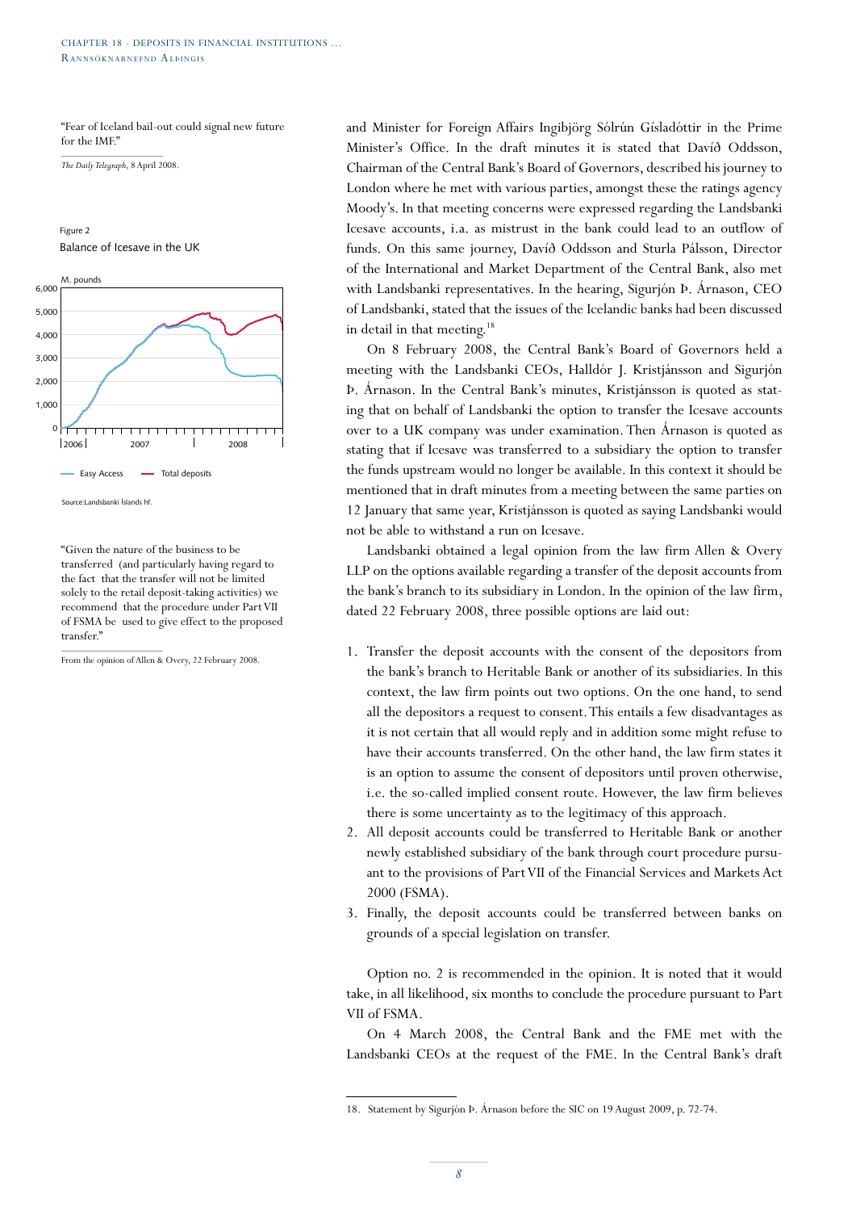"Fear of Iceland bail-out could signal new future for the IMF."

*The Daily Telegraph*, 8 April 2008.

Figure 2

Balance of Icesave in the UK

M. pounds

6,000
5,000
4,000
3,000
2,000
1,000
0

2006 2007 2008

Easy Access — Total deposits

Source:Landsbanki Íslands hf.

"Given the nature of the business to be transferred (and particularly having regard to the fact that the transfer will not be limited solely to the retail deposit-taking activities) we recommend that the procedure under Part VII of FSMA be used to give effect to the proposed transfer."

From the opinion of Allen & Overy, 22 February 2008.

and Minister for Foreign Affairs Ingibjörg Sólrún Gísladóttir in the Prime Minister's Office. In the draft minutes it is stated that Davíð Oddsson, Chairman of the Central Bank's Board of Governors, described his journey to London where he met with various parties, amongst these the ratings agency Moody's. In that meeting concerns were expressed regarding the Landsbanki Icesave accounts, i.a. as mistrust in the bank could lead to an outflow of funds. On this same journey, Davíð Oddsson and Sturla Pálsson, Director of the International and Market Department of the Central Bank, also met with Landsbanki representatives. In the hearing, Sigurjón Þ. Árnason, CEO of Landsbanki, stated that the issues of the Icelandic banks had been discussed in detail in that meeting.[18]

On 8 February 2008, the Central Bank's Board of Governors held a meeting with the Landsbanki CEOs, Halldór J. Kristjánsson and Sigurjón Þ. Árnason. In the Central Bank's minutes, Kristjánsson is quoted as stating that on behalf of Landsbanki the option to transfer the Icesave accounts over to a UK company was under examination. Then Árnason is quoted as stating that if Icesave was transferred to a subsidiary the option to transfer the funds upstream would no longer be available. In this context it should be mentioned that in draft minutes from a meeting between the same parties on 12 January that same year, Kristjánsson is quoted as saying Landsbanki would not be able to withstand a run on Icesave.

Landsbanki obtained a legal opinion from the law firm Allen & Overy LLP on the options available regarding a transfer of the deposit accounts from the bank's branch to its subsidiary in London. In the opinion of the law firm, dated 22 February 2008, three possible options are laid out:

1. Transfer the deposit accounts with the consent of the depositors from the bank's branch to Heritable Bank or another of its subsidiaries. In this context, the law firm points out two options. On the one hand, to send all the depositors a request to consent. This entails a few disadvantages as it is not certain that all would reply and in addition some might refuse to have their accounts transferred. On the other hand, the law firm states it is an option to assume the consent of depositors until proven otherwise, i.e. the so-called implied consent route. However, the law firm believes there is some uncertainty as to the legitimacy of this approach.
2. All deposit accounts could be transferred to Heritable Bank or another newly established subsidiary of the bank through court procedure pursuant to the provisions of Part VII of the Financial Services and Markets Act 2000 (FSMA).
3. Finally, the deposit accounts could be transferred between banks on grounds of a special legislation on transfer.

Option no. 2 is recommended in the opinion. It is noted that it would take, in all likelihood, six months to conclude the procedure pursuant to Part VII of FSMA.

On 4 March 2008, the Central Bank and the FME met with the Landsbanki CEOs at the request of the FME. In the Central Bank's draft

18. Statement by Sigurjón Þ. Árnason before the SIC on 19 August 2009, p. 72-74.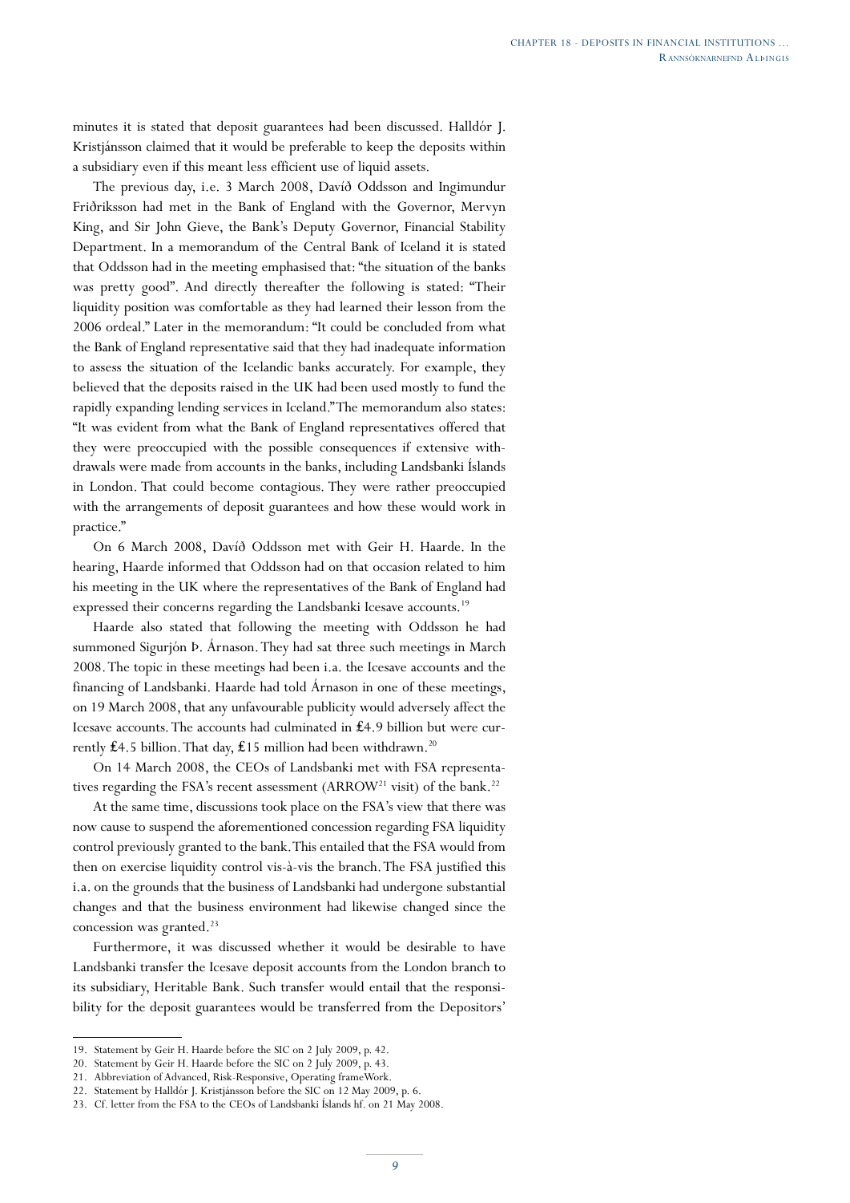minutes it is stated that deposit guarantees had been discussed. Halldór J. Kristjánsson claimed that it would be preferable to keep the deposits within a subsidiary even if this meant less efficient use of liquid assets.

The previous day, i.e. 3 March 2008, Davíð Oddsson and Ingimundur Friðriksson had met in the Bank of England with the Governor, Mervyn King, and Sir John Gieve, the Bank's Deputy Governor, Financial Stability Department. In a memorandum of the Central Bank of Iceland it is stated that Oddsson had in the meeting emphasised that: "the situation of the banks was pretty good". And directly thereafter the following is stated: "Their liquidity position was comfortable as they had learned their lesson from the 2006 ordeal." Later in the memorandum: "It could be concluded from what the Bank of England representative said that they had inadequate information to assess the situation of the Icelandic banks accurately. For example, they believed that the deposits raised in the UK had been used mostly to fund the rapidly expanding lending services in Iceland." The memorandum also states: "It was evident from what the Bank of England representatives offered that they were preoccupied with the possible consequences if extensive withdrawals were made from accounts in the banks, including Landsbanki Íslands in London. That could become contagious. They were rather preoccupied with the arrangements of deposit guarantees and how these would work in practice."

On 6 March 2008, Davíð Oddsson met with Geir H. Haarde. In the hearing, Haarde informed that Oddsson had on that occasion related to him his meeting in the UK where the representatives of the Bank of England had expressed their concerns regarding the Landsbanki Icesave accounts.[19]

Haarde also stated that following the meeting with Oddsson he had summoned Sigurjón Þ. Árnason. They had sat three such meetings in March 2008. The topic in these meetings had been i.a. the Icesave accounts and the financing of Landsbanki. Haarde had told Árnason in one of these meetings, on 19 March 2008, that any unfavourable publicity would adversely affect the Icesave accounts. The accounts had culminated in £4.9 billion but were currently £4.5 billion. That day, £15 million had been withdrawn.[20]

On 14 March 2008, the CEOs of Landsbanki met with FSA representatives regarding the FSA's recent assessment (ARROW[21] visit) of the bank.[22]

At the same time, discussions took place on the FSA's view that there was now cause to suspend the aforementioned concession regarding FSA liquidity control previously granted to the bank. This entailed that the FSA would from then on exercise liquidity control vis-à-vis the branch. The FSA justified this i.a. on the grounds that the business of Landsbanki had undergone substantial changes and that the business environment had likewise changed since the concession was granted.[23]

Furthermore, it was discussed whether it would be desirable to have Landsbanki transfer the Icesave deposit accounts from the London branch to its subsidiary, Heritable Bank. Such transfer would entail that the responsibility for the deposit guarantees would be transferred from the Depositors'

---

19. Statement by Geir H. Haarde before the SIC on 2 July 2009, p. 42.
20. Statement by Geir H. Haarde before the SIC on 2 July 2009, p. 43.
21. Abbreviation of Advanced, Risk-Responsive, Operating frameWork.
22. Statement by Halldór J. Kristjánsson before the SIC on 12 May 2009, p. 6.
23. Cf. letter from the FSA to the CEOs of Landsbanki Íslands hf. on 21 May 2008.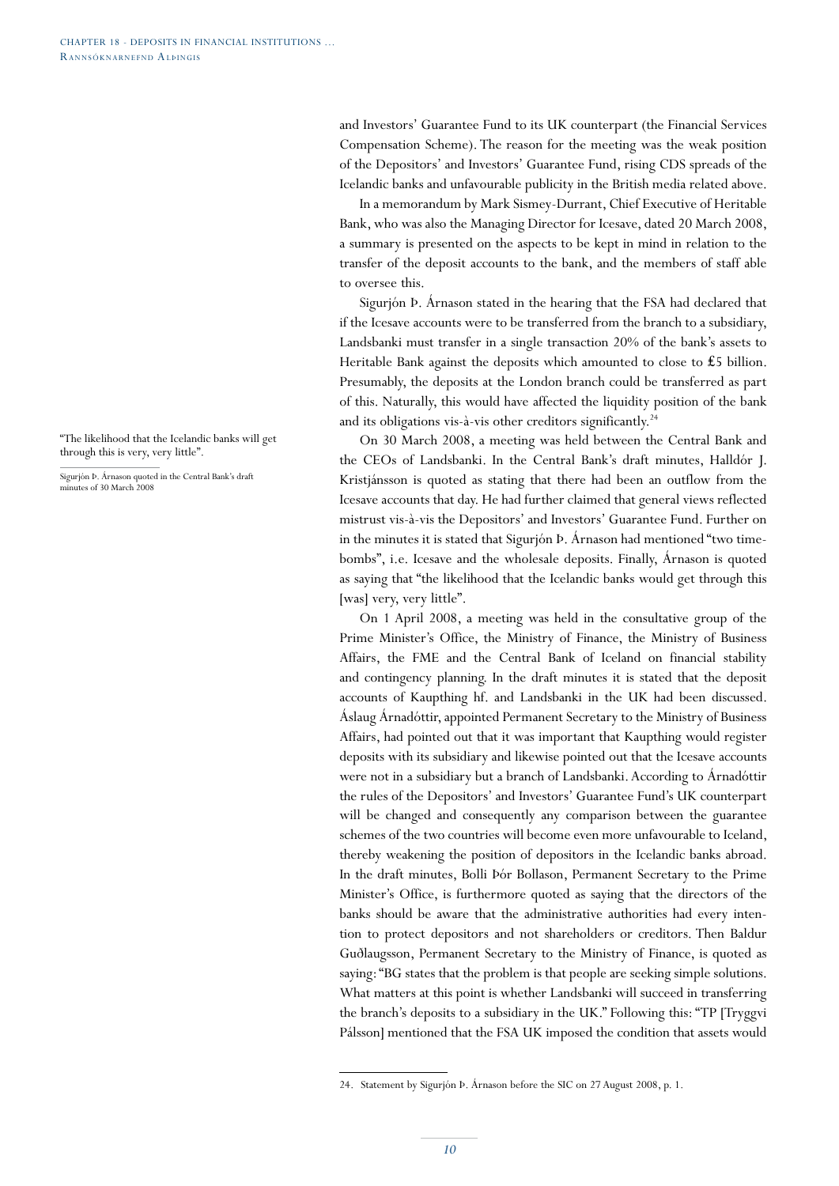and Investors' Guarantee Fund to its UK counterpart (the Financial Services Compensation Scheme). The reason for the meeting was the weak position of the Depositors' and Investors' Guarantee Fund, rising CDS spreads of the Icelandic banks and unfavourable publicity in the British media related above.

In a memorandum by Mark Sismey-Durrant, Chief Executive of Heritable Bank, who was also the Managing Director for Icesave, dated 20 March 2008, a summary is presented on the aspects to be kept in mind in relation to the transfer of the deposit accounts to the bank, and the members of staff able to oversee this.

Sigurjón Þ. Árnason stated in the hearing that the FSA had declared that if the Icesave accounts were to be transferred from the branch to a subsidiary, Landsbanki must transfer in a single transaction 20% of the bank's assets to Heritable Bank against the deposits which amounted to close to £5 billion. Presumably, the deposits at the London branch could be transferred as part of this. Naturally, this would have affected the liquidity position of the bank and its obligations vis-à-vis other creditors significantly.[24]

> "The likelihood that the Icelandic banks will get through this is very, very little".
>
> Sigurjón Þ. Árnason quoted in the Central Bank's draft minutes of 30 March 2008

On 30 March 2008, a meeting was held between the Central Bank and the CEOs of Landsbanki. In the Central Bank's draft minutes, Halldór J. Kristjánsson is quoted as stating that there had been an outflow from the Icesave accounts that day. He had further claimed that general views reflected mistrust vis-à-vis the Depositors' and Investors' Guarantee Fund. Further on in the minutes it is stated that Sigurjón Þ. Árnason had mentioned "two time-bombs", i.e. Icesave and the wholesale deposits. Finally, Árnason is quoted as saying that "the likelihood that the Icelandic banks would get through this [was] very, very little".

On 1 April 2008, a meeting was held in the consultative group of the Prime Minister's Office, the Ministry of Finance, the Ministry of Business Affairs, the FME and the Central Bank of Iceland on financial stability and contingency planning. In the draft minutes it is stated that the deposit accounts of Kaupthing hf. and Landsbanki in the UK had been discussed. Áslaug Árnadóttir, appointed Permanent Secretary to the Ministry of Business Affairs, had pointed out that it was important that Kaupthing would register deposits with its subsidiary and likewise pointed out that the Icesave accounts were not in a subsidiary but a branch of Landsbanki. According to Árnadóttir the rules of the Depositors' and Investors' Guarantee Fund's UK counterpart will be changed and consequently any comparison between the guarantee schemes of the two countries will become even more unfavourable to Iceland, thereby weakening the position of depositors in the Icelandic banks abroad. In the draft minutes, Bolli Þór Bollason, Permanent Secretary to the Prime Minister's Office, is furthermore quoted as saying that the directors of the banks should be aware that the administrative authorities had every intention to protect depositors and not shareholders or creditors. Then Baldur Guðlaugsson, Permanent Secretary to the Ministry of Finance, is quoted as saying: "BG states that the problem is that people are seeking simple solutions. What matters at this point is whether Landsbanki will succeed in transferring the branch's deposits to a subsidiary in the UK." Following this: "TP [Tryggvi Pálsson] mentioned that the FSA UK imposed the condition that assets would

---

24. Statement by Sigurjón Þ. Árnason before the SIC on 27 August 2008, p. 1.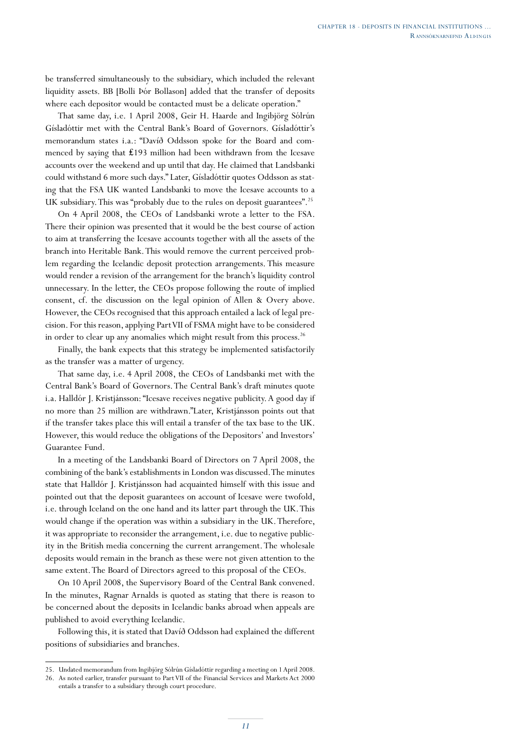be transferred simultaneously to the subsidiary, which included the relevant liquidity assets. BB [Bolli Þór Bollason] added that the transfer of deposits where each depositor would be contacted must be a delicate operation."

That same day, i.e. 1 April 2008, Geir H. Haarde and Ingibjörg Sólrún Gísladóttir met with the Central Bank's Board of Governors. Gísladóttir's memorandum states i.a.: "Davíð Oddsson spoke for the Board and commenced by saying that £193 million had been withdrawn from the Icesave accounts over the weekend and up until that day. He claimed that Landsbanki could withstand 6 more such days." Later, Gísladóttir quotes Oddsson as stating that the FSA UK wanted Landsbanki to move the Icesave accounts to a UK subsidiary. This was "probably due to the rules on deposit guarantees".[25]

On 4 April 2008, the CEOs of Landsbanki wrote a letter to the FSA. There their opinion was presented that it would be the best course of action to aim at transferring the Icesave accounts together with all the assets of the branch into Heritable Bank. This would remove the current perceived problem regarding the Icelandic deposit protection arrangements. This measure would render a revision of the arrangement for the branch's liquidity control unnecessary. In the letter, the CEOs propose following the route of implied consent, cf. the discussion on the legal opinion of Allen & Overy above. However, the CEOs recognised that this approach entailed a lack of legal precision. For this reason, applying Part VII of FSMA might have to be considered in order to clear up any anomalies which might result from this process.[26]

Finally, the bank expects that this strategy be implemented satisfactorily as the transfer was a matter of urgency.

That same day, i.e. 4 April 2008, the CEOs of Landsbanki met with the Central Bank's Board of Governors. The Central Bank's draft minutes quote i.a. Halldór J. Kristjánsson: "Icesave receives negative publicity. A good day if no more than 25 million are withdrawn." Later, Kristjánsson points out that if the transfer takes place this will entail a transfer of the tax base to the UK. However, this would reduce the obligations of the Depositors' and Investors' Guarantee Fund.

In a meeting of the Landsbanki Board of Directors on 7 April 2008, the combining of the bank's establishments in London was discussed. The minutes state that Halldór J. Kristjánsson had acquainted himself with this issue and pointed out that the deposit guarantees on account of Icesave were twofold, i.e. through Iceland on the one hand and its latter part through the UK. This would change if the operation was within a subsidiary in the UK. Therefore, it was appropriate to reconsider the arrangement, i.e. due to negative publicity in the British media concerning the current arrangement. The wholesale deposits would remain in the branch as these were not given attention to the same extent. The Board of Directors agreed to this proposal of the CEOs.

On 10 April 2008, the Supervisory Board of the Central Bank convened. In the minutes, Ragnar Arnalds is quoted as stating that there is reason to be concerned about the deposits in Icelandic banks abroad when appeals are published to avoid everything Icelandic.

Following this, it is stated that Davíð Oddsson had explained the different positions of subsidiaries and branches.

---

25. Undated memorandum from Ingibjörg Sólrún Gísladóttir regarding a meeting on 1 April 2008.
26. As noted earlier, transfer pursuant to Part VII of the Financial Services and Markets Act 2000 entails a transfer to a subsidiary through court procedure.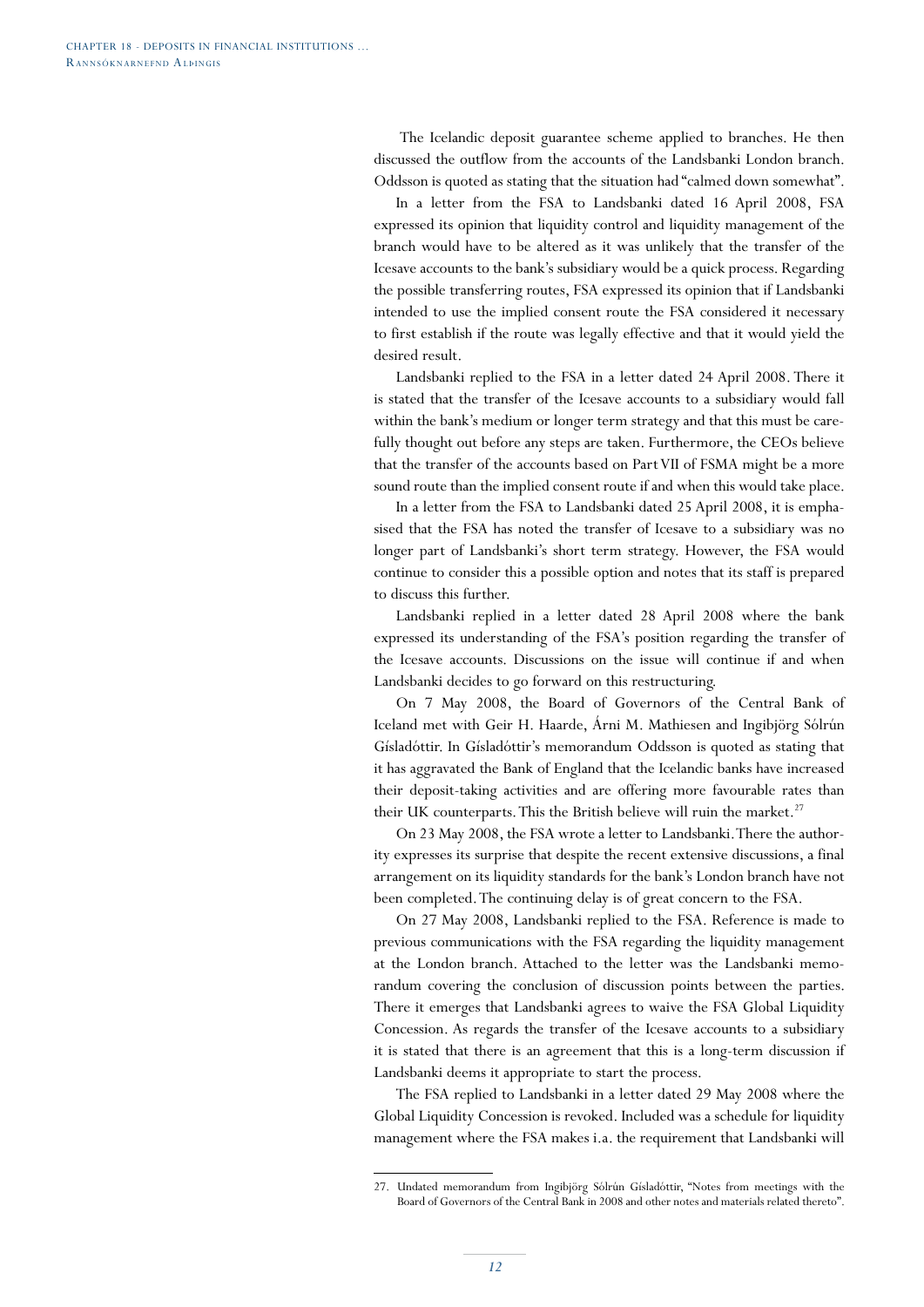The Icelandic deposit guarantee scheme applied to branches. He then discussed the outflow from the accounts of the Landsbanki London branch. Oddsson is quoted as stating that the situation had "calmed down somewhat".

In a letter from the FSA to Landsbanki dated 16 April 2008, FSA expressed its opinion that liquidity control and liquidity management of the branch would have to be altered as it was unlikely that the transfer of the Icesave accounts to the bank's subsidiary would be a quick process. Regarding the possible transferring routes, FSA expressed its opinion that if Landsbanki intended to use the implied consent route the FSA considered it necessary to first establish if the route was legally effective and that it would yield the desired result.

Landsbanki replied to the FSA in a letter dated 24 April 2008. There it is stated that the transfer of the Icesave accounts to a subsidiary would fall within the bank's medium or longer term strategy and that this must be carefully thought out before any steps are taken. Furthermore, the CEOs believe that the transfer of the accounts based on Part VII of FSMA might be a more sound route than the implied consent route if and when this would take place.

In a letter from the FSA to Landsbanki dated 25 April 2008, it is emphasised that the FSA has noted the transfer of Icesave to a subsidiary was no longer part of Landsbanki's short term strategy. However, the FSA would continue to consider this a possible option and notes that its staff is prepared to discuss this further.

Landsbanki replied in a letter dated 28 April 2008 where the bank expressed its understanding of the FSA's position regarding the transfer of the Icesave accounts. Discussions on the issue will continue if and when Landsbanki decides to go forward on this restructuring.

On 7 May 2008, the Board of Governors of the Central Bank of Iceland met with Geir H. Haarde, Árni M. Mathiesen and Ingibjörg Sólrún Gísladóttir. In Gísladóttir's memorandum Oddsson is quoted as stating that it has aggravated the Bank of England that the Icelandic banks have increased their deposit-taking activities and are offering more favourable rates than their UK counterparts. This the British believe will ruin the market.[27]

On 23 May 2008, the FSA wrote a letter to Landsbanki. There the authority expresses its surprise that despite the recent extensive discussions, a final arrangement on its liquidity standards for the bank's London branch have not been completed. The continuing delay is of great concern to the FSA.

On 27 May 2008, Landsbanki replied to the FSA. Reference is made to previous communications with the FSA regarding the liquidity management at the London branch. Attached to the letter was the Landsbanki memorandum covering the conclusion of discussion points between the parties. There it emerges that Landsbanki agrees to waive the FSA Global Liquidity Concession. As regards the transfer of the Icesave accounts to a subsidiary it is stated that there is an agreement that this is a long-term discussion if Landsbanki deems it appropriate to start the process.

The FSA replied to Landsbanki in a letter dated 29 May 2008 where the Global Liquidity Concession is revoked. Included was a schedule for liquidity management where the FSA makes i.a. the requirement that Landsbanki will

---

27. Undated memorandum from Ingibjörg Sólrún Gísladóttir, "Notes from meetings with the Board of Governors of the Central Bank in 2008 and other notes and materials related thereto".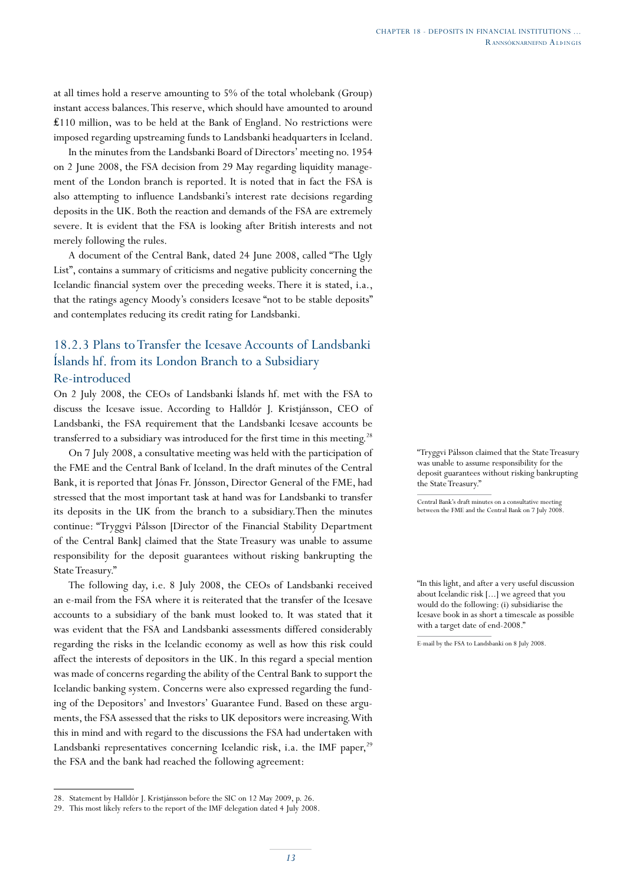at all times hold a reserve amounting to 5% of the total wholebank (Group) instant access balances. This reserve, which should have amounted to around £110 million, was to be held at the Bank of England. No restrictions were imposed regarding upstreaming funds to Landsbanki headquarters in Iceland.

In the minutes from the Landsbanki Board of Directors' meeting no. 1954 on 2 June 2008, the FSA decision from 29 May regarding liquidity management of the London branch is reported. It is noted that in fact the FSA is also attempting to influence Landsbanki's interest rate decisions regarding deposits in the UK. Both the reaction and demands of the FSA are extremely severe. It is evident that the FSA is looking after British interests and not merely following the rules.

A document of the Central Bank, dated 24 June 2008, called "The Ugly List", contains a summary of criticisms and negative publicity concerning the Icelandic financial system over the preceding weeks. There it is stated, i.a., that the ratings agency Moody's considers Icesave "not to be stable deposits" and contemplates reducing its credit rating for Landsbanki.

## 18.2.3 Plans to Transfer the Icesave Accounts of Landsbanki Íslands hf. from its London Branch to a Subsidiary Re-introduced

On 2 July 2008, the CEOs of Landsbanki Íslands hf. met with the FSA to discuss the Icesave issue. According to Halldór J. Kristjánsson, CEO of Landsbanki, the FSA requirement that the Landsbanki Icesave accounts be transferred to a subsidiary was introduced for the first time in this meeting.[28]

On 7 July 2008, a consultative meeting was held with the participation of the FME and the Central Bank of Iceland. In the draft minutes of the Central Bank, it is reported that Jónas Fr. Jónsson, Director General of the FME, had stressed that the most important task at hand was for Landsbanki to transfer its deposits in the UK from the branch to a subsidiary. Then the minutes continue: "Tryggvi Pálsson [Director of the Financial Stability Department of the Central Bank] claimed that the State Treasury was unable to assume responsibility for the deposit guarantees without risking bankrupting the State Treasury."

> "Tryggvi Pálsson claimed that the State Treasury was unable to assume responsibility for the deposit guarantees without risking bankrupting the State Treasury."
>
> Central Bank's draft minutes on a consultative meeting between the FME and the Central Bank on 7 July 2008.

The following day, i.e. 8 July 2008, the CEOs of Landsbanki received an e-mail from the FSA where it is reiterated that the transfer of the Icesave accounts to a subsidiary of the bank must looked to. It was stated that it was evident that the FSA and Landsbanki assessments differed considerably regarding the risks in the Icelandic economy as well as how this risk could affect the interests of depositors in the UK. In this regard a special mention was made of concerns regarding the ability of the Central Bank to support the Icelandic banking system. Concerns were also expressed regarding the funding of the Depositors' and Investors' Guarantee Fund. Based on these arguments, the FSA assessed that the risks to UK depositors were increasing. With this in mind and with regard to the discussions the FSA had undertaken with Landsbanki representatives concerning Icelandic risk, i.a. the IMF paper,[29] the FSA and the bank had reached the following agreement:

> "In this light, and after a very useful discussion about Icelandic risk […] we agreed that you would do the following: (i) subsidiarise the Icesave book in as short a timescale as possible with a target date of end-2008."
>
> E-mail by the FSA to Landsbanki on 8 July 2008.

28. Statement by Halldór J. Kristjánsson before the SIC on 12 May 2009, p. 26.

29. This most likely refers to the report of the IMF delegation dated 4 July 2008.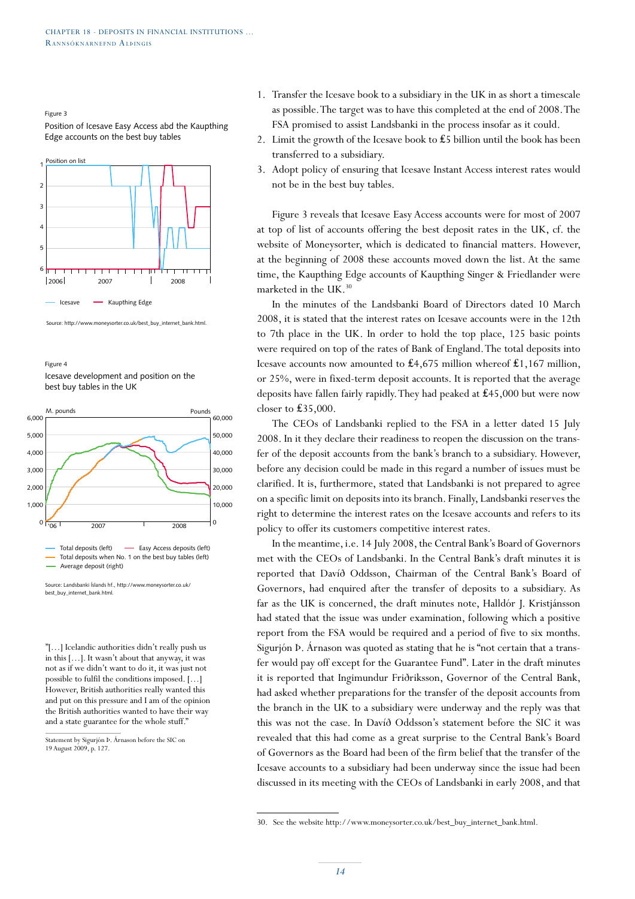Figure 3

Position of Icesave Easy Access abd the Kaupthing Edge accounts on the best buy tables

Source: http://www.moneysorter.co.uk/best_buy_internet_bank.html.

Figure 4

Icesave development and position on the best buy tables in the UK

Source: Landsbanki Íslands hf., http://www.moneysorter.co.uk/best_buy_internet_bank.html.

"[…] Icelandic authorities didn't really push us in this […]. It wasn't about that anyway, it was not as if we didn't want to do it, it was just not possible to fulfil the conditions imposed. […] However, British authorities really wanted this and put on this pressure and I am of the opinion the British authorities wanted to have their way and a state guarantee for the whole stuff."

Statement by Sigurjón Þ. Árnason before the SIC on 19 August 2009, p. 127.

1. Transfer the Icesave book to a subsidiary in the UK in as short a timescale as possible. The target was to have this completed at the end of 2008. The FSA promised to assist Landsbanki in the process insofar as it could.
2. Limit the growth of the Icesave book to £5 billion until the book has been transferred to a subsidiary.
3. Adopt policy of ensuring that Icesave Instant Access interest rates would not be in the best buy tables.

Figure 3 reveals that Icesave Easy Access accounts were for most of 2007 at top of list of accounts offering the best deposit rates in the UK, cf. the website of Moneysorter, which is dedicated to financial matters. However, at the beginning of 2008 these accounts moved down the list. At the same time, the Kaupthing Edge accounts of Kaupthing Singer & Friedlander were marketed in the UK.[30]

In the minutes of the Landsbanki Board of Directors dated 10 March 2008, it is stated that the interest rates on Icesave accounts were in the 12th to 7th place in the UK. In order to hold the top place, 125 basic points were required on top of the rates of Bank of England. The total deposits into Icesave accounts now amounted to £4,675 million whereof £1,167 million, or 25%, were in fixed-term deposit accounts. It is reported that the average deposits have fallen fairly rapidly. They had peaked at £45,000 but were now closer to £35,000.

The CEOs of Landsbanki replied to the FSA in a letter dated 15 July 2008. In it they declare their readiness to reopen the discussion on the transfer of the deposit accounts from the bank's branch to a subsidiary. However, before any decision could be made in this regard a number of issues must be clarified. It is, furthermore, stated that Landsbanki is not prepared to agree on a specific limit on deposits into its branch. Finally, Landsbanki reserves the right to determine the interest rates on the Icesave accounts and refers to its policy to offer its customers competitive interest rates.

In the meantime, i.e. 14 July 2008, the Central Bank's Board of Governors met with the CEOs of Landsbanki. In the Central Bank's draft minutes it is reported that Davíð Oddsson, Chairman of the Central Bank's Board of Governors, had enquired after the transfer of deposits to a subsidiary. As far as the UK is concerned, the draft minutes note, Halldór J. Kristjánsson had stated that the issue was under examination, following which a positive report from the FSA would be required and a period of five to six months. Sigurjón Þ. Árnason was quoted as stating that he is "not certain that a transfer would pay off except for the Guarantee Fund". Later in the draft minutes it is reported that Ingimundur Friðriksson, Governor of the Central Bank, had asked whether preparations for the transfer of the deposit accounts from the branch in the UK to a subsidiary were underway and the reply was that this was not the case. In Davíð Oddsson's statement before the SIC it was revealed that this had come as a great surprise to the Central Bank's Board of Governors as the Board had been of the firm belief that the transfer of the Icesave accounts to a subsidiary had been underway since the issue had been discussed in its meeting with the CEOs of Landsbanki in early 2008, and that

30. See the website http://www.moneysorter.co.uk/best_buy_internet_bank.html.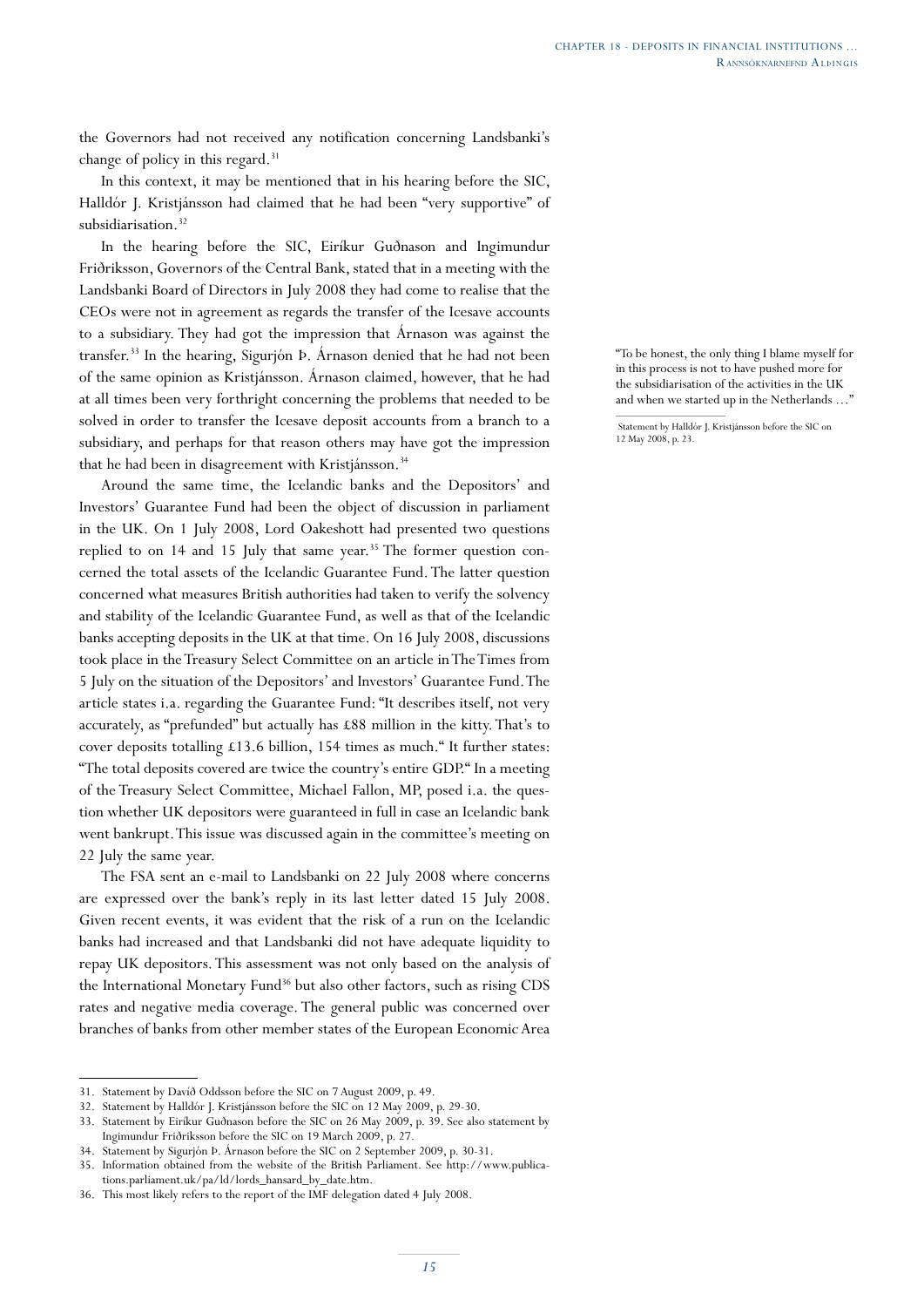the Governors had not received any notification concerning Landsbanki's change of policy in this regard.[31]

In this context, it may be mentioned that in his hearing before the SIC, Halldór J. Kristjánsson had claimed that he had been "very supportive" of subsidiarisation.[32]

In the hearing before the SIC, Eiríkur Guðnason and Ingimundur Friðriksson, Governors of the Central Bank, stated that in a meeting with the Landsbanki Board of Directors in July 2008 they had come to realise that the CEOs were not in agreement as regards the transfer of the Icesave accounts to a subsidiary. They had got the impression that Árnason was against the transfer.[33] In the hearing, Sigurjón Þ. Árnason denied that he had not been of the same opinion as Kristjánsson. Árnason claimed, however, that he had at all times been very forthright concerning the problems that needed to be solved in order to transfer the Icesave deposit accounts from a branch to a subsidiary, and perhaps for that reason others may have got the impression that he had been in disagreement with Kristjánsson.[34]

> "To be honest, the only thing I blame myself for in this process is not to have pushed more for the subsidiarisation of the activities in the UK and when we started up in the Netherlands …"
>
> Statement by Halldór J. Kristjánsson before the SIC on 12 May 2008, p. 23.

Around the same time, the Icelandic banks and the Depositors' and Investors' Guarantee Fund had been the object of discussion in parliament in the UK. On 1 July 2008, Lord Oakeshott had presented two questions replied to on 14 and 15 July that same year.[35] The former question concerned the total assets of the Icelandic Guarantee Fund. The latter question concerned what measures British authorities had taken to verify the solvency and stability of the Icelandic Guarantee Fund, as well as that of the Icelandic banks accepting deposits in the UK at that time. On 16 July 2008, discussions took place in the Treasury Select Committee on an article in The Times from 5 July on the situation of the Depositors' and Investors' Guarantee Fund. The article states i.a. regarding the Guarantee Fund: "It describes itself, not very accurately, as "prefunded" but actually has £88 million in the kitty. That's to cover deposits totalling £13.6 billion, 154 times as much." It further states: "The total deposits covered are twice the country's entire GDP." In a meeting of the Treasury Select Committee, Michael Fallon, MP, posed i.a. the question whether UK depositors were guaranteed in full in case an Icelandic bank went bankrupt. This issue was discussed again in the committee's meeting on 22 July the same year.

The FSA sent an e-mail to Landsbanki on 22 July 2008 where concerns are expressed over the bank's reply in its last letter dated 15 July 2008. Given recent events, it was evident that the risk of a run on the Icelandic banks had increased and that Landsbanki did not have adequate liquidity to repay UK depositors. This assessment was not only based on the analysis of the International Monetary Fund[36] but also other factors, such as rising CDS rates and negative media coverage. The general public was concerned over branches of banks from other member states of the European Economic Area

---

31. Statement by Davíð Oddsson before the SIC on 7 August 2009, p. 49.
32. Statement by Halldór J. Kristjánsson before the SIC on 12 May 2009, p. 29-30.
33. Statement by Eiríkur Guðnason before the SIC on 26 May 2009, p. 39. See also statement by Ingimundur Friðriksson before the SIC on 19 March 2009, p. 27.
34. Statement by Sigurjón Þ. Árnason before the SIC on 2 September 2009, p. 30-31.
35. Information obtained from the website of the British Parliament. See http://www.publications.parliament.uk/pa/ld/lords_hansard_by_date.htm.
36. This most likely refers to the report of the IMF delegation dated 4 July 2008.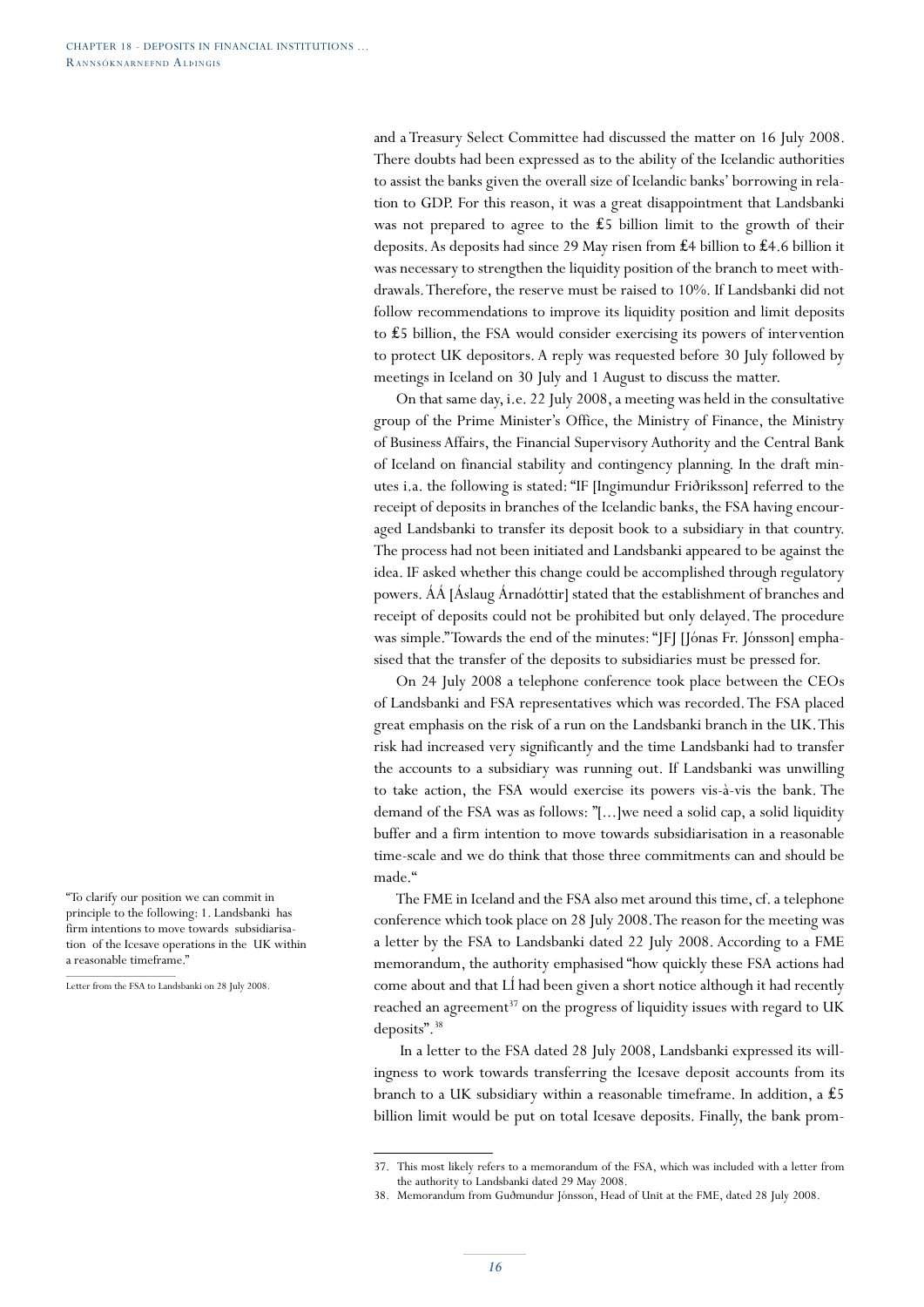and a Treasury Select Committee had discussed the matter on 16 July 2008. There doubts had been expressed as to the ability of the Icelandic authorities to assist the banks given the overall size of Icelandic banks' borrowing in relation to GDP. For this reason, it was a great disappointment that Landsbanki was not prepared to agree to the £5 billion limit to the growth of their deposits. As deposits had since 29 May risen from £4 billion to £4.6 billion it was necessary to strengthen the liquidity position of the branch to meet withdrawals. Therefore, the reserve must be raised to 10%. If Landsbanki did not follow recommendations to improve its liquidity position and limit deposits to £5 billion, the FSA would consider exercising its powers of intervention to protect UK depositors. A reply was requested before 30 July followed by meetings in Iceland on 30 July and 1 August to discuss the matter.

On that same day, i.e. 22 July 2008, a meeting was held in the consultative group of the Prime Minister's Office, the Ministry of Finance, the Ministry of Business Affairs, the Financial Supervisory Authority and the Central Bank of Iceland on financial stability and contingency planning. In the draft minutes i.a. the following is stated: "IF [Ingimundur Friðriksson] referred to the receipt of deposits in branches of the Icelandic banks, the FSA having encouraged Landsbanki to transfer its deposit book to a subsidiary in that country. The process had not been initiated and Landsbanki appeared to be against the idea. IF asked whether this change could be accomplished through regulatory powers. ÁÁ [Áslaug Árnadóttir] stated that the establishment of branches and receipt of deposits could not be prohibited but only delayed. The procedure was simple." Towards the end of the minutes: "JFJ [Jónas Fr. Jónsson] emphasised that the transfer of the deposits to subsidiaries must be pressed for.

On 24 July 2008 a telephone conference took place between the CEOs of Landsbanki and FSA representatives which was recorded. The FSA placed great emphasis on the risk of a run on the Landsbanki branch in the UK. This risk had increased very significantly and the time Landsbanki had to transfer the accounts to a subsidiary was running out. If Landsbanki was unwilling to take action, the FSA would exercise its powers vis-à-vis the bank. The demand of the FSA was as follows: "[...]we need a solid cap, a solid liquidity buffer and a firm intention to move towards subsidiarisation in a reasonable time-scale and we do think that those three commitments can and should be made."

"To clarify our position we can commit in principle to the following: 1. Landsbanki has firm intentions to move towards subsidiarisation of the Icesave operations in the UK within a reasonable timeframe."

Letter from the FSA to Landsbanki on 28 July 2008.

The FME in Iceland and the FSA also met around this time, cf. a telephone conference which took place on 28 July 2008. The reason for the meeting was a letter by the FSA to Landsbanki dated 22 July 2008. According to a FME memorandum, the authority emphasised "how quickly these FSA actions had come about and that LÍ had been given a short notice although it had recently reached an agreement[37] on the progress of liquidity issues with regard to UK deposits".[38]

In a letter to the FSA dated 28 July 2008, Landsbanki expressed its willingness to work towards transferring the Icesave deposit accounts from its branch to a UK subsidiary within a reasonable timeframe. In addition, a £5 billion limit would be put on total Icesave deposits. Finally, the bank prom-

37. This most likely refers to a memorandum of the FSA, which was included with a letter from the authority to Landsbanki dated 29 May 2008.

38. Memorandum from Guðmundur Jónsson, Head of Unit at the FME, dated 28 July 2008.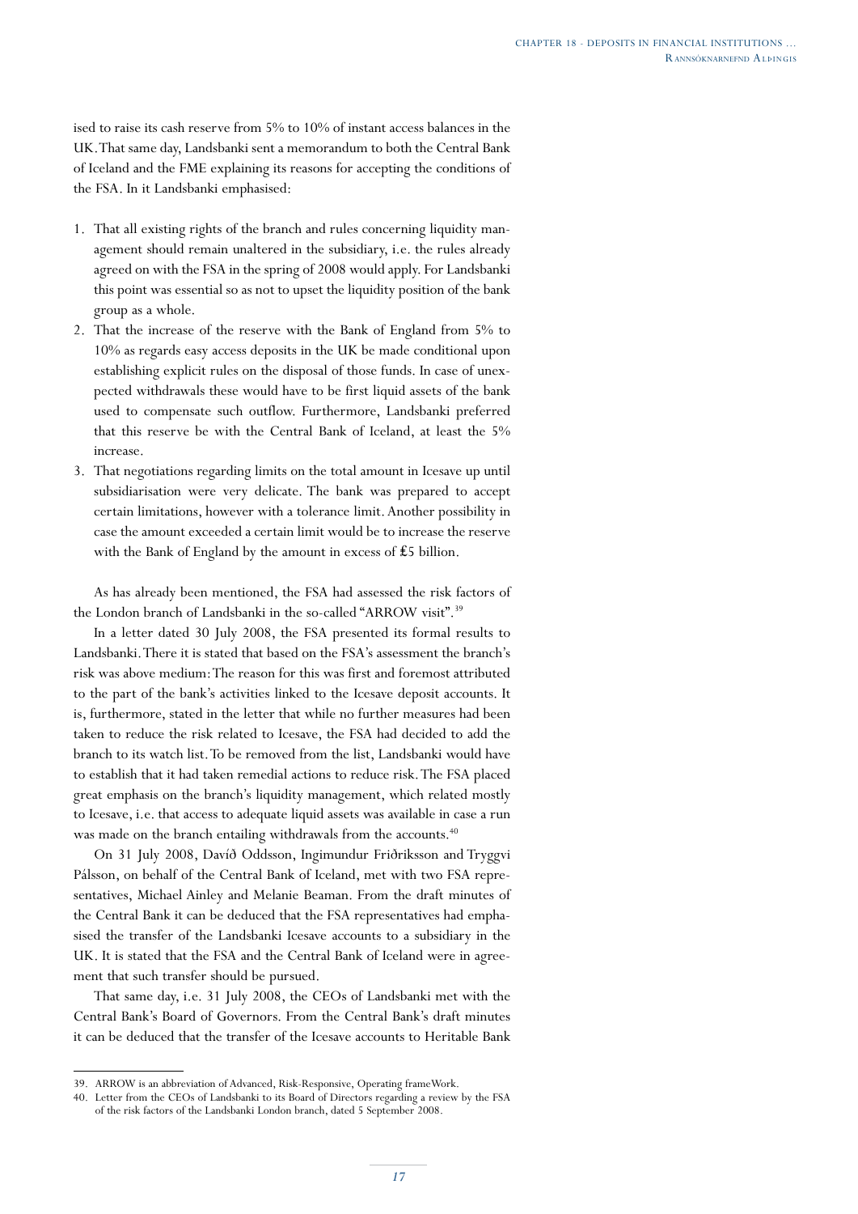ised to raise its cash reserve from 5% to 10% of instant access balances in the UK. That same day, Landsbanki sent a memorandum to both the Central Bank of Iceland and the FME explaining its reasons for accepting the conditions of the FSA. In it Landsbanki emphasised:

1. That all existing rights of the branch and rules concerning liquidity management should remain unaltered in the subsidiary, i.e. the rules already agreed on with the FSA in the spring of 2008 would apply. For Landsbanki this point was essential so as not to upset the liquidity position of the bank group as a whole.
2. That the increase of the reserve with the Bank of England from 5% to 10% as regards easy access deposits in the UK be made conditional upon establishing explicit rules on the disposal of those funds. In case of unexpected withdrawals these would have to be first liquid assets of the bank used to compensate such outflow. Furthermore, Landsbanki preferred that this reserve be with the Central Bank of Iceland, at least the 5% increase.
3. That negotiations regarding limits on the total amount in Icesave up until subsidiarisation were very delicate. The bank was prepared to accept certain limitations, however with a tolerance limit. Another possibility in case the amount exceeded a certain limit would be to increase the reserve with the Bank of England by the amount in excess of £5 billion.

As has already been mentioned, the FSA had assessed the risk factors of the London branch of Landsbanki in the so-called "ARROW visit".[39]

In a letter dated 30 July 2008, the FSA presented its formal results to Landsbanki. There it is stated that based on the FSA's assessment the branch's risk was above medium: The reason for this was first and foremost attributed to the part of the bank's activities linked to the Icesave deposit accounts. It is, furthermore, stated in the letter that while no further measures had been taken to reduce the risk related to Icesave, the FSA had decided to add the branch to its watch list. To be removed from the list, Landsbanki would have to establish that it had taken remedial actions to reduce risk. The FSA placed great emphasis on the branch's liquidity management, which related mostly to Icesave, i.e. that access to adequate liquid assets was available in case a run was made on the branch entailing withdrawals from the accounts.[40]

On 31 July 2008, Davíð Oddsson, Ingimundur Friðriksson and Tryggvi Pálsson, on behalf of the Central Bank of Iceland, met with two FSA representatives, Michael Ainley and Melanie Beaman. From the draft minutes of the Central Bank it can be deduced that the FSA representatives had emphasised the transfer of the Landsbanki Icesave accounts to a subsidiary in the UK. It is stated that the FSA and the Central Bank of Iceland were in agreement that such transfer should be pursued.

That same day, i.e. 31 July 2008, the CEOs of Landsbanki met with the Central Bank's Board of Governors. From the Central Bank's draft minutes it can be deduced that the transfer of the Icesave accounts to Heritable Bank

---

39. ARROW is an abbreviation of Advanced, Risk-Responsive, Operating frameWork.
40. Letter from the CEOs of Landsbanki to its Board of Directors regarding a review by the FSA of the risk factors of the Landsbanki London branch, dated 5 September 2008.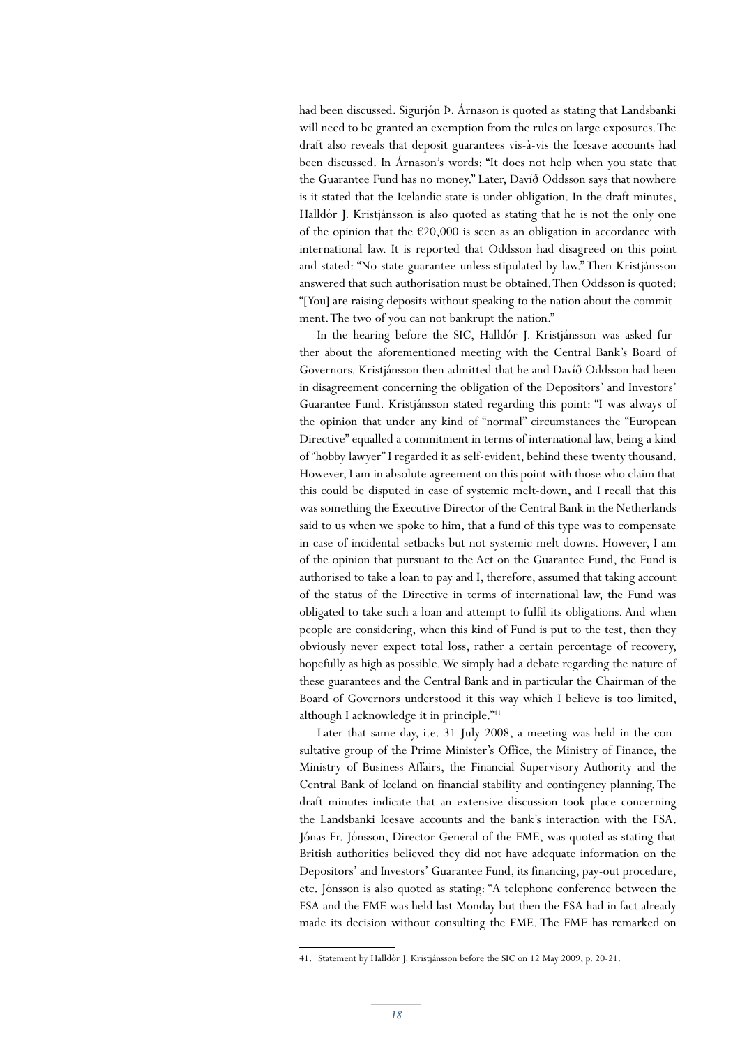had been discussed. Sigurjón Þ. Árnason is quoted as stating that Landsbanki will need to be granted an exemption from the rules on large exposures. The draft also reveals that deposit guarantees vis-à-vis the Icesave accounts had been discussed. In Árnason's words: "It does not help when you state that the Guarantee Fund has no money." Later, Davíð Oddsson says that nowhere is it stated that the Icelandic state is under obligation. In the draft minutes, Halldór J. Kristjánsson is also quoted as stating that he is not the only one of the opinion that the €20,000 is seen as an obligation in accordance with international law. It is reported that Oddsson had disagreed on this point and stated: "No state guarantee unless stipulated by law." Then Kristjánsson answered that such authorisation must be obtained. Then Oddsson is quoted: "[You] are raising deposits without speaking to the nation about the commitment. The two of you can not bankrupt the nation."

In the hearing before the SIC, Halldór J. Kristjánsson was asked further about the aforementioned meeting with the Central Bank's Board of Governors. Kristjánsson then admitted that he and Davíð Oddsson had been in disagreement concerning the obligation of the Depositors' and Investors' Guarantee Fund. Kristjánsson stated regarding this point: "I was always of the opinion that under any kind of "normal" circumstances the "European Directive" equalled a commitment in terms of international law, being a kind of "hobby lawyer" I regarded it as self-evident, behind these twenty thousand. However, I am in absolute agreement on this point with those who claim that this could be disputed in case of systemic melt-down, and I recall that this was something the Executive Director of the Central Bank in the Netherlands said to us when we spoke to him, that a fund of this type was to compensate in case of incidental setbacks but not systemic melt-downs. However, I am of the opinion that pursuant to the Act on the Guarantee Fund, the Fund is authorised to take a loan to pay and I, therefore, assumed that taking account of the status of the Directive in terms of international law, the Fund was obligated to take such a loan and attempt to fulfil its obligations. And when people are considering, when this kind of Fund is put to the test, then they obviously never expect total loss, rather a certain percentage of recovery, hopefully as high as possible. We simply had a debate regarding the nature of these guarantees and the Central Bank and in particular the Chairman of the Board of Governors understood it this way which I believe is too limited, although I acknowledge it in principle."[41]

Later that same day, i.e. 31 July 2008, a meeting was held in the consultative group of the Prime Minister's Office, the Ministry of Finance, the Ministry of Business Affairs, the Financial Supervisory Authority and the Central Bank of Iceland on financial stability and contingency planning. The draft minutes indicate that an extensive discussion took place concerning the Landsbanki Icesave accounts and the bank's interaction with the FSA. Jónas Fr. Jónsson, Director General of the FME, was quoted as stating that British authorities believed they did not have adequate information on the Depositors' and Investors' Guarantee Fund, its financing, pay-out procedure, etc. Jónsson is also quoted as stating: "A telephone conference between the FSA and the FME was held last Monday but then the FSA had in fact already made its decision without consulting the FME. The FME has remarked on

41. Statement by Halldór J. Kristjánsson before the SIC on 12 May 2009, p. 20-21.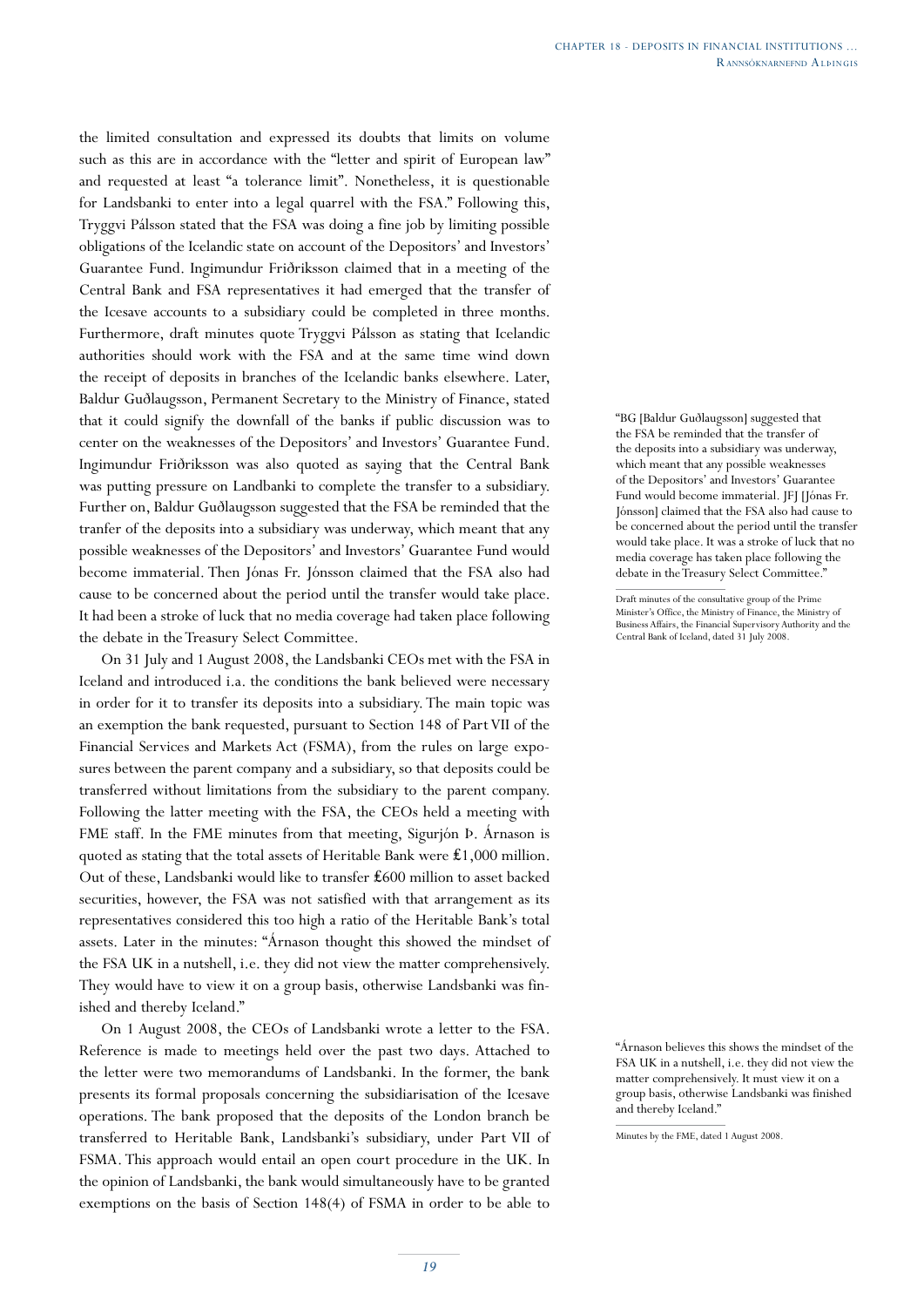the limited consultation and expressed its doubts that limits on volume such as this are in accordance with the "letter and spirit of European law" and requested at least "a tolerance limit". Nonetheless, it is questionable for Landsbanki to enter into a legal quarrel with the FSA." Following this, Tryggvi Pálsson stated that the FSA was doing a fine job by limiting possible obligations of the Icelandic state on account of the Depositors' and Investors' Guarantee Fund. Ingimundur Friðriksson claimed that in a meeting of the Central Bank and FSA representatives it had emerged that the transfer of the Icesave accounts to a subsidiary could be completed in three months. Furthermore, draft minutes quote Tryggvi Pálsson as stating that Icelandic authorities should work with the FSA and at the same time wind down the receipt of deposits in branches of the Icelandic banks elsewhere. Later, Baldur Guðlaugsson, Permanent Secretary to the Ministry of Finance, stated that it could signify the downfall of the banks if public discussion was to center on the weaknesses of the Depositors' and Investors' Guarantee Fund. Ingimundur Friðriksson was also quoted as saying that the Central Bank was putting pressure on Landbanki to complete the transfer to a subsidiary. Further on, Baldur Guðlaugsson suggested that the FSA be reminded that the tranfer of the deposits into a subsidiary was underway, which meant that any possible weaknesses of the Depositors' and Investors' Guarantee Fund would become immaterial. Then Jónas Fr. Jónsson claimed that the FSA also had cause to be concerned about the period until the transfer would take place. It had been a stroke of luck that no media coverage had taken place following the debate in the Treasury Select Committee.

> "BG [Baldur Guðlaugsson] suggested that the FSA be reminded that the transfer of the deposits into a subsidiary was underway, which meant that any possible weaknesses of the Depositors' and Investors' Guarantee Fund would become immaterial. JFJ [Jónas Fr. Jónsson] claimed that the FSA also had cause to be concerned about the period until the transfer would take place. It was a stroke of luck that no media coverage has taken place following the debate in the Treasury Select Committee."
>
> Draft minutes of the consultative group of the Prime Minister's Office, the Ministry of Finance, the Ministry of Business Affairs, the Financial Supervisory Authority and the Central Bank of Iceland, dated 31 July 2008.

On 31 July and 1 August 2008, the Landsbanki CEOs met with the FSA in Iceland and introduced i.a. the conditions the bank believed were necessary in order for it to transfer its deposits into a subsidiary. The main topic was an exemption the bank requested, pursuant to Section 148 of Part VII of the Financial Services and Markets Act (FSMA), from the rules on large exposures between the parent company and a subsidiary, so that deposits could be transferred without limitations from the subsidiary to the parent company. Following the latter meeting with the FSA, the CEOs held a meeting with FME staff. In the FME minutes from that meeting, Sigurjón Þ. Árnason is quoted as stating that the total assets of Heritable Bank were £1,000 million. Out of these, Landsbanki would like to transfer £600 million to asset backed securities, however, the FSA was not satisfied with that arrangement as its representatives considered this too high a ratio of the Heritable Bank's total assets. Later in the minutes: "Árnason thought this showed the mindset of the FSA UK in a nutshell, i.e. they did not view the matter comprehensively. They would have to view it on a group basis, otherwise Landsbanki was finished and thereby Iceland."

> "Árnason believes this shows the mindset of the FSA UK in a nutshell, i.e. they did not view the matter comprehensively. It must view it on a group basis, otherwise Landsbanki was finished and thereby Iceland."
>
> Minutes by the FME, dated 1 August 2008.

On 1 August 2008, the CEOs of Landsbanki wrote a letter to the FSA. Reference is made to meetings held over the past two days. Attached to the letter were two memorandums of Landsbanki. In the former, the bank presents its formal proposals concerning the subsidiarisation of the Icesave operations. The bank proposed that the deposits of the London branch be transferred to Heritable Bank, Landsbanki's subsidiary, under Part VII of FSMA. This approach would entail an open court procedure in the UK. In the opinion of Landsbanki, the bank would simultaneously have to be granted exemptions on the basis of Section 148(4) of FSMA in order to be able to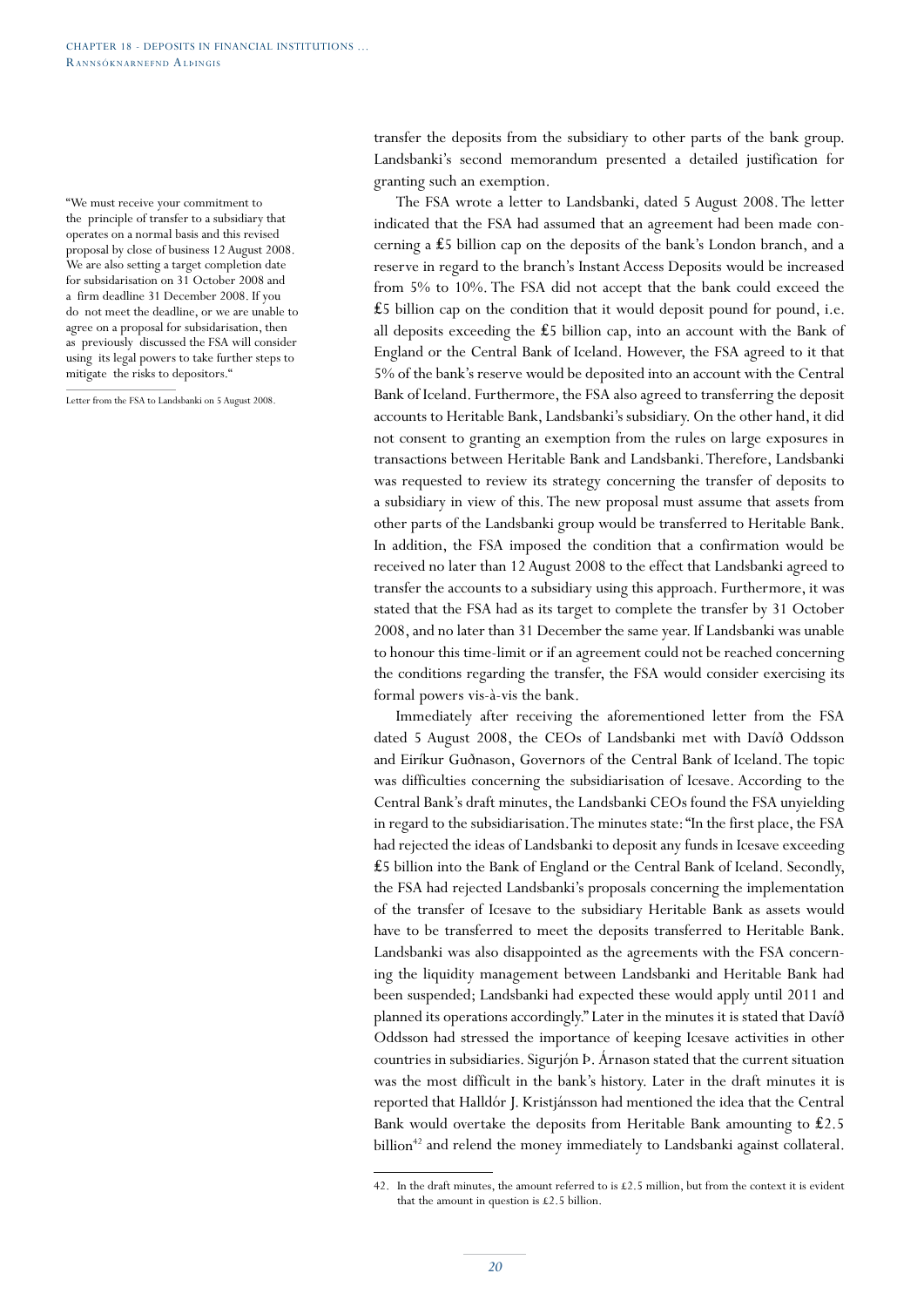"We must receive your commitment to the principle of transfer to a subsidiary that operates on a normal basis and this revised proposal by close of business 12 August 2008. We are also setting a target completion date for subsidarisation on 31 October 2008 and a firm deadline 31 December 2008. If you do not meet the deadline, or we are unable to agree on a proposal for subsidarisation, then as previously discussed the FSA will consider using its legal powers to take further steps to mitigate the risks to depositors."

Letter from the FSA to Landsbanki on 5 August 2008.

transfer the deposits from the subsidiary to other parts of the bank group. Landsbanki's second memorandum presented a detailed justification for granting such an exemption.

The FSA wrote a letter to Landsbanki, dated 5 August 2008. The letter indicated that the FSA had assumed that an agreement had been made concerning a £5 billion cap on the deposits of the bank's London branch, and a reserve in regard to the branch's Instant Access Deposits would be increased from 5% to 10%. The FSA did not accept that the bank could exceed the £5 billion cap on the condition that it would deposit pound for pound, i.e. all deposits exceeding the £5 billion cap, into an account with the Bank of England or the Central Bank of Iceland. However, the FSA agreed to it that 5% of the bank's reserve would be deposited into an account with the Central Bank of Iceland. Furthermore, the FSA also agreed to transferring the deposit accounts to Heritable Bank, Landsbanki's subsidiary. On the other hand, it did not consent to granting an exemption from the rules on large exposures in transactions between Heritable Bank and Landsbanki. Therefore, Landsbanki was requested to review its strategy concerning the transfer of deposits to a subsidiary in view of this. The new proposal must assume that assets from other parts of the Landsbanki group would be transferred to Heritable Bank. In addition, the FSA imposed the condition that a confirmation would be received no later than 12 August 2008 to the effect that Landsbanki agreed to transfer the accounts to a subsidiary using this approach. Furthermore, it was stated that the FSA had as its target to complete the transfer by 31 October 2008, and no later than 31 December the same year. If Landsbanki was unable to honour this time-limit or if an agreement could not be reached concerning the conditions regarding the transfer, the FSA would consider exercising its formal powers vis-à-vis the bank.

Immediately after receiving the aforementioned letter from the FSA dated 5 August 2008, the CEOs of Landsbanki met with Davíð Oddsson and Eiríkur Guðnason, Governors of the Central Bank of Iceland. The topic was difficulties concerning the subsidiarisation of Icesave. According to the Central Bank's draft minutes, the Landsbanki CEOs found the FSA unyielding in regard to the subsidiarisation. The minutes state: "In the first place, the FSA had rejected the ideas of Landsbanki to deposit any funds in Icesave exceeding £5 billion into the Bank of England or the Central Bank of Iceland. Secondly, the FSA had rejected Landsbanki's proposals concerning the implementation of the transfer of Icesave to the subsidiary Heritable Bank as assets would have to be transferred to meet the deposits transferred to Heritable Bank. Landsbanki was also disappointed as the agreements with the FSA concerning the liquidity management between Landsbanki and Heritable Bank had been suspended; Landsbanki had expected these would apply until 2011 and planned its operations accordingly." Later in the minutes it is stated that Davíð Oddsson had stressed the importance of keeping Icesave activities in other countries in subsidiaries. Sigurjón Þ. Árnason stated that the current situation was the most difficult in the bank's history. Later in the draft minutes it is reported that Halldór J. Kristjánsson had mentioned the idea that the Central Bank would overtake the deposits from Heritable Bank amounting to £2.5 billion[42] and relend the money immediately to Landsbanki against collateral.

42. In the draft minutes, the amount referred to is £2.5 million, but from the context it is evident that the amount in question is £2.5 billion.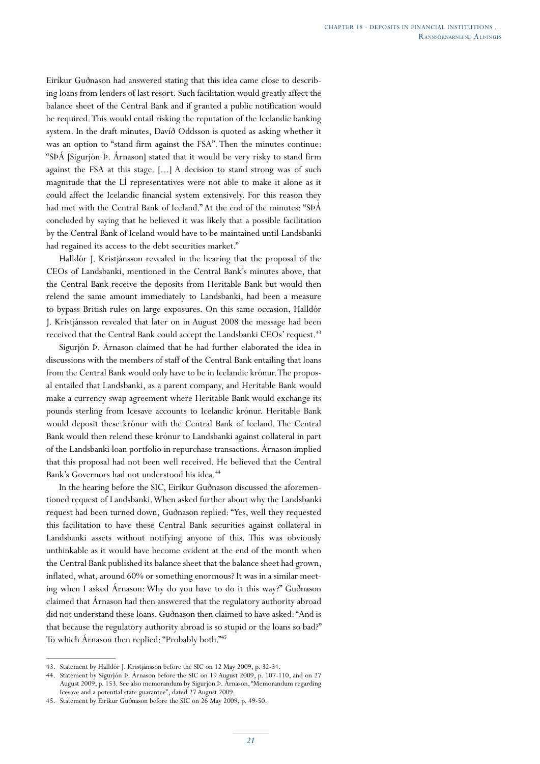Eiríkur Guðnason had answered stating that this idea came close to describing loans from lenders of last resort. Such facilitation would greatly affect the balance sheet of the Central Bank and if granted a public notification would be required. This would entail risking the reputation of the Icelandic banking system. In the draft minutes, Davíð Oddsson is quoted as asking whether it was an option to "stand firm against the FSA". Then the minutes continue: "SÞÁ [Sigurjón Þ. Árnason] stated that it would be very risky to stand firm against the FSA at this stage. [...] A decision to stand strong was of such magnitude that the LÍ representatives were not able to make it alone as it could affect the Icelandic financial system extensively. For this reason they had met with the Central Bank of Iceland." At the end of the minutes: "SÞÁ concluded by saying that he believed it was likely that a possible facilitation by the Central Bank of Iceland would have to be maintained until Landsbanki had regained its access to the debt securities market."

Halldór J. Kristjánsson revealed in the hearing that the proposal of the CEOs of Landsbanki, mentioned in the Central Bank's minutes above, that the Central Bank receive the deposits from Heritable Bank but would then relend the same amount immediately to Landsbanki, had been a measure to bypass British rules on large exposures. On this same occasion, Halldór J. Kristjánsson revealed that later on in August 2008 the message had been received that the Central Bank could accept the Landsbanki CEOs' request.[43]

Sigurjón Þ. Árnason claimed that he had further elaborated the idea in discussions with the members of staff of the Central Bank entailing that loans from the Central Bank would only have to be in Icelandic krónur. The proposal entailed that Landsbanki, as a parent company, and Heritable Bank would make a currency swap agreement where Heritable Bank would exchange its pounds sterling from Icesave accounts to Icelandic krónur. Heritable Bank would deposit these krónur with the Central Bank of Iceland. The Central Bank would then relend these krónur to Landsbanki against collateral in part of the Landsbanki loan portfolio in repurchase transactions. Árnason implied that this proposal had not been well received. He believed that the Central Bank's Governors had not understood his idea.[44]

In the hearing before the SIC, Eiríkur Guðnason discussed the aforementioned request of Landsbanki. When asked further about why the Landsbanki request had been turned down, Guðnason replied: "Yes, well they requested this facilitation to have these Central Bank securities against collateral in Landsbanki assets without notifying anyone of this. This was obviously unthinkable as it would have become evident at the end of the month when the Central Bank published its balance sheet that the balance sheet had grown, inflated, what, around 60% or something enormous? It was in a similar meeting when I asked Árnason: Why do you have to do it this way?" Guðnason claimed that Árnason had then answered that the regulatory authority abroad did not understand these loans. Guðnason then claimed to have asked: "And is that because the regulatory authority abroad is so stupid or the loans so bad?" To which Árnason then replied: "Probably both."[45]

---

43. Statement by Halldór J. Kristjánsson before the SIC on 12 May 2009, p. 32-34.
44. Statement by Sigurjón Þ. Árnason before the SIC on 19 August 2009, p. 107-110, and on 27 August 2009, p. 153. See also memorandum by Sigurjón Þ. Árnason, "Memorandum regarding Icesave and a potential state guarantee", dated 27 August 2009.
45. Statement by Eiríkur Guðnason before the SIC on 26 May 2009, p. 49-50.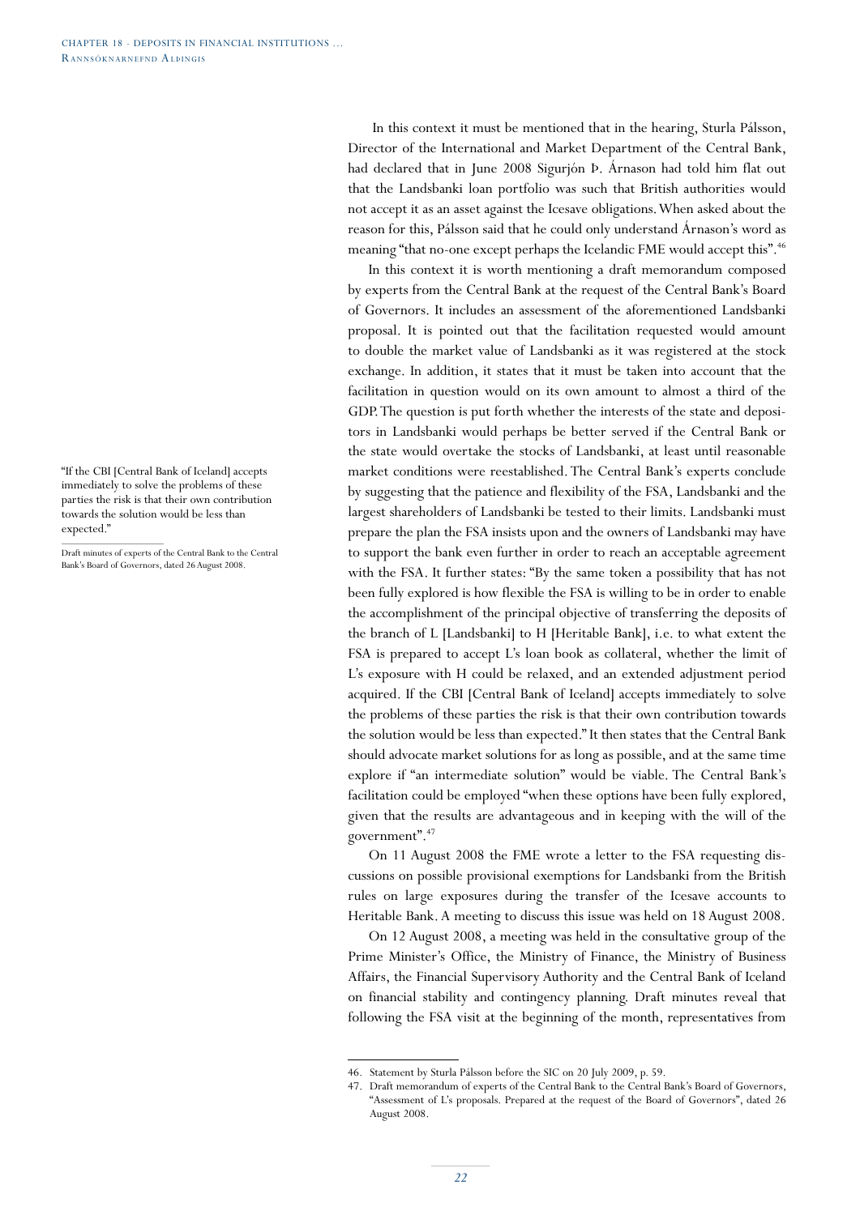In this context it must be mentioned that in the hearing, Sturla Pálsson, Director of the International and Market Department of the Central Bank, had declared that in June 2008 Sigurjón Þ. Árnason had told him flat out that the Landsbanki loan portfolio was such that British authorities would not accept it as an asset against the Icesave obligations. When asked about the reason for this, Pálsson said that he could only understand Árnason's word as meaning "that no-one except perhaps the Icelandic FME would accept this".[46]

In this context it is worth mentioning a draft memorandum composed by experts from the Central Bank at the request of the Central Bank's Board of Governors. It includes an assessment of the aforementioned Landsbanki proposal. It is pointed out that the facilitation requested would amount to double the market value of Landsbanki as it was registered at the stock exchange. In addition, it states that it must be taken into account that the facilitation in question would on its own amount to almost a third of the GDP. The question is put forth whether the interests of the state and depositors in Landsbanki would perhaps be better served if the Central Bank or the state would overtake the stocks of Landsbanki, at least until reasonable market conditions were reestablished. The Central Bank's experts conclude by suggesting that the patience and flexibility of the FSA, Landsbanki and the largest shareholders of Landsbanki be tested to their limits. Landsbanki must prepare the plan the FSA insists upon and the owners of Landsbanki may have to support the bank even further in order to reach an acceptable agreement with the FSA. It further states: "By the same token a possibility that has not been fully explored is how flexible the FSA is willing to be in order to enable the accomplishment of the principal objective of transferring the deposits of the branch of L [Landsbanki] to H [Heritable Bank], i.e. to what extent the FSA is prepared to accept L's loan book as collateral, whether the limit of L's exposure with H could be relaxed, and an extended adjustment period acquired. If the CBI [Central Bank of Iceland] accepts immediately to solve the problems of these parties the risk is that their own contribution towards the solution would be less than expected." It then states that the Central Bank should advocate market solutions for as long as possible, and at the same time explore if "an intermediate solution" would be viable. The Central Bank's facilitation could be employed "when these options have been fully explored, given that the results are advantageous and in keeping with the will of the government".[47]

> "If the CBI [Central Bank of Iceland] accepts immediately to solve the problems of these parties the risk is that their own contribution towards the solution would be less than expected."
>
> Draft minutes of experts of the Central Bank to the Central Bank's Board of Governors, dated 26 August 2008.

On 11 August 2008 the FME wrote a letter to the FSA requesting discussions on possible provisional exemptions for Landsbanki from the British rules on large exposures during the transfer of the Icesave accounts to Heritable Bank. A meeting to discuss this issue was held on 18 August 2008.

On 12 August 2008, a meeting was held in the consultative group of the Prime Minister's Office, the Ministry of Finance, the Ministry of Business Affairs, the Financial Supervisory Authority and the Central Bank of Iceland on financial stability and contingency planning. Draft minutes reveal that following the FSA visit at the beginning of the month, representatives from

---

46. Statement by Sturla Pálsson before the SIC on 20 July 2009, p. 59.
47. Draft memorandum of experts of the Central Bank to the Central Bank's Board of Governors, "Assessment of L's proposals. Prepared at the request of the Board of Governors", dated 26 August 2008.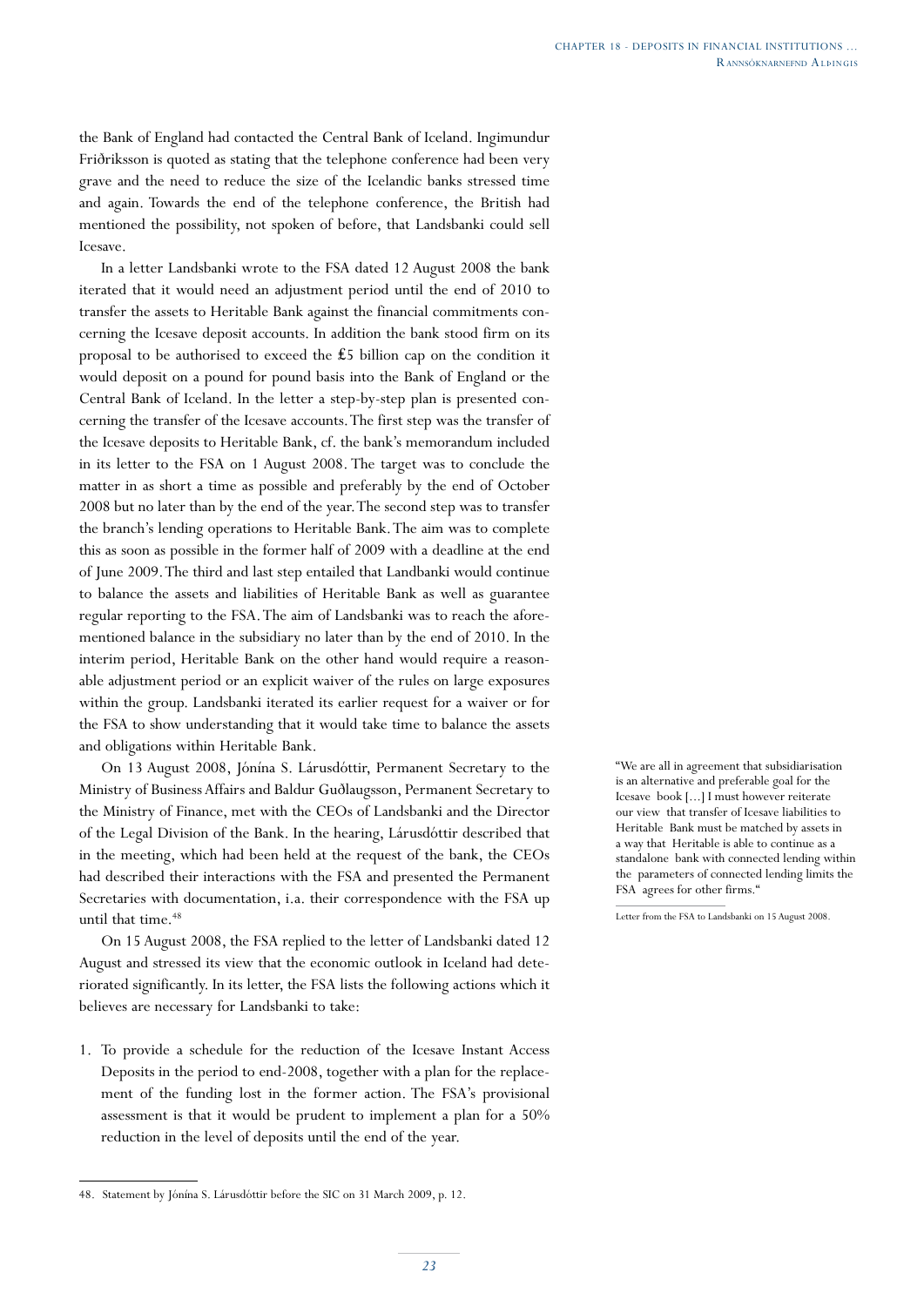the Bank of England had contacted the Central Bank of Iceland. Ingimundur Friðriksson is quoted as stating that the telephone conference had been very grave and the need to reduce the size of the Icelandic banks stressed time and again. Towards the end of the telephone conference, the British had mentioned the possibility, not spoken of before, that Landsbanki could sell Icesave.

In a letter Landsbanki wrote to the FSA dated 12 August 2008 the bank iterated that it would need an adjustment period until the end of 2010 to transfer the assets to Heritable Bank against the financial commitments concerning the Icesave deposit accounts. In addition the bank stood firm on its proposal to be authorised to exceed the £5 billion cap on the condition it would deposit on a pound for pound basis into the Bank of England or the Central Bank of Iceland. In the letter a step-by-step plan is presented concerning the transfer of the Icesave accounts. The first step was the transfer of the Icesave deposits to Heritable Bank, cf. the bank's memorandum included in its letter to the FSA on 1 August 2008. The target was to conclude the matter in as short a time as possible and preferably by the end of October 2008 but no later than by the end of the year. The second step was to transfer the branch's lending operations to Heritable Bank. The aim was to complete this as soon as possible in the former half of 2009 with a deadline at the end of June 2009. The third and last step entailed that Landbanki would continue to balance the assets and liabilities of Heritable Bank as well as guarantee regular reporting to the FSA. The aim of Landsbanki was to reach the aforementioned balance in the subsidiary no later than by the end of 2010. In the interim period, Heritable Bank on the other hand would require a reasonable adjustment period or an explicit waiver of the rules on large exposures within the group. Landsbanki iterated its earlier request for a waiver or for the FSA to show understanding that it would take time to balance the assets and obligations within Heritable Bank.

On 13 August 2008, Jónína S. Lárusdóttir, Permanent Secretary to the Ministry of Business Affairs and Baldur Guðlaugsson, Permanent Secretary to the Ministry of Finance, met with the CEOs of Landsbanki and the Director of the Legal Division of the Bank. In the hearing, Lárusdóttir described that in the meeting, which had been held at the request of the bank, the CEOs had described their interactions with the FSA and presented the Permanent Secretaries with documentation, i.a. their correspondence with the FSA up until that time.[48]

On 15 August 2008, the FSA replied to the letter of Landsbanki dated 12 August and stressed its view that the economic outlook in Iceland had deteriorated significantly. In its letter, the FSA lists the following actions which it believes are necessary for Landsbanki to take:

1. To provide a schedule for the reduction of the Icesave Instant Access Deposits in the period to end-2008, together with a plan for the replacement of the funding lost in the former action. The FSA's provisional assessment is that it would be prudent to implement a plan for a 50% reduction in the level of deposits until the end of the year.

"We are all in agreement that subsidiarisation is an alternative and preferable goal for the Icesave book [...] I must however reiterate our view that transfer of Icesave liabilities to Heritable Bank must be matched by assets in a way that Heritable is able to continue as a standalone bank with connected lending within the parameters of connected lending limits the FSA agrees for other firms."

Letter from the FSA to Landsbanki on 15 August 2008.

---

48. Statement by Jónína S. Lárusdóttir before the SIC on 31 March 2009, p. 12.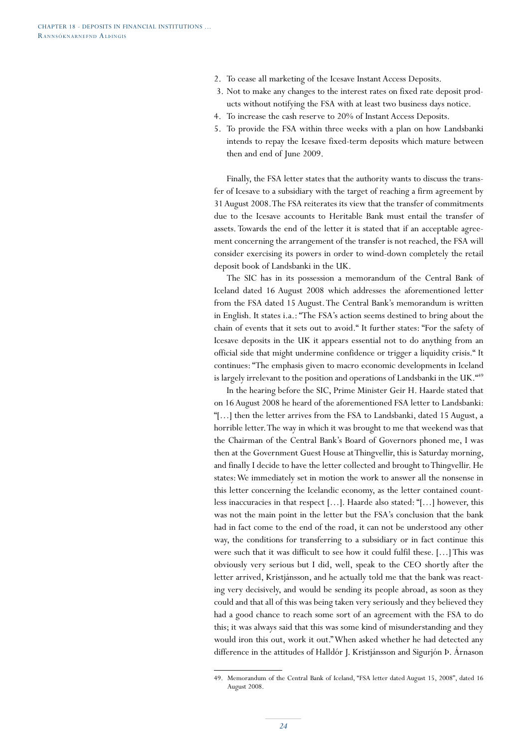2. To cease all marketing of the Icesave Instant Access Deposits.
3. Not to make any changes to the interest rates on fixed rate deposit products without notifying the FSA with at least two business days notice.
4. To increase the cash reserve to 20% of Instant Access Deposits.
5. To provide the FSA within three weeks with a plan on how Landsbanki intends to repay the Icesave fixed-term deposits which mature between then and end of June 2009.

Finally, the FSA letter states that the authority wants to discuss the transfer of Icesave to a subsidiary with the target of reaching a firm agreement by 31 August 2008. The FSA reiterates its view that the transfer of commitments due to the Icesave accounts to Heritable Bank must entail the transfer of assets. Towards the end of the letter it is stated that if an acceptable agreement concerning the arrangement of the transfer is not reached, the FSA will consider exercising its powers in order to wind-down completely the retail deposit book of Landsbanki in the UK.

The SIC has in its possession a memorandum of the Central Bank of Iceland dated 16 August 2008 which addresses the aforementioned letter from the FSA dated 15 August. The Central Bank's memorandum is written in English. It states i.a.: "The FSA's action seems destined to bring about the chain of events that it sets out to avoid." It further states: "For the safety of Icesave deposits in the UK it appears essential not to do anything from an official side that might undermine confidence or trigger a liquidity crisis." It continues: "The emphasis given to macro economic developments in Iceland is largely irrelevant to the position and operations of Landsbanki in the UK."[49]

In the hearing before the SIC, Prime Minister Geir H. Haarde stated that on 16 August 2008 he heard of the aforementioned FSA letter to Landsbanki: "[…] then the letter arrives from the FSA to Landsbanki, dated 15 August, a horrible letter. The way in which it was brought to me that weekend was that the Chairman of the Central Bank's Board of Governors phoned me, I was then at the Government Guest House at Thingvellir, this is Saturday morning, and finally I decide to have the letter collected and brought to Thingvellir. He states: We immediately set in motion the work to answer all the nonsense in this letter concerning the Icelandic economy, as the letter contained countless inaccuracies in that respect […]. Haarde also stated: "[…] however, this was not the main point in the letter but the FSA's conclusion that the bank had in fact come to the end of the road, it can not be understood any other way, the conditions for transferring to a subsidiary or in fact continue this were such that it was difficult to see how it could fulfil these. […] This was obviously very serious but I did, well, speak to the CEO shortly after the letter arrived, Kristjánsson, and he actually told me that the bank was reacting very decisively, and would be sending its people abroad, as soon as they could and that all of this was being taken very seriously and they believed they had a good chance to reach some sort of an agreement with the FSA to do this; it was always said that this was some kind of misunderstanding and they would iron this out, work it out." When asked whether he had detected any difference in the attitudes of Halldór J. Kristjánsson and Sigurjón Þ. Árnason

49. Memorandum of the Central Bank of Iceland, "FSA letter dated August 15, 2008", dated 16 August 2008.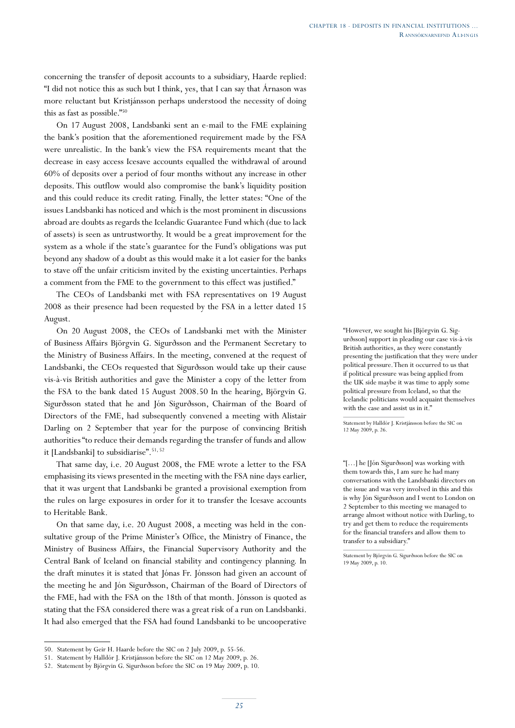concerning the transfer of deposit accounts to a subsidiary, Haarde replied: "I did not notice this as such but I think, yes, that I can say that Árnason was more reluctant but Kristjánsson perhaps understood the necessity of doing this as fast as possible."[50]

On 17 August 2008, Landsbanki sent an e-mail to the FME explaining the bank's position that the aforementioned requirement made by the FSA were unrealistic. In the bank's view the FSA requirements meant that the decrease in easy access Icesave accounts equalled the withdrawal of around 60% of deposits over a period of four months without any increase in other deposits. This outflow would also compromise the bank's liquidity position and this could reduce its credit rating. Finally, the letter states: "One of the issues Landsbanki has noticed and which is the most prominent in discussions abroad are doubts as regards the Icelandic Guarantee Fund which (due to lack of assets) is seen as untrustworthy. It would be a great improvement for the system as a whole if the state's guarantee for the Fund's obligations was put beyond any shadow of a doubt as this would make it a lot easier for the banks to stave off the unfair criticism invited by the existing uncertainties. Perhaps a comment from the FME to the government to this effect was justified."

The CEOs of Landsbanki met with FSA representatives on 19 August 2008 as their presence had been requested by the FSA in a letter dated 15 August.

On 20 August 2008, the CEOs of Landsbanki met with the Minister of Business Affairs Björgvin G. Sigurðsson and the Permanent Secretary to the Ministry of Business Affairs. In the meeting, convened at the request of Landsbanki, the CEOs requested that Sigurðsson would take up their cause vis-à-vis British authorities and gave the Minister a copy of the letter from the FSA to the bank dated 15 August 2008.50 In the hearing, Björgvin G. Sigurðsson stated that he and Jón Sigurðsson, Chairman of the Board of Directors of the FME, had subsequently convened a meeting with Alistair Darling on 2 September that year for the purpose of convincing British authorities "to reduce their demands regarding the transfer of funds and allow it [Landsbanki] to subsidiarise".[51, 52]

That same day, i.e. 20 August 2008, the FME wrote a letter to the FSA emphasising its views presented in the meeting with the FSA nine days earlier, that it was urgent that Landsbanki be granted a provisional exemption from the rules on large exposures in order for it to transfer the Icesave accounts to Heritable Bank.

On that same day, i.e. 20 August 2008, a meeting was held in the consultative group of the Prime Minister's Office, the Ministry of Finance, the Ministry of Business Affairs, the Financial Supervisory Authority and the Central Bank of Iceland on financial stability and contingency planning. In the draft minutes it is stated that Jónas Fr. Jónsson had given an account of the meeting he and Jón Sigurðsson, Chairman of the Board of Directors of the FME, had with the FSA on the 18th of that month. Jónsson is quoted as stating that the FSA considered there was a great risk of a run on Landsbanki. It had also emerged that the FSA had found Landsbanki to be uncooperative

"However, we sought his [Björgvin G. Sigurðsson] support in pleading our case vis-à-vis British authorities, as they were constantly presenting the justification that they were under political pressure. Then it occurred to us that if political pressure was being applied from the UK side maybe it was time to apply some political pressure from Iceland, so that the Icelandic politicians would acquaint themselves with the case and assist us in it."

Statement by Halldór J. Kristjánsson before the SIC on 12 May 2009, p. 26.

"[…] he [Jón Sigurðsson] was working with them towards this, I am sure he had many conversations with the Landsbanki directors on the issue and was very involved in this and this is why Jón Sigurðsson and I went to London on 2 September to this meeting we managed to arrange almost without notice with Darling, to try and get them to reduce the requirements for the financial transfers and allow them to transfer to a subsidiary."

Statement by Björgvin G. Sigurðsson before the SIC on 19 May 2009, p. 10.

50. Statement by Geir H. Haarde before the SIC on 2 July 2009, p. 55-56.
51. Statement by Halldór J. Kristjánsson before the SIC on 12 May 2009, p. 26.
52. Statement by Björgvin G. Sigurðsson before the SIC on 19 May 2009, p. 10.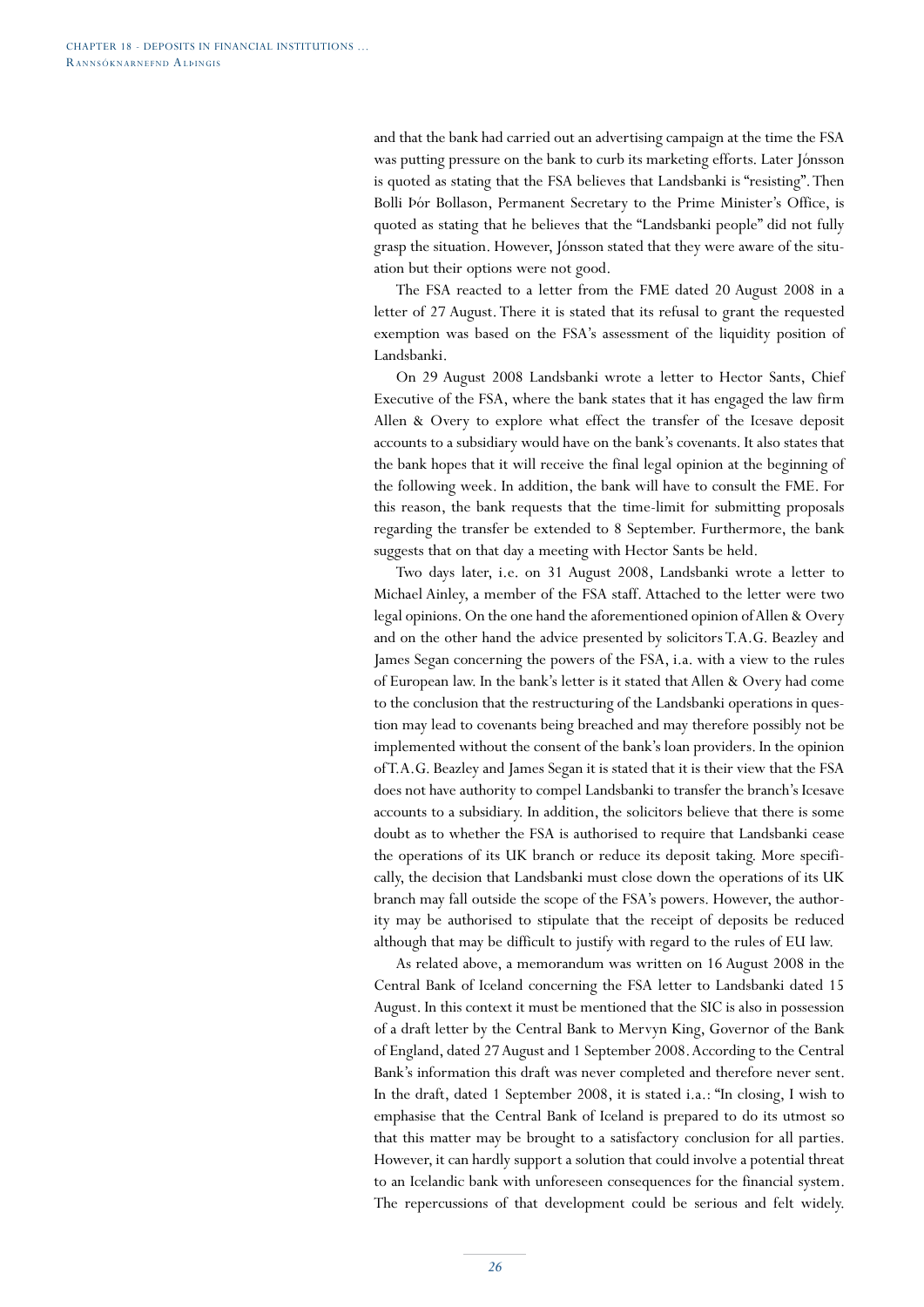and that the bank had carried out an advertising campaign at the time the FSA was putting pressure on the bank to curb its marketing efforts. Later Jónsson is quoted as stating that the FSA believes that Landsbanki is "resisting". Then Bolli Þór Bollason, Permanent Secretary to the Prime Minister's Office, is quoted as stating that he believes that the "Landsbanki people" did not fully grasp the situation. However, Jónsson stated that they were aware of the situation but their options were not good.

The FSA reacted to a letter from the FME dated 20 August 2008 in a letter of 27 August. There it is stated that its refusal to grant the requested exemption was based on the FSA's assessment of the liquidity position of Landsbanki.

On 29 August 2008 Landsbanki wrote a letter to Hector Sants, Chief Executive of the FSA, where the bank states that it has engaged the law firm Allen & Overy to explore what effect the transfer of the Icesave deposit accounts to a subsidiary would have on the bank's covenants. It also states that the bank hopes that it will receive the final legal opinion at the beginning of the following week. In addition, the bank will have to consult the FME. For this reason, the bank requests that the time-limit for submitting proposals regarding the transfer be extended to 8 September. Furthermore, the bank suggests that on that day a meeting with Hector Sants be held.

Two days later, i.e. on 31 August 2008, Landsbanki wrote a letter to Michael Ainley, a member of the FSA staff. Attached to the letter were two legal opinions. On the one hand the aforementioned opinion of Allen & Overy and on the other hand the advice presented by solicitors T.A.G. Beazley and James Segan concerning the powers of the FSA, i.a. with a view to the rules of European law. In the bank's letter is it stated that Allen & Overy had come to the conclusion that the restructuring of the Landsbanki operations in question may lead to covenants being breached and may therefore possibly not be implemented without the consent of the bank's loan providers. In the opinion of T.A.G. Beazley and James Segan it is stated that it is their view that the FSA does not have authority to compel Landsbanki to transfer the branch's Icesave accounts to a subsidiary. In addition, the solicitors believe that there is some doubt as to whether the FSA is authorised to require that Landsbanki cease the operations of its UK branch or reduce its deposit taking. More specifically, the decision that Landsbanki must close down the operations of its UK branch may fall outside the scope of the FSA's powers. However, the authority may be authorised to stipulate that the receipt of deposits be reduced although that may be difficult to justify with regard to the rules of EU law.

As related above, a memorandum was written on 16 August 2008 in the Central Bank of Iceland concerning the FSA letter to Landsbanki dated 15 August. In this context it must be mentioned that the SIC is also in possession of a draft letter by the Central Bank to Mervyn King, Governor of the Bank of England, dated 27 August and 1 September 2008. According to the Central Bank's information this draft was never completed and therefore never sent. In the draft, dated 1 September 2008, it is stated i.a.: "In closing, I wish to emphasise that the Central Bank of Iceland is prepared to do its utmost so that this matter may be brought to a satisfactory conclusion for all parties. However, it can hardly support a solution that could involve a potential threat to an Icelandic bank with unforeseen consequences for the financial system. The repercussions of that development could be serious and felt widely.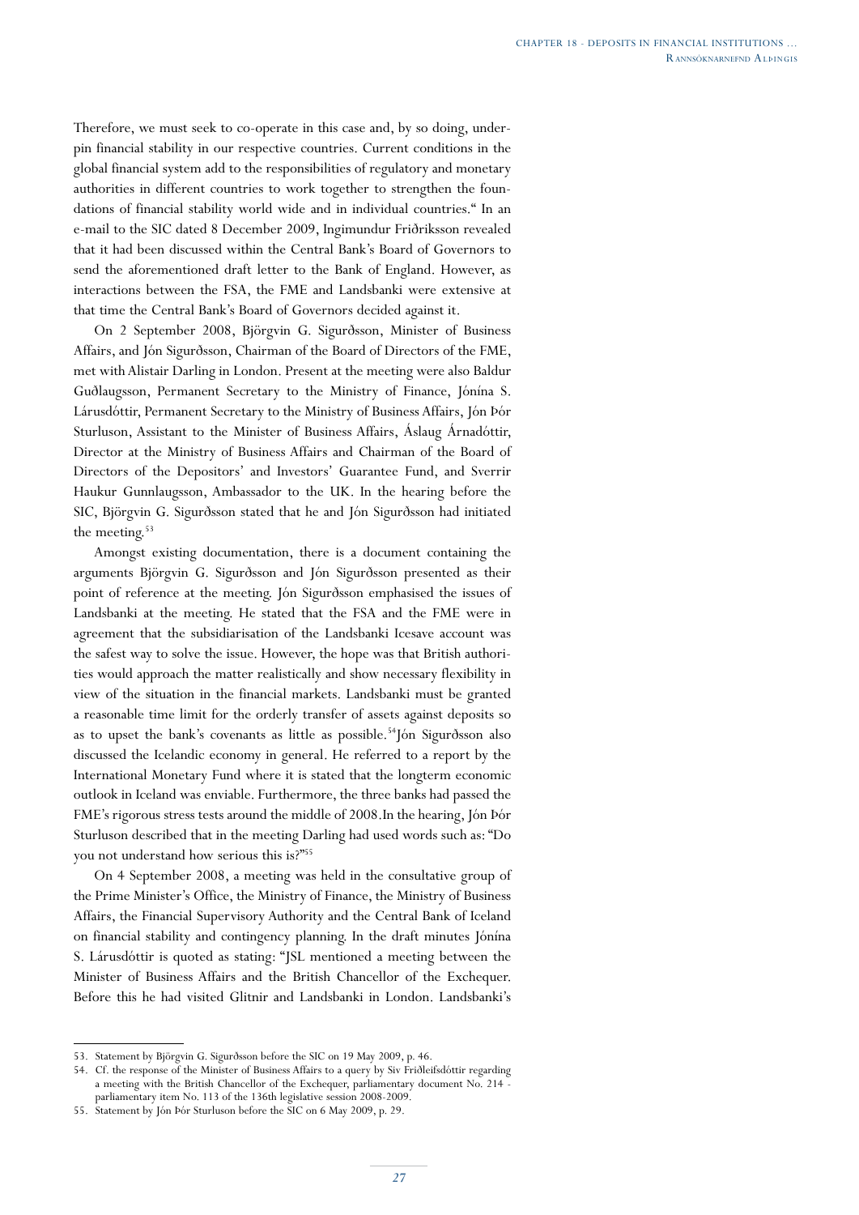Therefore, we must seek to co-operate in this case and, by so doing, underpin financial stability in our respective countries. Current conditions in the global financial system add to the responsibilities of regulatory and monetary authorities in different countries to work together to strengthen the foundations of financial stability world wide and in individual countries.“ In an e-mail to the SIC dated 8 December 2009, Ingimundur Friðriksson revealed that it had been discussed within the Central Bank's Board of Governors to send the aforementioned draft letter to the Bank of England. However, as interactions between the FSA, the FME and Landsbanki were extensive at that time the Central Bank's Board of Governors decided against it.

On 2 September 2008, Björgvin G. Sigurðsson, Minister of Business Affairs, and Jón Sigurðsson, Chairman of the Board of Directors of the FME, met with Alistair Darling in London. Present at the meeting were also Baldur Guðlaugsson, Permanent Secretary to the Ministry of Finance, Jónína S. Lárusdóttir, Permanent Secretary to the Ministry of Business Affairs, Jón Þór Sturluson, Assistant to the Minister of Business Affairs, Áslaug Árnadóttir, Director at the Ministry of Business Affairs and Chairman of the Board of Directors of the Depositors' and Investors' Guarantee Fund, and Sverrir Haukur Gunnlaugsson, Ambassador to the UK. In the hearing before the SIC, Björgvin G. Sigurðsson stated that he and Jón Sigurðsson had initiated the meeting.[53]

Amongst existing documentation, there is a document containing the arguments Björgvin G. Sigurðsson and Jón Sigurðsson presented as their point of reference at the meeting. Jón Sigurðsson emphasised the issues of Landsbanki at the meeting. He stated that the FSA and the FME were in agreement that the subsidiarisation of the Landsbanki Icesave account was the safest way to solve the issue. However, the hope was that British authorities would approach the matter realistically and show necessary flexibility in view of the situation in the financial markets. Landsbanki must be granted a reasonable time limit for the orderly transfer of assets against deposits so as to upset the bank's covenants as little as possible.[54]Jón Sigurðsson also discussed the Icelandic economy in general. He referred to a report by the International Monetary Fund where it is stated that the longterm economic outlook in Iceland was enviable. Furthermore, the three banks had passed the FME's rigorous stress tests around the middle of 2008.In the hearing, Jón Þór Sturluson described that in the meeting Darling had used words such as: "Do you not understand how serious this is?"[55]

On 4 September 2008, a meeting was held in the consultative group of the Prime Minister's Office, the Ministry of Finance, the Ministry of Business Affairs, the Financial Supervisory Authority and the Central Bank of Iceland on financial stability and contingency planning. In the draft minutes Jónína S. Lárusdóttir is quoted as stating: "JSL mentioned a meeting between the Minister of Business Affairs and the British Chancellor of the Exchequer. Before this he had visited Glitnir and Landsbanki in London. Landsbanki's

---

53. Statement by Björgvin G. Sigurðsson before the SIC on 19 May 2009, p. 46.
54. Cf. the response of the Minister of Business Affairs to a query by Siv Friðleifsdóttir regarding a meeting with the British Chancellor of the Exchequer, parliamentary document No. 214 - parliamentary item No. 113 of the 136th legislative session 2008-2009.
55. Statement by Jón Þór Sturluson before the SIC on 6 May 2009, p. 29.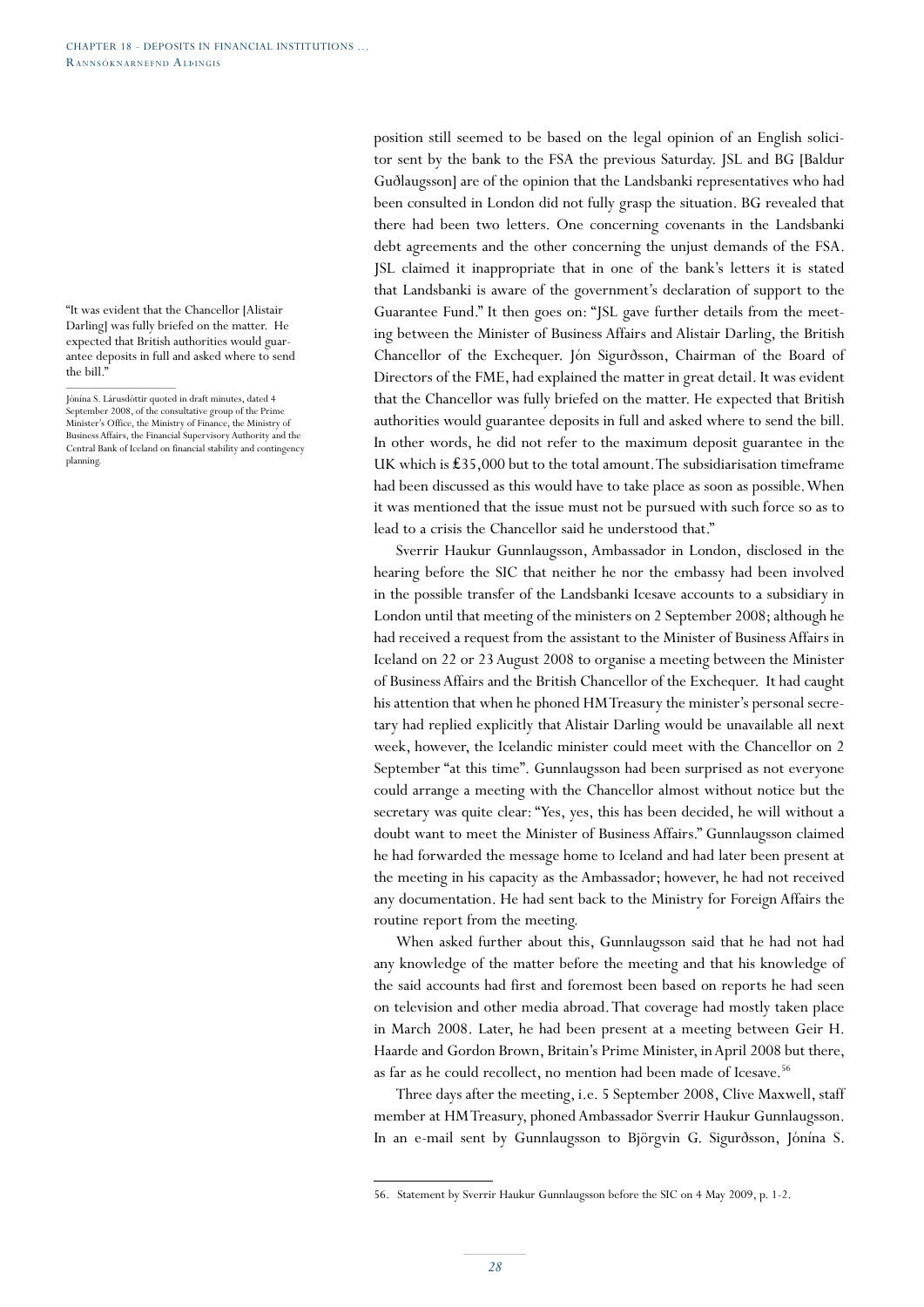"It was evident that the Chancellor [Alistair Darling] was fully briefed on the matter. He expected that British authorities would guarantee deposits in full and asked where to send the bill."

Jónína S. Lárusdóttir quoted in draft minutes, dated 4 September 2008, of the consultative group of the Prime Minister's Office, the Ministry of Finance, the Ministry of Business Affairs, the Financial Supervisory Authority and the Central Bank of Iceland on financial stability and contingency planning.

position still seemed to be based on the legal opinion of an English solicitor sent by the bank to the FSA the previous Saturday. JSL and BG [Baldur Guðlaugsson] are of the opinion that the Landsbanki representatives who had been consulted in London did not fully grasp the situation. BG revealed that there had been two letters. One concerning covenants in the Landsbanki debt agreements and the other concerning the unjust demands of the FSA. JSL claimed it inappropriate that in one of the bank's letters it is stated that Landsbanki is aware of the government's declaration of support to the Guarantee Fund." It then goes on: "JSL gave further details from the meeting between the Minister of Business Affairs and Alistair Darling, the British Chancellor of the Exchequer. Jón Sigurðsson, Chairman of the Board of Directors of the FME, had explained the matter in great detail. It was evident that the Chancellor was fully briefed on the matter. He expected that British authorities would guarantee deposits in full and asked where to send the bill. In other words, he did not refer to the maximum deposit guarantee in the UK which is £35,000 but to the total amount. The subsidiarisation timeframe had been discussed as this would have to take place as soon as possible. When it was mentioned that the issue must not be pursued with such force so as to lead to a crisis the Chancellor said he understood that."

Sverrir Haukur Gunnlaugsson, Ambassador in London, disclosed in the hearing before the SIC that neither he nor the embassy had been involved in the possible transfer of the Landsbanki Icesave accounts to a subsidiary in London until that meeting of the ministers on 2 September 2008; although he had received a request from the assistant to the Minister of Business Affairs in Iceland on 22 or 23 August 2008 to organise a meeting between the Minister of Business Affairs and the British Chancellor of the Exchequer. It had caught his attention that when he phoned HM Treasury the minister's personal secretary had replied explicitly that Alistair Darling would be unavailable all next week, however, the Icelandic minister could meet with the Chancellor on 2 September "at this time". Gunnlaugsson had been surprised as not everyone could arrange a meeting with the Chancellor almost without notice but the secretary was quite clear: "Yes, yes, this has been decided, he will without a doubt want to meet the Minister of Business Affairs." Gunnlaugsson claimed he had forwarded the message home to Iceland and had later been present at the meeting in his capacity as the Ambassador; however, he had not received any documentation. He had sent back to the Ministry for Foreign Affairs the routine report from the meeting.

When asked further about this, Gunnlaugsson said that he had not had any knowledge of the matter before the meeting and that his knowledge of the said accounts had first and foremost been based on reports he had seen on television and other media abroad. That coverage had mostly taken place in March 2008. Later, he had been present at a meeting between Geir H. Haarde and Gordon Brown, Britain's Prime Minister, in April 2008 but there, as far as he could recollect, no mention had been made of Icesave.[56]

Three days after the meeting, i.e. 5 September 2008, Clive Maxwell, staff member at HM Treasury, phoned Ambassador Sverrir Haukur Gunnlaugsson. In an e-mail sent by Gunnlaugsson to Björgvin G. Sigurðsson, Jónína S.

56. Statement by Sverrir Haukur Gunnlaugsson before the SIC on 4 May 2009, p. 1-2.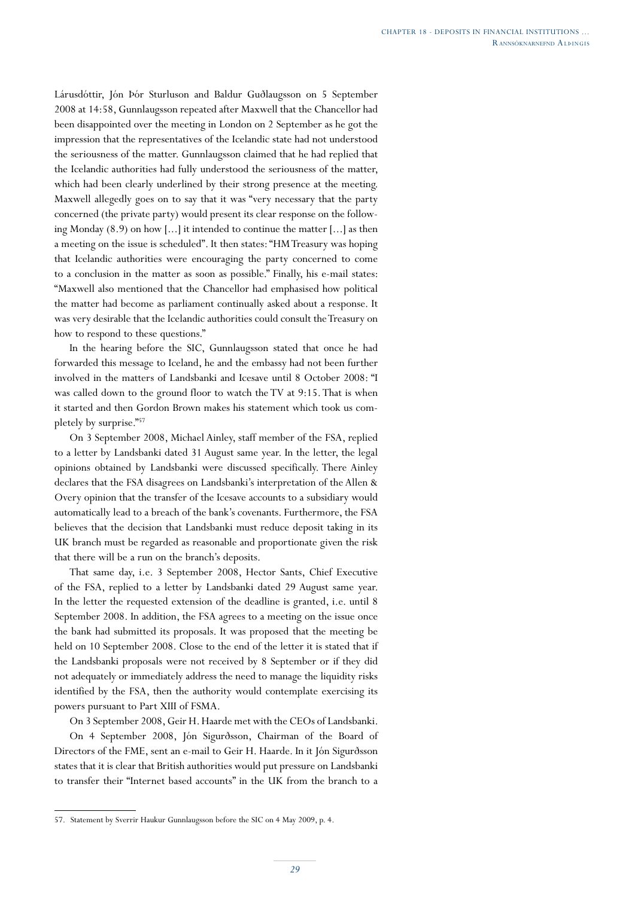Lárusdóttir, Jón Þór Sturluson and Baldur Guðlaugsson on 5 September 2008 at 14:58, Gunnlaugsson repeated after Maxwell that the Chancellor had been disappointed over the meeting in London on 2 September as he got the impression that the representatives of the Icelandic state had not understood the seriousness of the matter. Gunnlaugsson claimed that he had replied that the Icelandic authorities had fully understood the seriousness of the matter, which had been clearly underlined by their strong presence at the meeting. Maxwell allegedly goes on to say that it was "very necessary that the party concerned (the private party) would present its clear response on the following Monday (8.9) on how [...] it intended to continue the matter [...] as then a meeting on the issue is scheduled". It then states: "HM Treasury was hoping that Icelandic authorities were encouraging the party concerned to come to a conclusion in the matter as soon as possible." Finally, his e-mail states: "Maxwell also mentioned that the Chancellor had emphasised how political the matter had become as parliament continually asked about a response. It was very desirable that the Icelandic authorities could consult the Treasury on how to respond to these questions."

In the hearing before the SIC, Gunnlaugsson stated that once he had forwarded this message to Iceland, he and the embassy had not been further involved in the matters of Landsbanki and Icesave until 8 October 2008: "I was called down to the ground floor to watch the TV at 9:15. That is when it started and then Gordon Brown makes his statement which took us completely by surprise."[57]

On 3 September 2008, Michael Ainley, staff member of the FSA, replied to a letter by Landsbanki dated 31 August same year. In the letter, the legal opinions obtained by Landsbanki were discussed specifically. There Ainley declares that the FSA disagrees on Landsbanki's interpretation of the Allen & Overy opinion that the transfer of the Icesave accounts to a subsidiary would automatically lead to a breach of the bank's covenants. Furthermore, the FSA believes that the decision that Landsbanki must reduce deposit taking in its UK branch must be regarded as reasonable and proportionate given the risk that there will be a run on the branch's deposits.

That same day, i.e. 3 September 2008, Hector Sants, Chief Executive of the FSA, replied to a letter by Landsbanki dated 29 August same year. In the letter the requested extension of the deadline is granted, i.e. until 8 September 2008. In addition, the FSA agrees to a meeting on the issue once the bank had submitted its proposals. It was proposed that the meeting be held on 10 September 2008. Close to the end of the letter it is stated that if the Landsbanki proposals were not received by 8 September or if they did not adequately or immediately address the need to manage the liquidity risks identified by the FSA, then the authority would contemplate exercising its powers pursuant to Part XIII of FSMA.

On 3 September 2008, Geir H. Haarde met with the CEOs of Landsbanki.

On 4 September 2008, Jón Sigurðsson, Chairman of the Board of Directors of the FME, sent an e-mail to Geir H. Haarde. In it Jón Sigurðsson states that it is clear that British authorities would put pressure on Landsbanki to transfer their "Internet based accounts" in the UK from the branch to a

---

57. Statement by Sverrir Haukur Gunnlaugsson before the SIC on 4 May 2009, p. 4.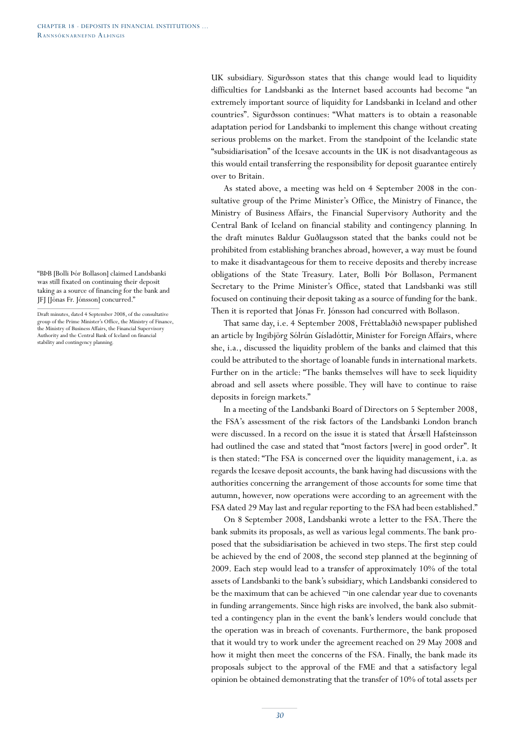UK subsidiary. Sigurðsson states that this change would lead to liquidity difficulties for Landsbanki as the Internet based accounts had become "an extremely important source of liquidity for Landsbanki in Iceland and other countries". Sigurðsson continues: "What matters is to obtain a reasonable adaptation period for Landsbanki to implement this change without creating serious problems on the market. From the standpoint of the Icelandic state "subsidiarisation" of the Icesave accounts in the UK is not disadvantageous as this would entail transferring the responsibility for deposit guarantee entirely over to Britain.

As stated above, a meeting was held on 4 September 2008 in the consultative group of the Prime Minister's Office, the Ministry of Finance, the Ministry of Business Affairs, the Financial Supervisory Authority and the Central Bank of Iceland on financial stability and contingency planning. In the draft minutes Baldur Guðlaugsson stated that the banks could not be prohibited from establishing branches abroad, however, a way must be found to make it disadvantageous for them to receive deposits and thereby increase obligations of the State Treasury. Later, Bolli Þór Bollason, Permanent Secretary to the Prime Minister's Office, stated that Landsbanki was still focused on continuing their deposit taking as a source of funding for the bank. Then it is reported that Jónas Fr. Jónsson had concurred with Bollason.

"BÞB [Bolli Þór Bollason] claimed Landsbanki was still fixated on continuing their deposit taking as a source of financing for the bank and JFJ [Jónas Fr. Jónsson] concurred."

Draft minutes, dated 4 September 2008, of the consultative group of the Prime Minister's Office, the Ministry of Finance, the Ministry of Business Affairs, the Financial Supervisory Authority and the Central Bank of Iceland on financial stability and contingency planning.

That same day, i.e. 4 September 2008, Fréttablaðið newspaper published an article by Ingibjörg Sólrún Gísladóttir, Minister for Foreign Affairs, where she, i.a., discussed the liquidity problem of the banks and claimed that this could be attributed to the shortage of loanable funds in international markets. Further on in the article: "The banks themselves will have to seek liquidity abroad and sell assets where possible. They will have to continue to raise deposits in foreign markets."

In a meeting of the Landsbanki Board of Directors on 5 September 2008, the FSA's assessment of the risk factors of the Landsbanki London branch were discussed. In a record on the issue it is stated that Ársæll Hafsteinsson had outlined the case and stated that "most factors [were] in good order". It is then stated: "The FSA is concerned over the liquidity management, i.a. as regards the Icesave deposit accounts, the bank having had discussions with the authorities concerning the arrangement of those accounts for some time that autumn, however, now operations were according to an agreement with the FSA dated 29 May last and regular reporting to the FSA had been established."

On 8 September 2008, Landsbanki wrote a letter to the FSA. There the bank submits its proposals, as well as various legal comments. The bank proposed that the subsidiarisation be achieved in two steps. The first step could be achieved by the end of 2008, the second step planned at the beginning of 2009. Each step would lead to a transfer of approximately 10% of the total assets of Landsbanki to the bank's subsidiary, which Landsbanki considered to be the maximum that can be achieved ¬in one calendar year due to covenants in funding arrangements. Since high risks are involved, the bank also submitted a contingency plan in the event the bank's lenders would conclude that the operation was in breach of covenants. Furthermore, the bank proposed that it would try to work under the agreement reached on 29 May 2008 and how it might then meet the concerns of the FSA. Finally, the bank made its proposals subject to the approval of the FME and that a satisfactory legal opinion be obtained demonstrating that the transfer of 10% of total assets per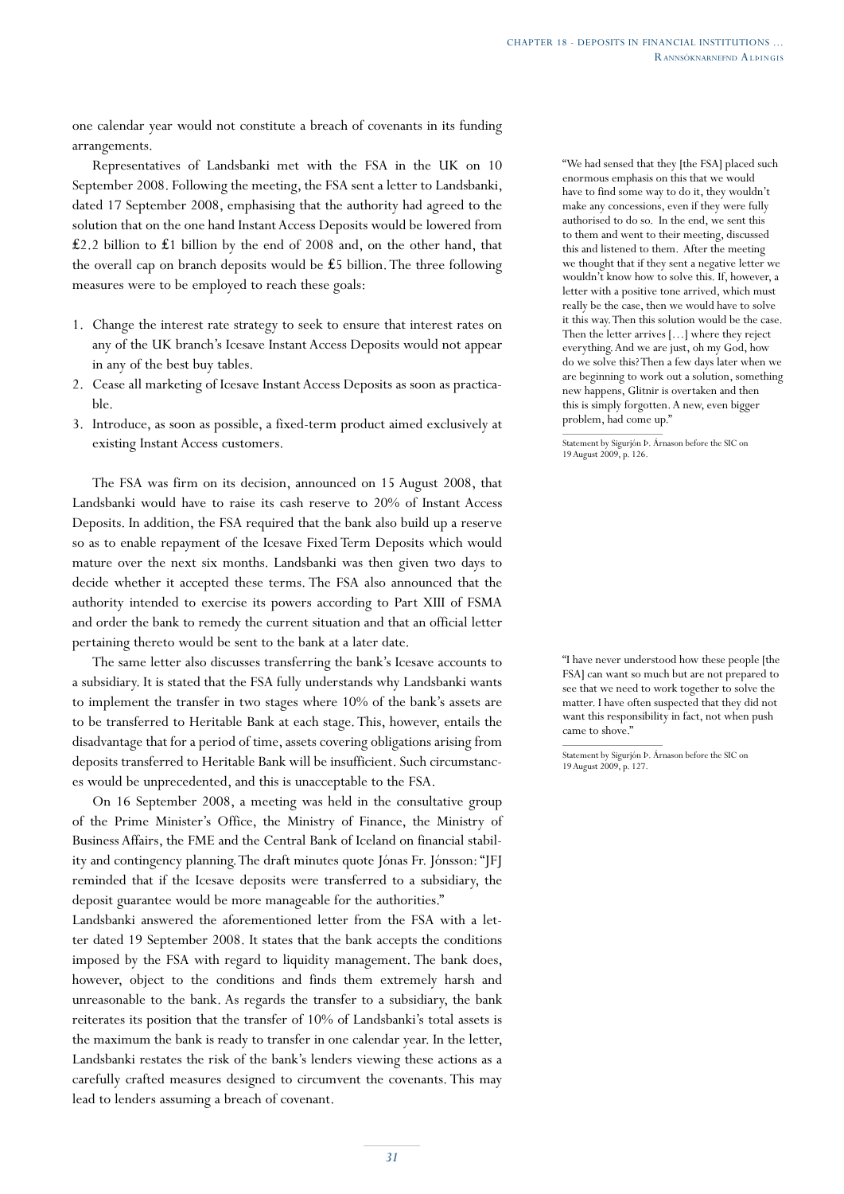one calendar year would not constitute a breach of covenants in its funding arrangements.

Representatives of Landsbanki met with the FSA in the UK on 10 September 2008. Following the meeting, the FSA sent a letter to Landsbanki, dated 17 September 2008, emphasising that the authority had agreed to the solution that on the one hand Instant Access Deposits would be lowered from £2.2 billion to £1 billion by the end of 2008 and, on the other hand, that the overall cap on branch deposits would be £5 billion. The three following measures were to be employed to reach these goals:

1. Change the interest rate strategy to seek to ensure that interest rates on any of the UK branch's Icesave Instant Access Deposits would not appear in any of the best buy tables.
2. Cease all marketing of Icesave Instant Access Deposits as soon as practicable.
3. Introduce, as soon as possible, a fixed-term product aimed exclusively at existing Instant Access customers.

> "We had sensed that they [the FSA] placed such enormous emphasis on this that we would have to find some way to do it, they wouldn't make any concessions, even if they were fully authorised to do so. In the end, we sent this to them and went to their meeting, discussed this and listened to them. After the meeting we thought that if they sent a negative letter we wouldn't know how to solve this. If, however, a letter with a positive tone arrived, which must really be the case, then we would have to solve it this way. Then this solution would be the case. Then the letter arrives […] where they reject everything. And we are just, oh my God, how do we solve this? Then a few days later when we are beginning to work out a solution, something new happens, Glitnir is overtaken and then this is simply forgotten. A new, even bigger problem, had come up."
>
> Statement by Sigurjón Þ. Árnason before the SIC on 19 August 2009, p. 126.

The FSA was firm on its decision, announced on 15 August 2008, that Landsbanki would have to raise its cash reserve to 20% of Instant Access Deposits. In addition, the FSA required that the bank also build up a reserve so as to enable repayment of the Icesave Fixed Term Deposits which would mature over the next six months. Landsbanki was then given two days to decide whether it accepted these terms. The FSA also announced that the authority intended to exercise its powers according to Part XIII of FSMA and order the bank to remedy the current situation and that an official letter pertaining thereto would be sent to the bank at a later date.

The same letter also discusses transferring the bank's Icesave accounts to a subsidiary. It is stated that the FSA fully understands why Landsbanki wants to implement the transfer in two stages where 10% of the bank's assets are to be transferred to Heritable Bank at each stage. This, however, entails the disadvantage that for a period of time, assets covering obligations arising from deposits transferred to Heritable Bank will be insufficient. Such circumstances would be unprecedented, and this is unacceptable to the FSA.

> "I have never understood how these people [the FSA] can want so much but are not prepared to see that we need to work together to solve the matter. I have often suspected that they did not want this responsibility in fact, not when push came to shove."
>
> Statement by Sigurjón Þ. Árnason before the SIC on 19 August 2009, p. 127.

On 16 September 2008, a meeting was held in the consultative group of the Prime Minister's Office, the Ministry of Finance, the Ministry of Business Affairs, the FME and the Central Bank of Iceland on financial stability and contingency planning. The draft minutes quote Jónas Fr. Jónsson: "JFJ reminded that if the Icesave deposits were transferred to a subsidiary, the deposit guarantee would be more manageable for the authorities."

Landsbanki answered the aforementioned letter from the FSA with a letter dated 19 September 2008. It states that the bank accepts the conditions imposed by the FSA with regard to liquidity management. The bank does, however, object to the conditions and finds them extremely harsh and unreasonable to the bank. As regards the transfer to a subsidiary, the bank reiterates its position that the transfer of 10% of Landsbanki's total assets is the maximum the bank is ready to transfer in one calendar year. In the letter, Landsbanki restates the risk of the bank's lenders viewing these actions as a carefully crafted measures designed to circumvent the covenants. This may lead to lenders assuming a breach of covenant.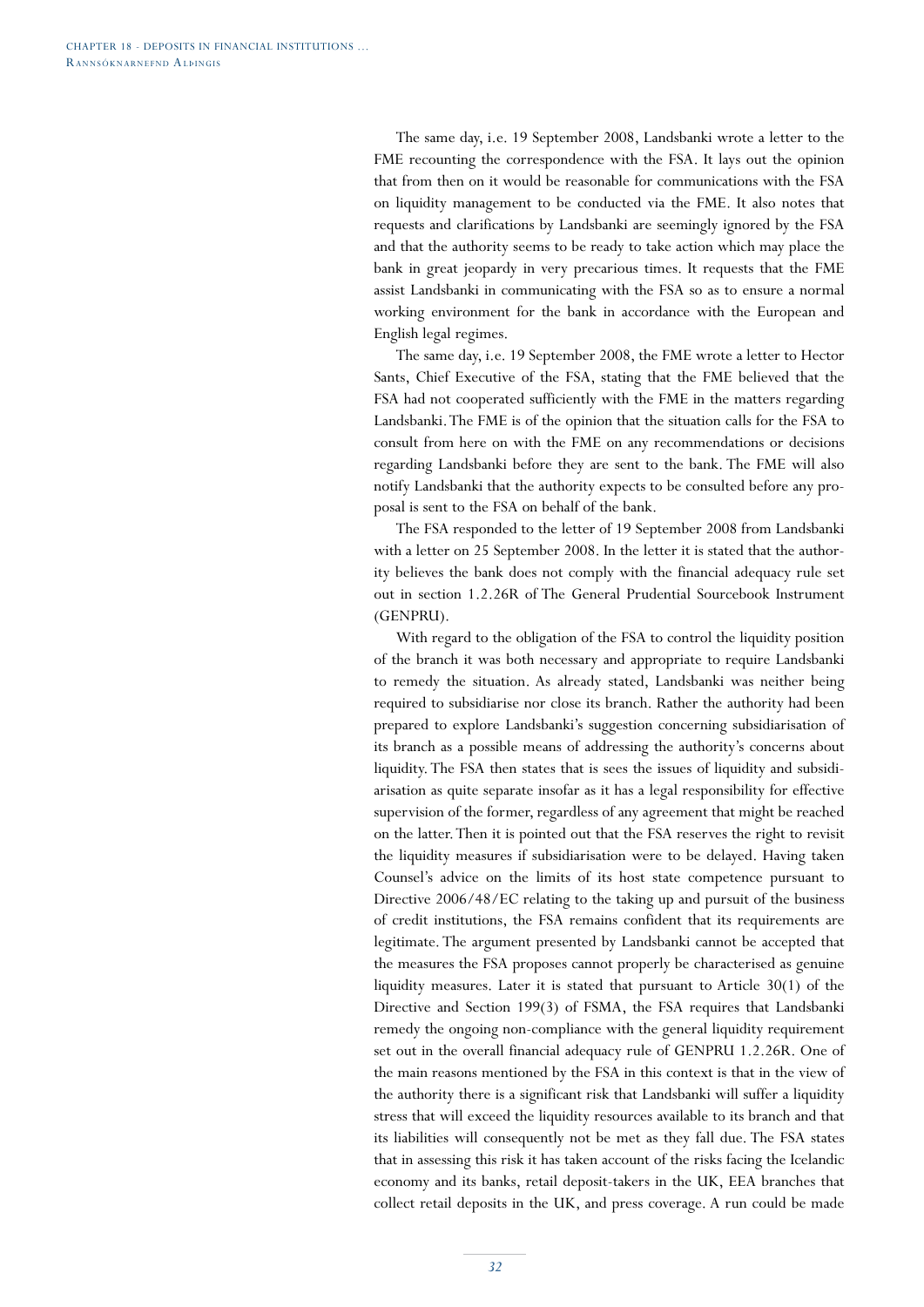The same day, i.e. 19 September 2008, Landsbanki wrote a letter to the FME recounting the correspondence with the FSA. It lays out the opinion that from then on it would be reasonable for communications with the FSA on liquidity management to be conducted via the FME. It also notes that requests and clarifications by Landsbanki are seemingly ignored by the FSA and that the authority seems to be ready to take action which may place the bank in great jeopardy in very precarious times. It requests that the FME assist Landsbanki in communicating with the FSA so as to ensure a normal working environment for the bank in accordance with the European and English legal regimes.

The same day, i.e. 19 September 2008, the FME wrote a letter to Hector Sants, Chief Executive of the FSA, stating that the FME believed that the FSA had not cooperated sufficiently with the FME in the matters regarding Landsbanki. The FME is of the opinion that the situation calls for the FSA to consult from here on with the FME on any recommendations or decisions regarding Landsbanki before they are sent to the bank. The FME will also notify Landsbanki that the authority expects to be consulted before any proposal is sent to the FSA on behalf of the bank.

The FSA responded to the letter of 19 September 2008 from Landsbanki with a letter on 25 September 2008. In the letter it is stated that the authority believes the bank does not comply with the financial adequacy rule set out in section 1.2.26R of The General Prudential Sourcebook Instrument (GENPRU).

With regard to the obligation of the FSA to control the liquidity position of the branch it was both necessary and appropriate to require Landsbanki to remedy the situation. As already stated, Landsbanki was neither being required to subsidiarise nor close its branch. Rather the authority had been prepared to explore Landsbanki's suggestion concerning subsidiarisation of its branch as a possible means of addressing the authority's concerns about liquidity. The FSA then states that is sees the issues of liquidity and subsidiarisation as quite separate insofar as it has a legal responsibility for effective supervision of the former, regardless of any agreement that might be reached on the latter. Then it is pointed out that the FSA reserves the right to revisit the liquidity measures if subsidiarisation were to be delayed. Having taken Counsel's advice on the limits of its host state competence pursuant to Directive 2006/48/EC relating to the taking up and pursuit of the business of credit institutions, the FSA remains confident that its requirements are legitimate. The argument presented by Landsbanki cannot be accepted that the measures the FSA proposes cannot properly be characterised as genuine liquidity measures. Later it is stated that pursuant to Article 30(1) of the Directive and Section 199(3) of FSMA, the FSA requires that Landsbanki remedy the ongoing non-compliance with the general liquidity requirement set out in the overall financial adequacy rule of GENPRU 1.2.26R. One of the main reasons mentioned by the FSA in this context is that in the view of the authority there is a significant risk that Landsbanki will suffer a liquidity stress that will exceed the liquidity resources available to its branch and that its liabilities will consequently not be met as they fall due. The FSA states that in assessing this risk it has taken account of the risks facing the Icelandic economy and its banks, retail deposit-takers in the UK, EEA branches that collect retail deposits in the UK, and press coverage. A run could be made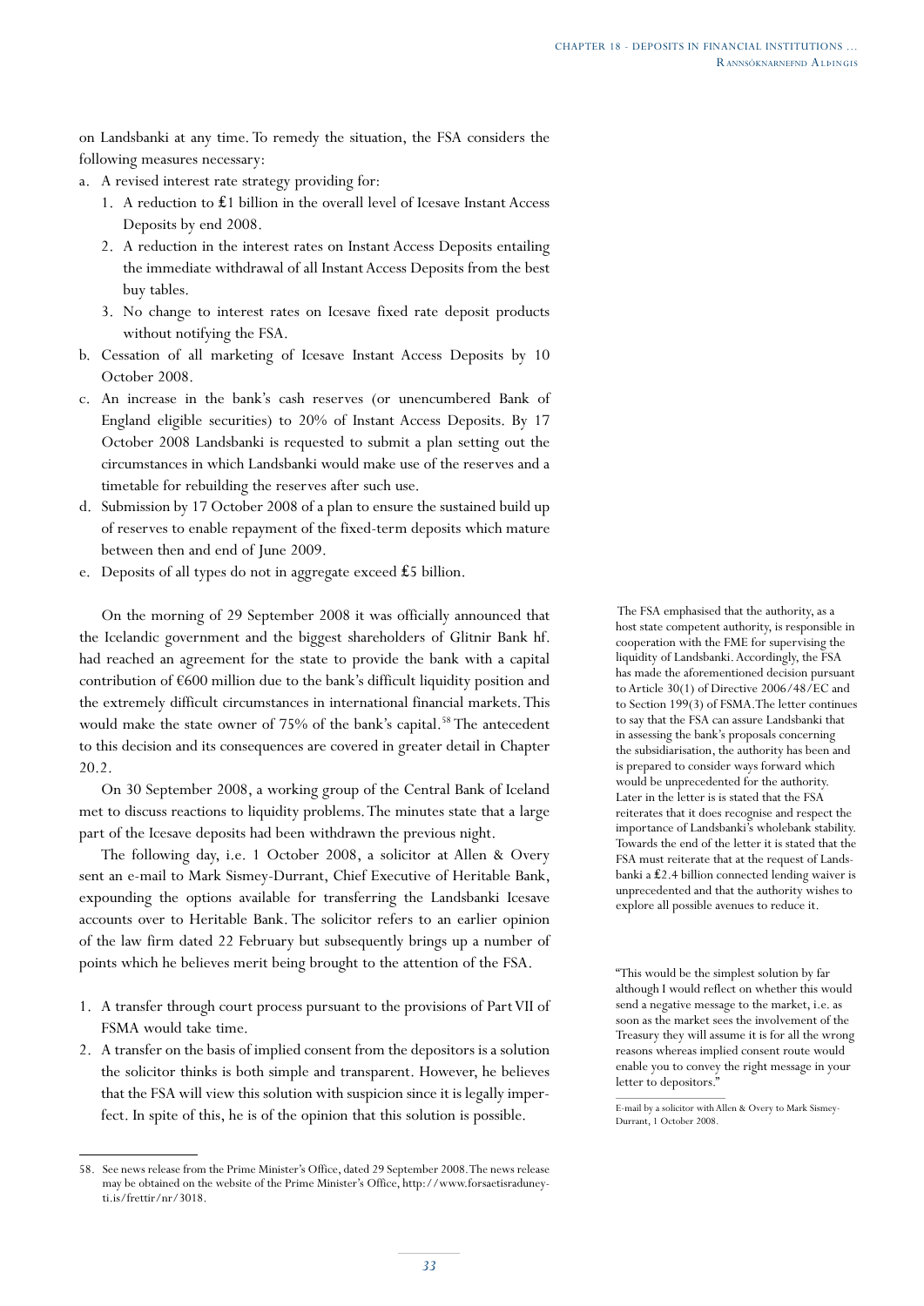on Landsbanki at any time. To remedy the situation, the FSA considers the following measures necessary:

a. A revised interest rate strategy providing for:
   1. A reduction to £1 billion in the overall level of Icesave Instant Access Deposits by end 2008.
   2. A reduction in the interest rates on Instant Access Deposits entailing the immediate withdrawal of all Instant Access Deposits from the best buy tables.
   3. No change to interest rates on Icesave fixed rate deposit products without notifying the FSA.
b. Cessation of all marketing of Icesave Instant Access Deposits by 10 October 2008.
c. An increase in the bank's cash reserves (or unencumbered Bank of England eligible securities) to 20% of Instant Access Deposits. By 17 October 2008 Landsbanki is requested to submit a plan setting out the circumstances in which Landsbanki would make use of the reserves and a timetable for rebuilding the reserves after such use.
d. Submission by 17 October 2008 of a plan to ensure the sustained build up of reserves to enable repayment of the fixed-term deposits which mature between then and end of June 2009.
e. Deposits of all types do not in aggregate exceed £5 billion.

The FSA emphasised that the authority, as a host state competent authority, is responsible in cooperation with the FME for supervising the liquidity of Landsbanki. Accordingly, the FSA has made the aforementioned decision pursuant to Article 30(1) of Directive 2006/48/EC and to Section 199(3) of FSMA. The letter continues to say that the FSA can assure Landsbanki that in assessing the bank's proposals concerning the subsidiarisation, the authority has been and is prepared to consider ways forward which would be unprecedented for the authority. Later in the letter is is stated that the FSA reiterates that it does recognise and respect the importance of Landsbanki's wholebank stability. Towards the end of the letter it is stated that the FSA must reiterate that at the request of Landsbanki a £2.4 billion connected lending waiver is unprecedented and that the authority wishes to explore all possible avenues to reduce it.

On the morning of 29 September 2008 it was officially announced that the Icelandic government and the biggest shareholders of Glitnir Bank hf. had reached an agreement for the state to provide the bank with a capital contribution of €600 million due to the bank's difficult liquidity position and the extremely difficult circumstances in international financial markets. This would make the state owner of 75% of the bank's capital.[58] The antecedent to this decision and its consequences are covered in greater detail in Chapter 20.2.

On 30 September 2008, a working group of the Central Bank of Iceland met to discuss reactions to liquidity problems. The minutes state that a large part of the Icesave deposits had been withdrawn the previous night.

The following day, i.e. 1 October 2008, a solicitor at Allen & Overy sent an e-mail to Mark Sismey-Durrant, Chief Executive of Heritable Bank, expounding the options available for transferring the Landsbanki Icesave accounts over to Heritable Bank. The solicitor refers to an earlier opinion of the law firm dated 22 February but subsequently brings up a number of points which he believes merit being brought to the attention of the FSA.

1. A transfer through court process pursuant to the provisions of Part VII of FSMA would take time.
2. A transfer on the basis of implied consent from the depositors is a solution the solicitor thinks is both simple and transparent. However, he believes that the FSA will view this solution with suspicion since it is legally imperfect. In spite of this, he is of the opinion that this solution is possible.

"This would be the simplest solution by far although I would reflect on whether this would send a negative message to the market, i.e. as soon as the market sees the involvement of the Treasury they will assume it is for all the wrong reasons whereas implied consent route would enable you to convey the right message in your letter to depositors."

E-mail by a solicitor with Allen & Overy to Mark Sismey-Durrant, 1 October 2008.

58. See news release from the Prime Minister's Office, dated 29 September 2008. The news release may be obtained on the website of the Prime Minister's Office, http://www.forsaetisraduneyti.is/frettir/nr/3018.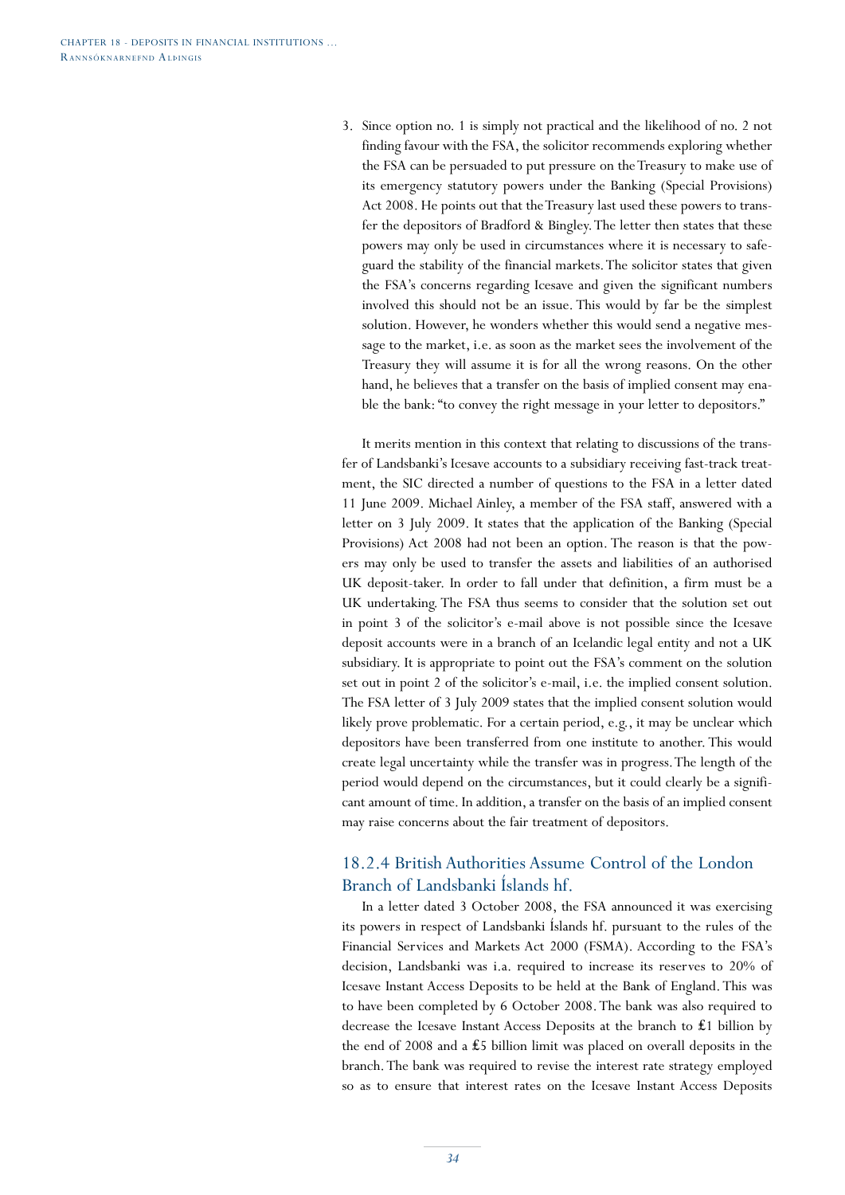3. Since option no. 1 is simply not practical and the likelihood of no. 2 not finding favour with the FSA, the solicitor recommends exploring whether the FSA can be persuaded to put pressure on the Treasury to make use of its emergency statutory powers under the Banking (Special Provisions) Act 2008. He points out that the Treasury last used these powers to transfer the depositors of Bradford & Bingley. The letter then states that these powers may only be used in circumstances where it is necessary to safeguard the stability of the financial markets. The solicitor states that given the FSA's concerns regarding Icesave and given the significant numbers involved this should not be an issue. This would by far be the simplest solution. However, he wonders whether this would send a negative message to the market, i.e. as soon as the market sees the involvement of the Treasury they will assume it is for all the wrong reasons. On the other hand, he believes that a transfer on the basis of implied consent may enable the bank: "to convey the right message in your letter to depositors."

It merits mention in this context that relating to discussions of the transfer of Landsbanki's Icesave accounts to a subsidiary receiving fast-track treatment, the SIC directed a number of questions to the FSA in a letter dated 11 June 2009. Michael Ainley, a member of the FSA staff, answered with a letter on 3 July 2009. It states that the application of the Banking (Special Provisions) Act 2008 had not been an option. The reason is that the powers may only be used to transfer the assets and liabilities of an authorised UK deposit-taker. In order to fall under that definition, a firm must be a UK undertaking. The FSA thus seems to consider that the solution set out in point 3 of the solicitor's e-mail above is not possible since the Icesave deposit accounts were in a branch of an Icelandic legal entity and not a UK subsidiary. It is appropriate to point out the FSA's comment on the solution set out in point 2 of the solicitor's e-mail, i.e. the implied consent solution. The FSA letter of 3 July 2009 states that the implied consent solution would likely prove problematic. For a certain period, e.g., it may be unclear which depositors have been transferred from one institute to another. This would create legal uncertainty while the transfer was in progress. The length of the period would depend on the circumstances, but it could clearly be a significant amount of time. In addition, a transfer on the basis of an implied consent may raise concerns about the fair treatment of depositors.

### 18.2.4 British Authorities Assume Control of the London Branch of Landsbanki Íslands hf.

In a letter dated 3 October 2008, the FSA announced it was exercising its powers in respect of Landsbanki Íslands hf. pursuant to the rules of the Financial Services and Markets Act 2000 (FSMA). According to the FSA's decision, Landsbanki was i.a. required to increase its reserves to 20% of Icesave Instant Access Deposits to be held at the Bank of England. This was to have been completed by 6 October 2008. The bank was also required to decrease the Icesave Instant Access Deposits at the branch to £1 billion by the end of 2008 and a £5 billion limit was placed on overall deposits in the branch. The bank was required to revise the interest rate strategy employed so as to ensure that interest rates on the Icesave Instant Access Deposits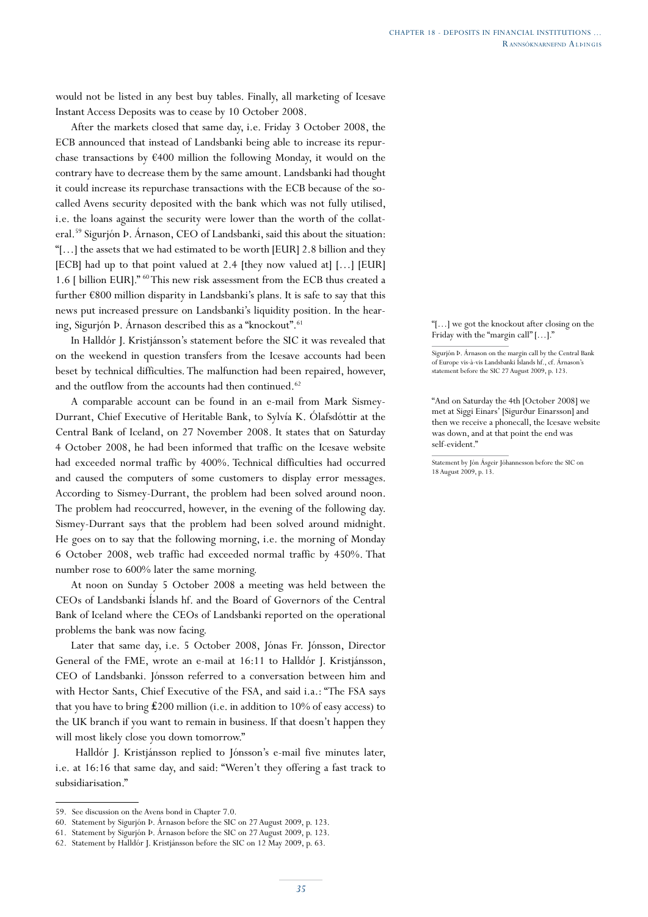would not be listed in any best buy tables. Finally, all marketing of Icesave Instant Access Deposits was to cease by 10 October 2008.

After the markets closed that same day, i.e. Friday 3 October 2008, the ECB announced that instead of Landsbanki being able to increase its repurchase transactions by €400 million the following Monday, it would on the contrary have to decrease them by the same amount. Landsbanki had thought it could increase its repurchase transactions with the ECB because of the so-called Avens security deposited with the bank which was not fully utilised, i.e. the loans against the security were lower than the worth of the collateral.[59] Sigurjón Þ. Árnason, CEO of Landsbanki, said this about the situation: "[…] the assets that we had estimated to be worth [EUR] 2.8 billion and they [ECB] had up to that point valued at 2.4 [they now valued at] […] [EUR] 1.6 [ billion EUR]." [60] This new risk assessment from the ECB thus created a further €800 million disparity in Landsbanki's plans. It is safe to say that this news put increased pressure on Landsbanki's liquidity position. In the hearing, Sigurjón Þ. Árnason described this as a "knockout".[61]

"[…] we got the knockout after closing on the Friday with the "margin call" […]."

Sigurjón Þ. Árnason on the margin call by the Central Bank of Europe vis-à-vis Landsbanki Íslands hf., cf. Árnason's statement before the SIC 27 August 2009, p. 123.

In Halldór J. Kristjánsson's statement before the SIC it was revealed that on the weekend in question transfers from the Icesave accounts had been beset by technical difficulties. The malfunction had been repaired, however, and the outflow from the accounts had then continued.[62]

"And on Saturday the 4th [October 2008] we met at Siggi Einars' [Sigurður Einarsson] and then we receive a phonecall, the Icesave website was down, and at that point the end was self-evident."

Statement by Jón Ásgeir Jóhannesson before the SIC on 18 August 2009, p. 13.

A comparable account can be found in an e-mail from Mark Sismey-Durrant, Chief Executive of Heritable Bank, to Sylvía K. Ólafsdóttir at the Central Bank of Iceland, on 27 November 2008. It states that on Saturday 4 October 2008, he had been informed that traffic on the Icesave website had exceeded normal traffic by 400%. Technical difficulties had occurred and caused the computers of some customers to display error messages. According to Sismey-Durrant, the problem had been solved around noon. The problem had reoccurred, however, in the evening of the following day. Sismey-Durrant says that the problem had been solved around midnight. He goes on to say that the following morning, i.e. the morning of Monday 6 October 2008, web traffic had exceeded normal traffic by 450%. That number rose to 600% later the same morning.

At noon on Sunday 5 October 2008 a meeting was held between the CEOs of Landsbanki Íslands hf. and the Board of Governors of the Central Bank of Iceland where the CEOs of Landsbanki reported on the operational problems the bank was now facing.

Later that same day, i.e. 5 October 2008, Jónas Fr. Jónsson, Director General of the FME, wrote an e-mail at 16:11 to Halldór J. Kristjánsson, CEO of Landsbanki. Jónsson referred to a conversation between him and with Hector Sants, Chief Executive of the FSA, and said i.a.: "The FSA says that you have to bring ₤200 million (i.e. in addition to 10% of easy access) to the UK branch if you want to remain in business. If that doesn't happen they will most likely close you down tomorrow."

Halldór J. Kristjánsson replied to Jónsson's e-mail five minutes later, i.e. at 16:16 that same day, and said: "Weren't they offering a fast track to subsidiarisation."

---

59. See discussion on the Avens bond in Chapter 7.0.
60. Statement by Sigurjón Þ. Árnason before the SIC on 27 August 2009, p. 123.
61. Statement by Sigurjón Þ. Árnason before the SIC on 27 August 2009, p. 123.
62. Statement by Halldór J. Kristjánsson before the SIC on 12 May 2009, p. 63.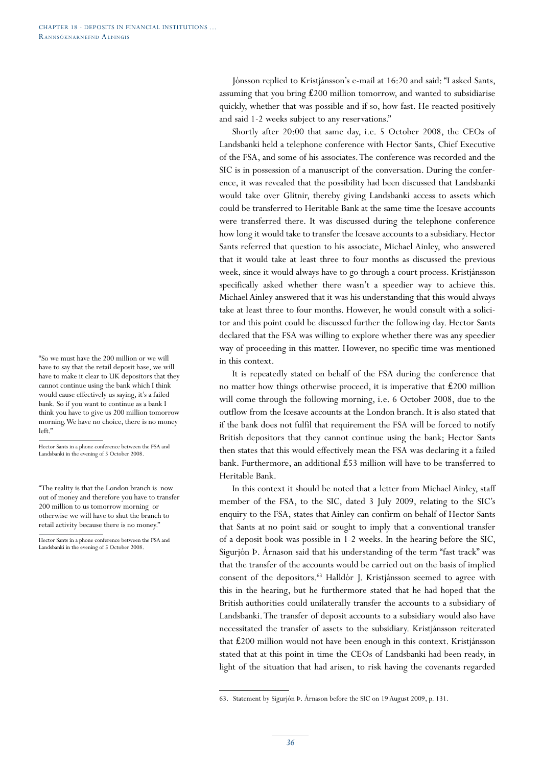Jónsson replied to Kristjánsson's e-mail at 16:20 and said: "I asked Sants, assuming that you bring £200 million tomorrow, and wanted to subsidiarise quickly, whether that was possible and if so, how fast. He reacted positively and said 1-2 weeks subject to any reservations."

Shortly after 20:00 that same day, i.e. 5 October 2008, the CEOs of Landsbanki held a telephone conference with Hector Sants, Chief Executive of the FSA, and some of his associates. The conference was recorded and the SIC is in possession of a manuscript of the conversation. During the conference, it was revealed that the possibility had been discussed that Landsbanki would take over Glitnir, thereby giving Landsbanki access to assets which could be transferred to Heritable Bank at the same time the Icesave accounts were transferred there. It was discussed during the telephone conference how long it would take to transfer the Icesave accounts to a subsidiary. Hector Sants referred that question to his associate, Michael Ainley, who answered that it would take at least three to four months as discussed the previous week, since it would always have to go through a court process. Kristjánsson specifically asked whether there wasn't a speedier way to achieve this. Michael Ainley answered that it was his understanding that this would always take at least three to four months. However, he would consult with a solicitor and this point could be discussed further the following day. Hector Sants declared that the FSA was willing to explore whether there was any speedier way of proceeding in this matter. However, no specific time was mentioned in this context.

> "So we must have the 200 million or we will have to say that the retail deposit base, we will have to make it clear to UK depositors that they cannot continue using the bank which I think would cause effectively us saying, it's a failed bank. So if you want to continue as a bank I think you have to give us 200 million tomorrow morning. We have no choice, there is no money left."
>
> Hector Sants in a phone conference between the FSA and Landsbanki in the evening of 5 October 2008.

> "The reality is that the London branch is now out of money and therefore you have to transfer 200 million to us tomorrow morning or otherwise we will have to shut the branch to retail activity because there is no money."
>
> Hector Sants in a phone conference between the FSA and Landsbanki in the evening of 5 October 2008.

It is repeatedly stated on behalf of the FSA during the conference that no matter how things otherwise proceed, it is imperative that £200 million will come through the following morning, i.e. 6 October 2008, due to the outflow from the Icesave accounts at the London branch. It is also stated that if the bank does not fulfil that requirement the FSA will be forced to notify British depositors that they cannot continue using the bank; Hector Sants then states that this would effectively mean the FSA was declaring it a failed bank. Furthermore, an additional £53 million will have to be transferred to Heritable Bank.

In this context it should be noted that a letter from Michael Ainley, staff member of the FSA, to the SIC, dated 3 July 2009, relating to the SIC's enquiry to the FSA, states that Ainley can confirm on behalf of Hector Sants that Sants at no point said or sought to imply that a conventional transfer of a deposit book was possible in 1-2 weeks. In the hearing before the SIC, Sigurjón Þ. Árnason said that his understanding of the term "fast track" was that the transfer of the accounts would be carried out on the basis of implied consent of the depositors.[63] Halldór J. Kristjánsson seemed to agree with this in the hearing, but he furthermore stated that he had hoped that the British authorities could unilaterally transfer the accounts to a subsidiary of Landsbanki. The transfer of deposit accounts to a subsidiary would also have necessitated the transfer of assets to the subsidiary. Kristjánsson reiterated that £200 million would not have been enough in this context. Kristjánsson stated that at this point in time the CEOs of Landsbanki had been ready, in light of the situation that had arisen, to risk having the covenants regarded

---

63. Statement by Sigurjón Þ. Árnason before the SIC on 19 August 2009, p. 131.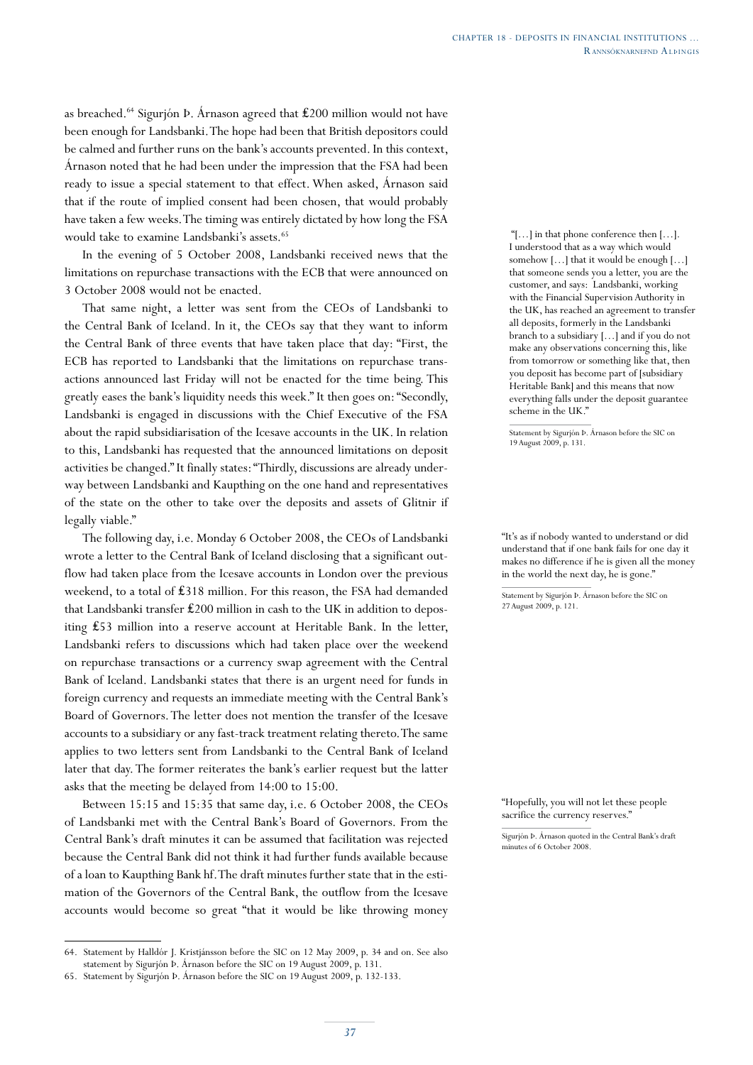as breached.[64] Sigurjón Þ. Árnason agreed that £200 million would not have been enough for Landsbanki. The hope had been that British depositors could be calmed and further runs on the bank's accounts prevented. In this context, Árnason noted that he had been under the impression that the FSA had been ready to issue a special statement to that effect. When asked, Árnason said that if the route of implied consent had been chosen, that would probably have taken a few weeks. The timing was entirely dictated by how long the FSA would take to examine Landsbanki's assets.[65]

> "[…] in that phone conference then […]. I understood that as a way which would somehow […] that it would be enough […] that someone sends you a letter, you are the customer, and says: Landsbanki, working with the Financial Supervision Authority in the UK, has reached an agreement to transfer all deposits, formerly in the Landsbanki branch to a subsidiary […] and if you do not make any observations concerning this, like from tomorrow or something like that, then you deposit has become part of [subsidiary Heritable Bank] and this means that now everything falls under the deposit guarantee scheme in the UK."
>
> Statement by Sigurjón Þ. Árnason before the SIC on 19 August 2009, p. 131.

In the evening of 5 October 2008, Landsbanki received news that the limitations on repurchase transactions with the ECB that were announced on 3 October 2008 would not be enacted.

That same night, a letter was sent from the CEOs of Landsbanki to the Central Bank of Iceland. In it, the CEOs say that they want to inform the Central Bank of three events that have taken place that day: "First, the ECB has reported to Landsbanki that the limitations on repurchase transactions announced last Friday will not be enacted for the time being. This greatly eases the bank's liquidity needs this week." It then goes on: "Secondly, Landsbanki is engaged in discussions with the Chief Executive of the FSA about the rapid subsidiarisation of the Icesave accounts in the UK. In relation to this, Landsbanki has requested that the announced limitations on deposit activities be changed." It finally states: "Thirdly, discussions are already underway between Landsbanki and Kaupthing on the one hand and representatives of the state on the other to take over the deposits and assets of Glitnir if legally viable."

> "It's as if nobody wanted to understand or did understand that if one bank fails for one day it makes no difference if he is given all the money in the world the next day, he is gone."
>
> Statement by Sigurjón Þ. Árnason before the SIC on 27 August 2009, p. 121.

The following day, i.e. Monday 6 October 2008, the CEOs of Landsbanki wrote a letter to the Central Bank of Iceland disclosing that a significant outflow had taken place from the Icesave accounts in London over the previous weekend, to a total of £318 million. For this reason, the FSA had demanded that Landsbanki transfer £200 million in cash to the UK in addition to depositing £53 million into a reserve account at Heritable Bank. In the letter, Landsbanki refers to discussions which had taken place over the weekend on repurchase transactions or a currency swap agreement with the Central Bank of Iceland. Landsbanki states that there is an urgent need for funds in foreign currency and requests an immediate meeting with the Central Bank's Board of Governors. The letter does not mention the transfer of the Icesave accounts to a subsidiary or any fast-track treatment relating thereto. The same applies to two letters sent from Landsbanki to the Central Bank of Iceland later that day. The former reiterates the bank's earlier request but the latter asks that the meeting be delayed from 14:00 to 15:00.

> "Hopefully, you will not let these people sacrifice the currency reserves."
>
> Sigurjón Þ. Árnason quoted in the Central Bank's draft minutes of 6 October 2008.

Between 15:15 and 15:35 that same day, i.e. 6 October 2008, the CEOs of Landsbanki met with the Central Bank's Board of Governors. From the Central Bank's draft minutes it can be assumed that facilitation was rejected because the Central Bank did not think it had further funds available because of a loan to Kaupthing Bank hf. The draft minutes further state that in the estimation of the Governors of the Central Bank, the outflow from the Icesave accounts would become so great "that it would be like throwing money

---

64. Statement by Halldór J. Kristjánsson before the SIC on 12 May 2009, p. 34 and on. See also statement by Sigurjón Þ. Árnason before the SIC on 19 August 2009, p. 131.

65. Statement by Sigurjón Þ. Árnason before the SIC on 19 August 2009, p. 132-133.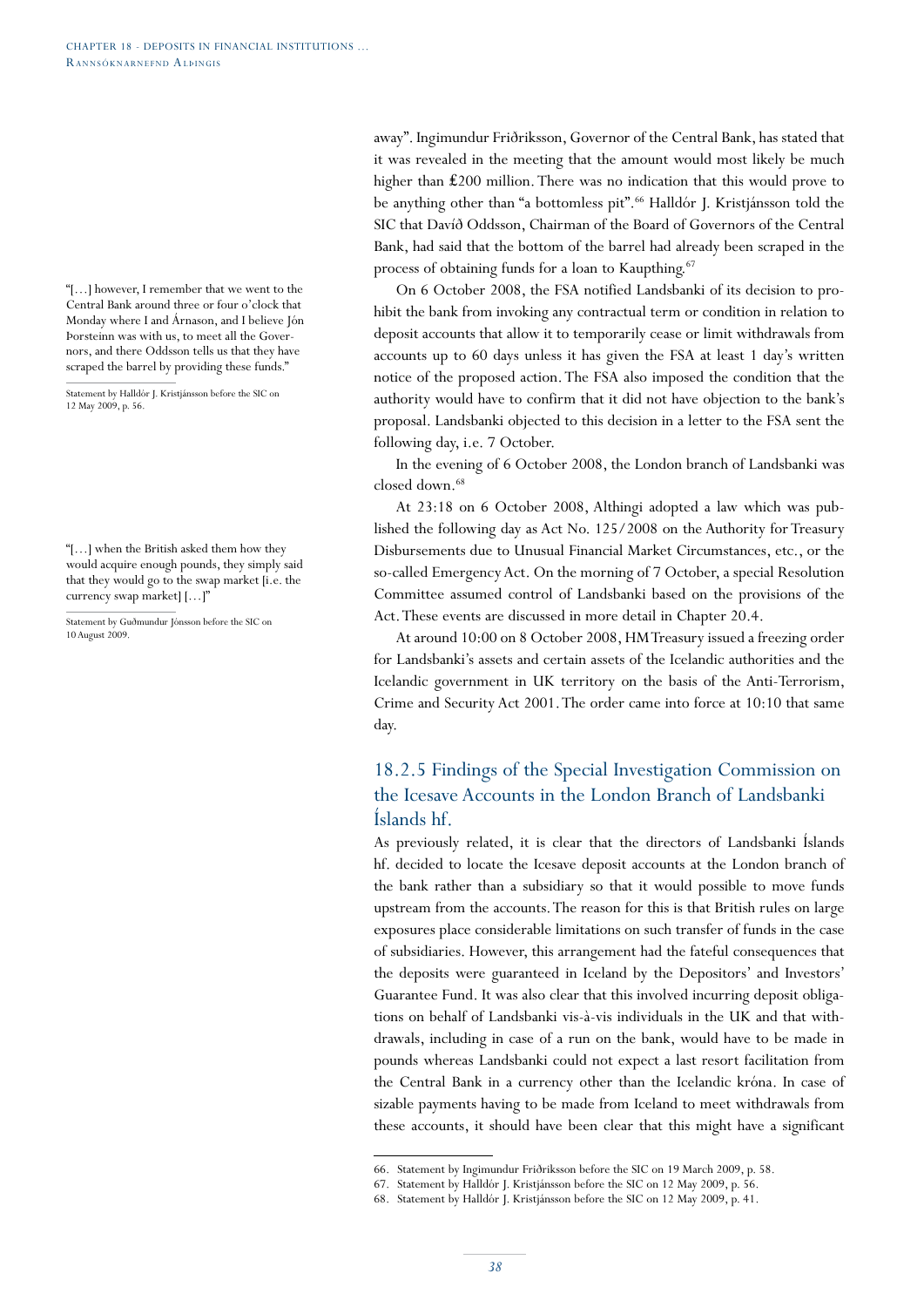away". Ingimundur Friðriksson, Governor of the Central Bank, has stated that it was revealed in the meeting that the amount would most likely be much higher than £200 million. There was no indication that this would prove to be anything other than "a bottomless pit".[66] Halldór J. Kristjánsson told the SIC that Davíð Oddsson, Chairman of the Board of Governors of the Central Bank, had said that the bottom of the barrel had already been scraped in the process of obtaining funds for a loan to Kaupthing.[67]

"[…] however, I remember that we went to the Central Bank around three or four o'clock that Monday where I and Árnason, and I believe Jón Þorsteinn was with us, to meet all the Governors, and there Oddsson tells us that they have scraped the barrel by providing these funds."

Statement by Halldór J. Kristjánsson before the SIC on 12 May 2009, p. 56.

On 6 October 2008, the FSA notified Landsbanki of its decision to prohibit the bank from invoking any contractual term or condition in relation to deposit accounts that allow it to temporarily cease or limit withdrawals from accounts up to 60 days unless it has given the FSA at least 1 day's written notice of the proposed action. The FSA also imposed the condition that the authority would have to confirm that it did not have objection to the bank's proposal. Landsbanki objected to this decision in a letter to the FSA sent the following day, i.e. 7 October.

In the evening of 6 October 2008, the London branch of Landsbanki was closed down.[68]

"[…] when the British asked them how they would acquire enough pounds, they simply said that they would go to the swap market [i.e. the currency swap market] […]"

Statement by Guðmundur Jónsson before the SIC on 10 August 2009.

At 23:18 on 6 October 2008, Althingi adopted a law which was published the following day as Act No. 125/2008 on the Authority for Treasury Disbursements due to Unusual Financial Market Circumstances, etc., or the so-called Emergency Act. On the morning of 7 October, a special Resolution Committee assumed control of Landsbanki based on the provisions of the Act. These events are discussed in more detail in Chapter 20.4.

At around 10:00 on 8 October 2008, HM Treasury issued a freezing order for Landsbanki's assets and certain assets of the Icelandic authorities and the Icelandic government in UK territory on the basis of the Anti-Terrorism, Crime and Security Act 2001. The order came into force at 10:10 that same day.

### 18.2.5 Findings of the Special Investigation Commission on the Icesave Accounts in the London Branch of Landsbanki Íslands hf.

As previously related, it is clear that the directors of Landsbanki Íslands hf. decided to locate the Icesave deposit accounts at the London branch of the bank rather than a subsidiary so that it would possible to move funds upstream from the accounts. The reason for this is that British rules on large exposures place considerable limitations on such transfer of funds in the case of subsidiaries. However, this arrangement had the fateful consequences that the deposits were guaranteed in Iceland by the Depositors' and Investors' Guarantee Fund. It was also clear that this involved incurring deposit obligations on behalf of Landsbanki vis-à-vis individuals in the UK and that withdrawals, including in case of a run on the bank, would have to be made in pounds whereas Landsbanki could not expect a last resort facilitation from the Central Bank in a currency other than the Icelandic króna. In case of sizable payments having to be made from Iceland to meet withdrawals from these accounts, it should have been clear that this might have a significant

66. Statement by Ingimundur Friðriksson before the SIC on 19 March 2009, p. 58.
67. Statement by Halldór J. Kristjánsson before the SIC on 12 May 2009, p. 56.
68. Statement by Halldór J. Kristjánsson before the SIC on 12 May 2009, p. 41.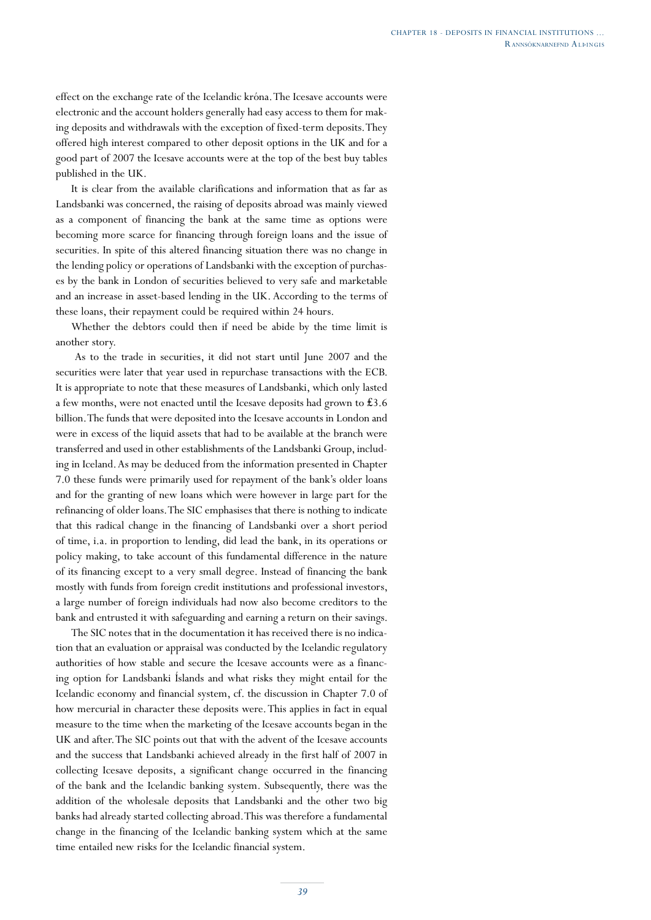effect on the exchange rate of the Icelandic króna. The Icesave accounts were electronic and the account holders generally had easy access to them for making deposits and withdrawals with the exception of fixed-term deposits. They offered high interest compared to other deposit options in the UK and for a good part of 2007 the Icesave accounts were at the top of the best buy tables published in the UK.

It is clear from the available clarifications and information that as far as Landsbanki was concerned, the raising of deposits abroad was mainly viewed as a component of financing the bank at the same time as options were becoming more scarce for financing through foreign loans and the issue of securities. In spite of this altered financing situation there was no change in the lending policy or operations of Landsbanki with the exception of purchases by the bank in London of securities believed to very safe and marketable and an increase in asset-based lending in the UK. According to the terms of these loans, their repayment could be required within 24 hours.

Whether the debtors could then if need be abide by the time limit is another story.

As to the trade in securities, it did not start until June 2007 and the securities were later that year used in repurchase transactions with the ECB. It is appropriate to note that these measures of Landsbanki, which only lasted a few months, were not enacted until the Icesave deposits had grown to £3.6 billion. The funds that were deposited into the Icesave accounts in London and were in excess of the liquid assets that had to be available at the branch were transferred and used in other establishments of the Landsbanki Group, including in Iceland. As may be deduced from the information presented in Chapter 7.0 these funds were primarily used for repayment of the bank's older loans and for the granting of new loans which were however in large part for the refinancing of older loans. The SIC emphasises that there is nothing to indicate that this radical change in the financing of Landsbanki over a short period of time, i.a. in proportion to lending, did lead the bank, in its operations or policy making, to take account of this fundamental difference in the nature of its financing except to a very small degree. Instead of financing the bank mostly with funds from foreign credit institutions and professional investors, a large number of foreign individuals had now also become creditors to the bank and entrusted it with safeguarding and earning a return on their savings.

The SIC notes that in the documentation it has received there is no indication that an evaluation or appraisal was conducted by the Icelandic regulatory authorities of how stable and secure the Icesave accounts were as a financing option for Landsbanki Íslands and what risks they might entail for the Icelandic economy and financial system, cf. the discussion in Chapter 7.0 of how mercurial in character these deposits were. This applies in fact in equal measure to the time when the marketing of the Icesave accounts began in the UK and after. The SIC points out that with the advent of the Icesave accounts and the success that Landsbanki achieved already in the first half of 2007 in collecting Icesave deposits, a significant change occurred in the financing of the bank and the Icelandic banking system. Subsequently, there was the addition of the wholesale deposits that Landsbanki and the other two big banks had already started collecting abroad. This was therefore a fundamental change in the financing of the Icelandic banking system which at the same time entailed new risks for the Icelandic financial system.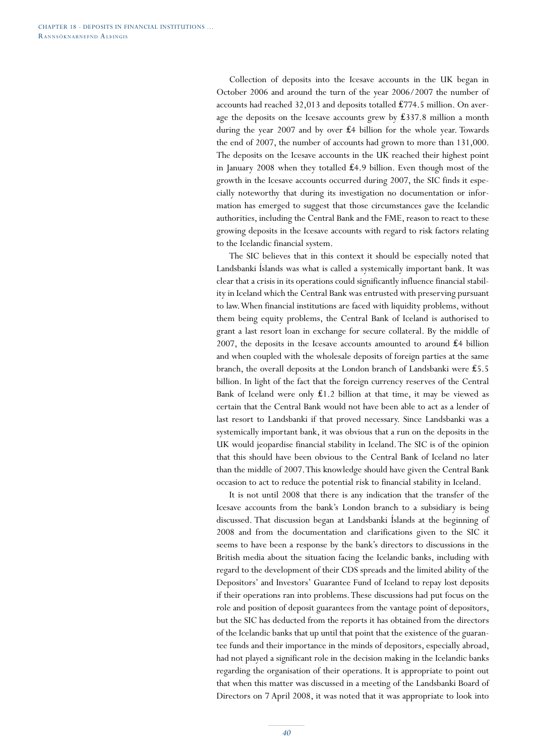Collection of deposits into the Icesave accounts in the UK began in October 2006 and around the turn of the year 2006/2007 the number of accounts had reached 32,013 and deposits totalled £774.5 million. On average the deposits on the Icesave accounts grew by £337.8 million a month during the year 2007 and by over £4 billion for the whole year. Towards the end of 2007, the number of accounts had grown to more than 131,000. The deposits on the Icesave accounts in the UK reached their highest point in January 2008 when they totalled £4.9 billion. Even though most of the growth in the Icesave accounts occurred during 2007, the SIC finds it especially noteworthy that during its investigation no documentation or information has emerged to suggest that those circumstances gave the Icelandic authorities, including the Central Bank and the FME, reason to react to these growing deposits in the Icesave accounts with regard to risk factors relating to the Icelandic financial system.

The SIC believes that in this context it should be especially noted that Landsbanki Íslands was what is called a systemically important bank. It was clear that a crisis in its operations could significantly influence financial stability in Iceland which the Central Bank was entrusted with preserving pursuant to law. When financial institutions are faced with liquidity problems, without them being equity problems, the Central Bank of Iceland is authorised to grant a last resort loan in exchange for secure collateral. By the middle of 2007, the deposits in the Icesave accounts amounted to around £4 billion and when coupled with the wholesale deposits of foreign parties at the same branch, the overall deposits at the London branch of Landsbanki were £5.5 billion. In light of the fact that the foreign currency reserves of the Central Bank of Iceland were only £1.2 billion at that time, it may be viewed as certain that the Central Bank would not have been able to act as a lender of last resort to Landsbanki if that proved necessary. Since Landsbanki was a systemically important bank, it was obvious that a run on the deposits in the UK would jeopardise financial stability in Iceland. The SIC is of the opinion that this should have been obvious to the Central Bank of Iceland no later than the middle of 2007. This knowledge should have given the Central Bank occasion to act to reduce the potential risk to financial stability in Iceland.

It is not until 2008 that there is any indication that the transfer of the Icesave accounts from the bank's London branch to a subsidiary is being discussed. That discussion began at Landsbanki Íslands at the beginning of 2008 and from the documentation and clarifications given to the SIC it seems to have been a response by the bank's directors to discussions in the British media about the situation facing the Icelandic banks, including with regard to the development of their CDS spreads and the limited ability of the Depositors' and Investors' Guarantee Fund of Iceland to repay lost deposits if their operations ran into problems. These discussions had put focus on the role and position of deposit guarantees from the vantage point of depositors, but the SIC has deducted from the reports it has obtained from the directors of the Icelandic banks that up until that point that the existence of the guarantee funds and their importance in the minds of depositors, especially abroad, had not played a significant role in the decision making in the Icelandic banks regarding the organisation of their operations. It is appropriate to point out that when this matter was discussed in a meeting of the Landsbanki Board of Directors on 7 April 2008, it was noted that it was appropriate to look into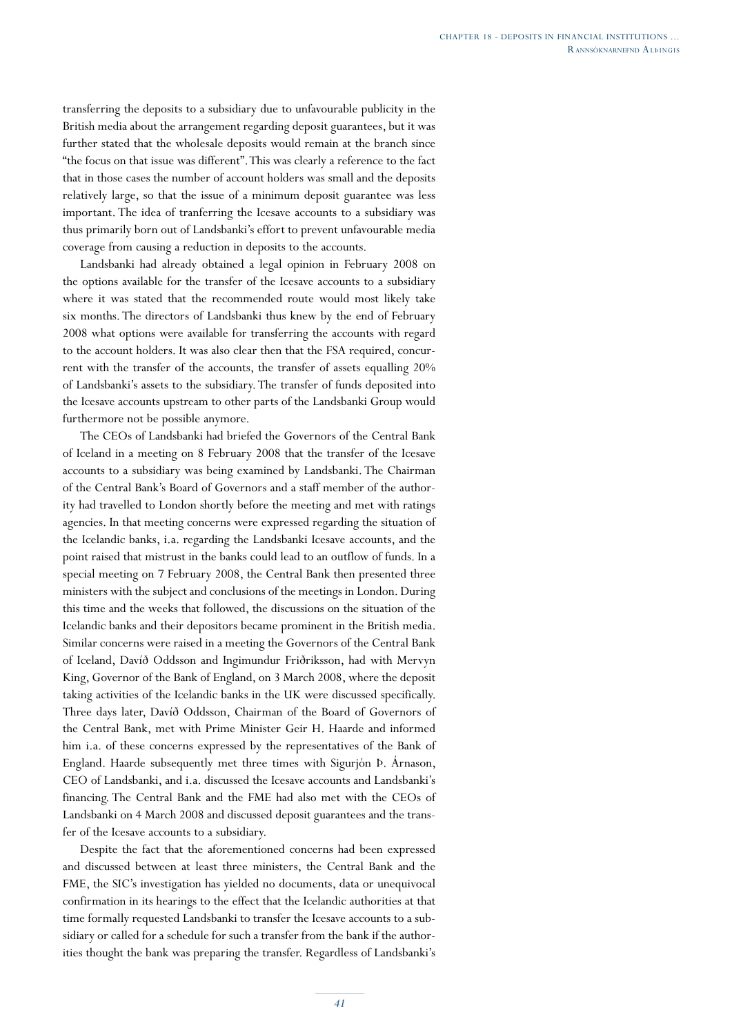transferring the deposits to a subsidiary due to unfavourable publicity in the British media about the arrangement regarding deposit guarantees, but it was further stated that the wholesale deposits would remain at the branch since "the focus on that issue was different". This was clearly a reference to the fact that in those cases the number of account holders was small and the deposits relatively large, so that the issue of a minimum deposit guarantee was less important. The idea of tranferring the Icesave accounts to a subsidiary was thus primarily born out of Landsbanki's effort to prevent unfavourable media coverage from causing a reduction in deposits to the accounts.

Landsbanki had already obtained a legal opinion in February 2008 on the options available for the transfer of the Icesave accounts to a subsidiary where it was stated that the recommended route would most likely take six months. The directors of Landsbanki thus knew by the end of February 2008 what options were available for transferring the accounts with regard to the account holders. It was also clear then that the FSA required, concurrent with the transfer of the accounts, the transfer of assets equalling 20% of Landsbanki's assets to the subsidiary. The transfer of funds deposited into the Icesave accounts upstream to other parts of the Landsbanki Group would furthermore not be possible anymore.

The CEOs of Landsbanki had briefed the Governors of the Central Bank of Iceland in a meeting on 8 February 2008 that the transfer of the Icesave accounts to a subsidiary was being examined by Landsbanki. The Chairman of the Central Bank's Board of Governors and a staff member of the authority had travelled to London shortly before the meeting and met with ratings agencies. In that meeting concerns were expressed regarding the situation of the Icelandic banks, i.a. regarding the Landsbanki Icesave accounts, and the point raised that mistrust in the banks could lead to an outflow of funds. In a special meeting on 7 February 2008, the Central Bank then presented three ministers with the subject and conclusions of the meetings in London. During this time and the weeks that followed, the discussions on the situation of the Icelandic banks and their depositors became prominent in the British media. Similar concerns were raised in a meeting the Governors of the Central Bank of Iceland, Davíð Oddsson and Ingimundur Friðriksson, had with Mervyn King, Governor of the Bank of England, on 3 March 2008, where the deposit taking activities of the Icelandic banks in the UK were discussed specifically. Three days later, Davíð Oddsson, Chairman of the Board of Governors of the Central Bank, met with Prime Minister Geir H. Haarde and informed him i.a. of these concerns expressed by the representatives of the Bank of England. Haarde subsequently met three times with Sigurjón Þ. Árnason, CEO of Landsbanki, and i.a. discussed the Icesave accounts and Landsbanki's financing. The Central Bank and the FME had also met with the CEOs of Landsbanki on 4 March 2008 and discussed deposit guarantees and the transfer of the Icesave accounts to a subsidiary.

Despite the fact that the aforementioned concerns had been expressed and discussed between at least three ministers, the Central Bank and the FME, the SIC's investigation has yielded no documents, data or unequivocal confirmation in its hearings to the effect that the Icelandic authorities at that time formally requested Landsbanki to transfer the Icesave accounts to a subsidiary or called for a schedule for such a transfer from the bank if the authorities thought the bank was preparing the transfer. Regardless of Landsbanki's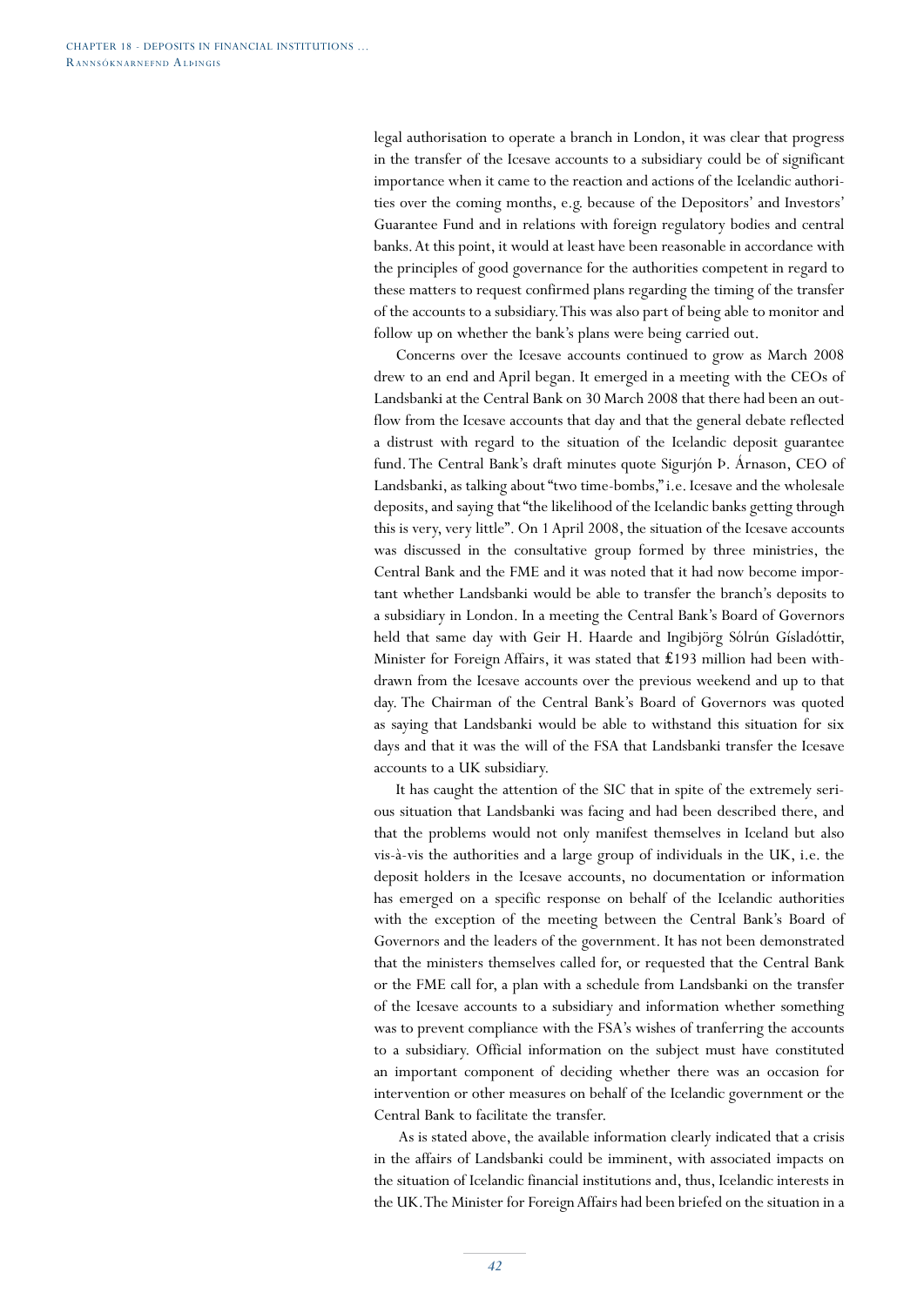legal authorisation to operate a branch in London, it was clear that progress in the transfer of the Icesave accounts to a subsidiary could be of significant importance when it came to the reaction and actions of the Icelandic authorities over the coming months, e.g. because of the Depositors' and Investors' Guarantee Fund and in relations with foreign regulatory bodies and central banks. At this point, it would at least have been reasonable in accordance with the principles of good governance for the authorities competent in regard to these matters to request confirmed plans regarding the timing of the transfer of the accounts to a subsidiary. This was also part of being able to monitor and follow up on whether the bank's plans were being carried out.

Concerns over the Icesave accounts continued to grow as March 2008 drew to an end and April began. It emerged in a meeting with the CEOs of Landsbanki at the Central Bank on 30 March 2008 that there had been an outflow from the Icesave accounts that day and that the general debate reflected a distrust with regard to the situation of the Icelandic deposit guarantee fund. The Central Bank's draft minutes quote Sigurjón Þ. Árnason, CEO of Landsbanki, as talking about "two time-bombs," i.e. Icesave and the wholesale deposits, and saying that "the likelihood of the Icelandic banks getting through this is very, very little". On 1 April 2008, the situation of the Icesave accounts was discussed in the consultative group formed by three ministries, the Central Bank and the FME and it was noted that it had now become important whether Landsbanki would be able to transfer the branch's deposits to a subsidiary in London. In a meeting the Central Bank's Board of Governors held that same day with Geir H. Haarde and Ingibjörg Sólrún Gísladóttir, Minister for Foreign Affairs, it was stated that £193 million had been withdrawn from the Icesave accounts over the previous weekend and up to that day. The Chairman of the Central Bank's Board of Governors was quoted as saying that Landsbanki would be able to withstand this situation for six days and that it was the will of the FSA that Landsbanki transfer the Icesave accounts to a UK subsidiary.

It has caught the attention of the SIC that in spite of the extremely serious situation that Landsbanki was facing and had been described there, and that the problems would not only manifest themselves in Iceland but also vis-à-vis the authorities and a large group of individuals in the UK, i.e. the deposit holders in the Icesave accounts, no documentation or information has emerged on a specific response on behalf of the Icelandic authorities with the exception of the meeting between the Central Bank's Board of Governors and the leaders of the government. It has not been demonstrated that the ministers themselves called for, or requested that the Central Bank or the FME call for, a plan with a schedule from Landsbanki on the transfer of the Icesave accounts to a subsidiary and information whether something was to prevent compliance with the FSA's wishes of tranferring the accounts to a subsidiary. Official information on the subject must have constituted an important component of deciding whether there was an occasion for intervention or other measures on behalf of the Icelandic government or the Central Bank to facilitate the transfer.

As is stated above, the available information clearly indicated that a crisis in the affairs of Landsbanki could be imminent, with associated impacts on the situation of Icelandic financial institutions and, thus, Icelandic interests in the UK. The Minister for Foreign Affairs had been briefed on the situation in a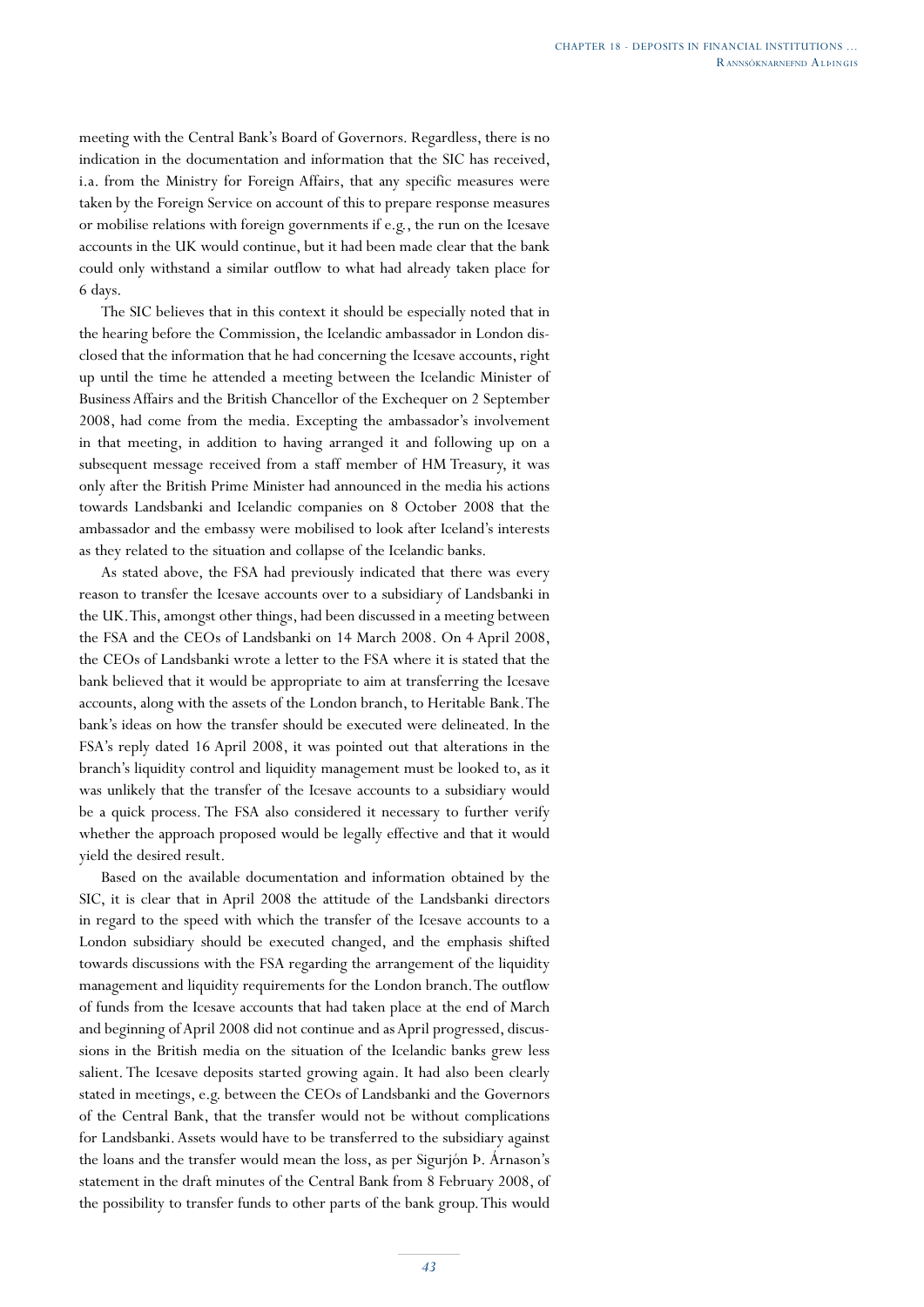meeting with the Central Bank's Board of Governors. Regardless, there is no indication in the documentation and information that the SIC has received, i.a. from the Ministry for Foreign Affairs, that any specific measures were taken by the Foreign Service on account of this to prepare response measures or mobilise relations with foreign governments if e.g., the run on the Icesave accounts in the UK would continue, but it had been made clear that the bank could only withstand a similar outflow to what had already taken place for 6 days.

The SIC believes that in this context it should be especially noted that in the hearing before the Commission, the Icelandic ambassador in London disclosed that the information that he had concerning the Icesave accounts, right up until the time he attended a meeting between the Icelandic Minister of Business Affairs and the British Chancellor of the Exchequer on 2 September 2008, had come from the media. Excepting the ambassador's involvement in that meeting, in addition to having arranged it and following up on a subsequent message received from a staff member of HM Treasury, it was only after the British Prime Minister had announced in the media his actions towards Landsbanki and Icelandic companies on 8 October 2008 that the ambassador and the embassy were mobilised to look after Iceland's interests as they related to the situation and collapse of the Icelandic banks.

As stated above, the FSA had previously indicated that there was every reason to transfer the Icesave accounts over to a subsidiary of Landsbanki in the UK. This, amongst other things, had been discussed in a meeting between the FSA and the CEOs of Landsbanki on 14 March 2008. On 4 April 2008, the CEOs of Landsbanki wrote a letter to the FSA where it is stated that the bank believed that it would be appropriate to aim at transferring the Icesave accounts, along with the assets of the London branch, to Heritable Bank. The bank's ideas on how the transfer should be executed were delineated. In the FSA's reply dated 16 April 2008, it was pointed out that alterations in the branch's liquidity control and liquidity management must be looked to, as it was unlikely that the transfer of the Icesave accounts to a subsidiary would be a quick process. The FSA also considered it necessary to further verify whether the approach proposed would be legally effective and that it would yield the desired result.

Based on the available documentation and information obtained by the SIC, it is clear that in April 2008 the attitude of the Landsbanki directors in regard to the speed with which the transfer of the Icesave accounts to a London subsidiary should be executed changed, and the emphasis shifted towards discussions with the FSA regarding the arrangement of the liquidity management and liquidity requirements for the London branch. The outflow of funds from the Icesave accounts that had taken place at the end of March and beginning of April 2008 did not continue and as April progressed, discussions in the British media on the situation of the Icelandic banks grew less salient. The Icesave deposits started growing again. It had also been clearly stated in meetings, e.g. between the CEOs of Landsbanki and the Governors of the Central Bank, that the transfer would not be without complications for Landsbanki. Assets would have to be transferred to the subsidiary against the loans and the transfer would mean the loss, as per Sigurjón Þ. Árnason's statement in the draft minutes of the Central Bank from 8 February 2008, of the possibility to transfer funds to other parts of the bank group. This would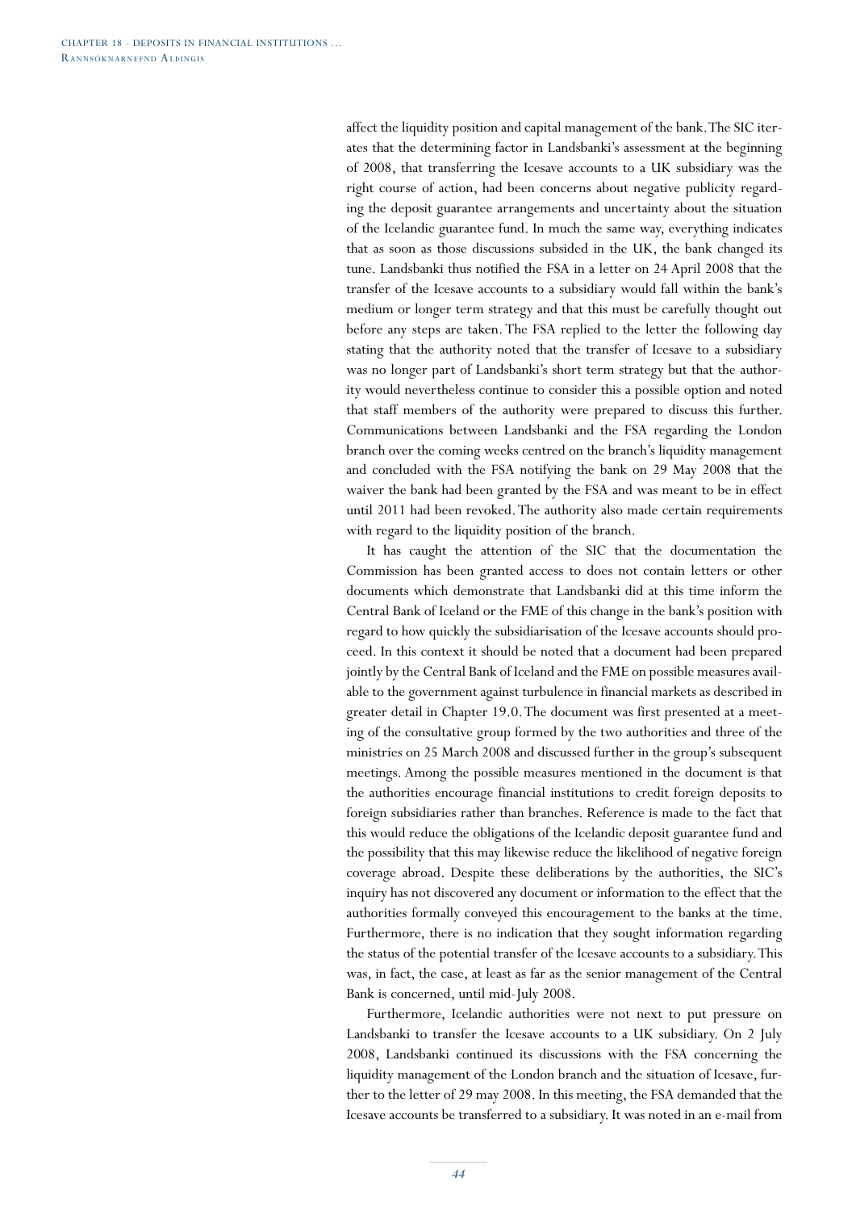affect the liquidity position and capital management of the bank. The SIC iterates that the determining factor in Landsbanki's assessment at the beginning of 2008, that transferring the Icesave accounts to a UK subsidiary was the right course of action, had been concerns about negative publicity regarding the deposit guarantee arrangements and uncertainty about the situation of the Icelandic guarantee fund. In much the same way, everything indicates that as soon as those discussions subsided in the UK, the bank changed its tune. Landsbanki thus notified the FSA in a letter on 24 April 2008 that the transfer of the Icesave accounts to a subsidiary would fall within the bank's medium or longer term strategy and that this must be carefully thought out before any steps are taken. The FSA replied to the letter the following day stating that the authority noted that the transfer of Icesave to a subsidiary was no longer part of Landsbanki's short term strategy but that the authority would nevertheless continue to consider this a possible option and noted that staff members of the authority were prepared to discuss this further. Communications between Landsbanki and the FSA regarding the London branch over the coming weeks centred on the branch's liquidity management and concluded with the FSA notifying the bank on 29 May 2008 that the waiver the bank had been granted by the FSA and was meant to be in effect until 2011 had been revoked. The authority also made certain requirements with regard to the liquidity position of the branch.

It has caught the attention of the SIC that the documentation the Commission has been granted access to does not contain letters or other documents which demonstrate that Landsbanki did at this time inform the Central Bank of Iceland or the FME of this change in the bank's position with regard to how quickly the subsidiarisation of the Icesave accounts should proceed. In this context it should be noted that a document had been prepared jointly by the Central Bank of Iceland and the FME on possible measures available to the government against turbulence in financial markets as described in greater detail in Chapter 19.0. The document was first presented at a meeting of the consultative group formed by the two authorities and three of the ministries on 25 March 2008 and discussed further in the group's subsequent meetings. Among the possible measures mentioned in the document is that the authorities encourage financial institutions to credit foreign deposits to foreign subsidiaries rather than branches. Reference is made to the fact that this would reduce the obligations of the Icelandic deposit guarantee fund and the possibility that this may likewise reduce the likelihood of negative foreign coverage abroad. Despite these deliberations by the authorities, the SIC's inquiry has not discovered any document or information to the effect that the authorities formally conveyed this encouragement to the banks at the time. Furthermore, there is no indication that they sought information regarding the status of the potential transfer of the Icesave accounts to a subsidiary. This was, in fact, the case, at least as far as the senior management of the Central Bank is concerned, until mid-July 2008.

Furthermore, Icelandic authorities were not next to put pressure on Landsbanki to transfer the Icesave accounts to a UK subsidiary. On 2 July 2008, Landsbanki continued its discussions with the FSA concerning the liquidity management of the London branch and the situation of Icesave, further to the letter of 29 may 2008. In this meeting, the FSA demanded that the Icesave accounts be transferred to a subsidiary. It was noted in an e-mail from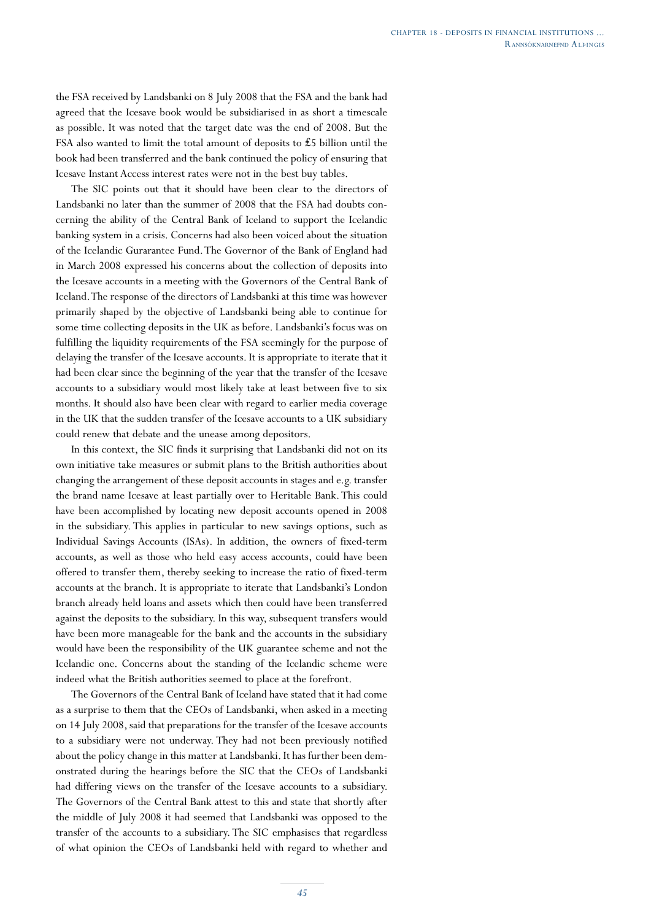the FSA received by Landsbanki on 8 July 2008 that the FSA and the bank had agreed that the Icesave book would be subsidiarised in as short a timescale as possible. It was noted that the target date was the end of 2008. But the FSA also wanted to limit the total amount of deposits to £5 billion until the book had been transferred and the bank continued the policy of ensuring that Icesave Instant Access interest rates were not in the best buy tables.

The SIC points out that it should have been clear to the directors of Landsbanki no later than the summer of 2008 that the FSA had doubts concerning the ability of the Central Bank of Iceland to support the Icelandic banking system in a crisis. Concerns had also been voiced about the situation of the Icelandic Gurarantee Fund. The Governor of the Bank of England had in March 2008 expressed his concerns about the collection of deposits into the Icesave accounts in a meeting with the Governors of the Central Bank of Iceland. The response of the directors of Landsbanki at this time was however primarily shaped by the objective of Landsbanki being able to continue for some time collecting deposits in the UK as before. Landsbanki's focus was on fulfilling the liquidity requirements of the FSA seemingly for the purpose of delaying the transfer of the Icesave accounts. It is appropriate to iterate that it had been clear since the beginning of the year that the transfer of the Icesave accounts to a subsidiary would most likely take at least between five to six months. It should also have been clear with regard to earlier media coverage in the UK that the sudden transfer of the Icesave accounts to a UK subsidiary could renew that debate and the unease among depositors.

In this context, the SIC finds it surprising that Landsbanki did not on its own initiative take measures or submit plans to the British authorities about changing the arrangement of these deposit accounts in stages and e.g. transfer the brand name Icesave at least partially over to Heritable Bank. This could have been accomplished by locating new deposit accounts opened in 2008 in the subsidiary. This applies in particular to new savings options, such as Individual Savings Accounts (ISAs). In addition, the owners of fixed-term accounts, as well as those who held easy access accounts, could have been offered to transfer them, thereby seeking to increase the ratio of fixed-term accounts at the branch. It is appropriate to iterate that Landsbanki's London branch already held loans and assets which then could have been transferred against the deposits to the subsidiary. In this way, subsequent transfers would have been more manageable for the bank and the accounts in the subsidiary would have been the responsibility of the UK guarantee scheme and not the Icelandic one. Concerns about the standing of the Icelandic scheme were indeed what the British authorities seemed to place at the forefront.

The Governors of the Central Bank of Iceland have stated that it had come as a surprise to them that the CEOs of Landsbanki, when asked in a meeting on 14 July 2008, said that preparations for the transfer of the Icesave accounts to a subsidiary were not underway. They had not been previously notified about the policy change in this matter at Landsbanki. It has further been demonstrated during the hearings before the SIC that the CEOs of Landsbanki had differing views on the transfer of the Icesave accounts to a subsidiary. The Governors of the Central Bank attest to this and state that shortly after the middle of July 2008 it had seemed that Landsbanki was opposed to the transfer of the accounts to a subsidiary. The SIC emphasises that regardless of what opinion the CEOs of Landsbanki held with regard to whether and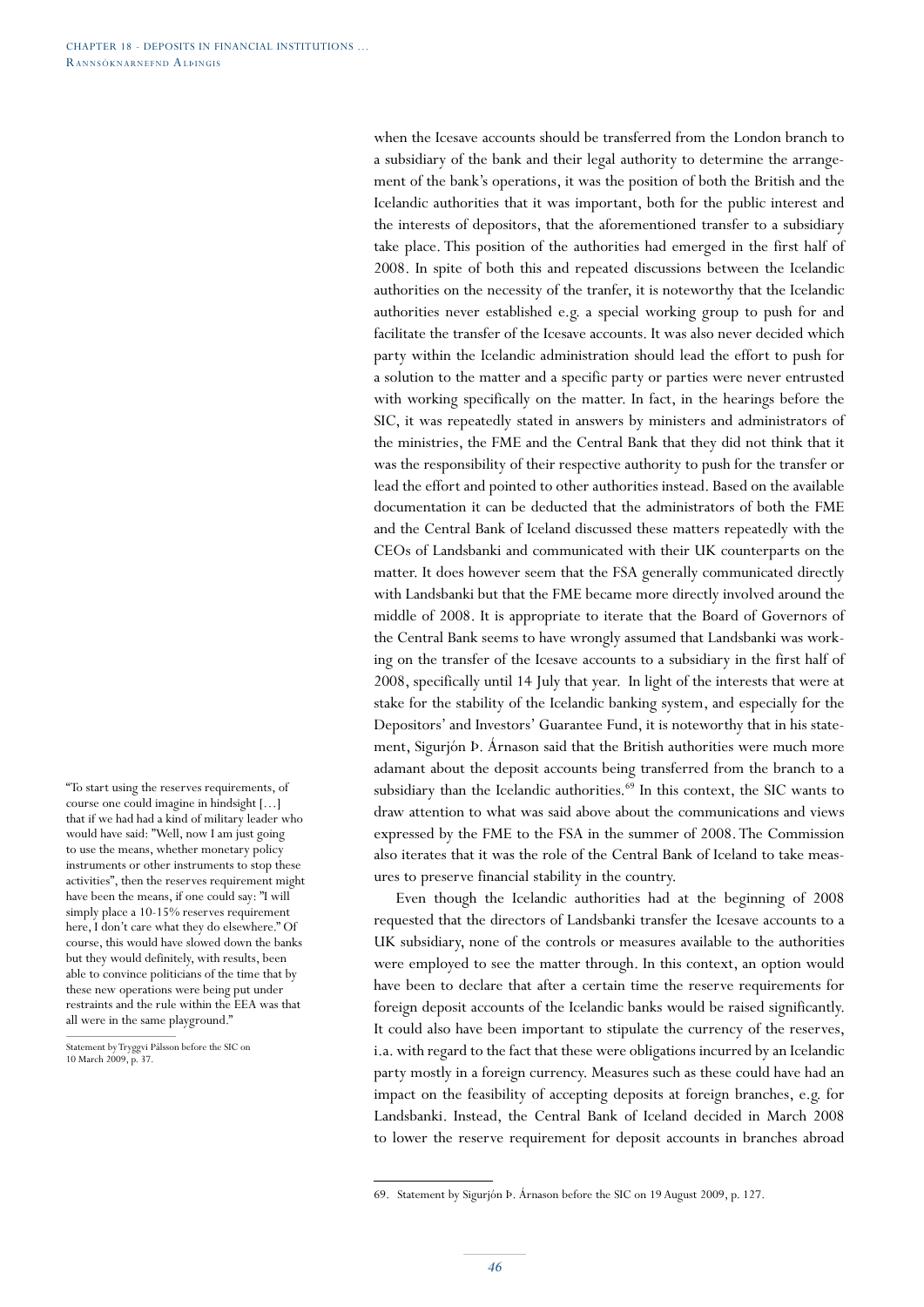when the Icesave accounts should be transferred from the London branch to a subsidiary of the bank and their legal authority to determine the arrangement of the bank's operations, it was the position of both the British and the Icelandic authorities that it was important, both for the public interest and the interests of depositors, that the aforementioned transfer to a subsidiary take place. This position of the authorities had emerged in the first half of 2008. In spite of both this and repeated discussions between the Icelandic authorities on the necessity of the tranfer, it is noteworthy that the Icelandic authorities never established e.g. a special working group to push for and facilitate the transfer of the Icesave accounts. It was also never decided which party within the Icelandic administration should lead the effort to push for a solution to the matter and a specific party or parties were never entrusted with working specifically on the matter. In fact, in the hearings before the SIC, it was repeatedly stated in answers by ministers and administrators of the ministries, the FME and the Central Bank that they did not think that it was the responsibility of their respective authority to push for the transfer or lead the effort and pointed to other authorities instead. Based on the available documentation it can be deducted that the administrators of both the FME and the Central Bank of Iceland discussed these matters repeatedly with the CEOs of Landsbanki and communicated with their UK counterparts on the matter. It does however seem that the FSA generally communicated directly with Landsbanki but that the FME became more directly involved around the middle of 2008. It is appropriate to iterate that the Board of Governors of the Central Bank seems to have wrongly assumed that Landsbanki was working on the transfer of the Icesave accounts to a subsidiary in the first half of 2008, specifically until 14 July that year. In light of the interests that were at stake for the stability of the Icelandic banking system, and especially for the Depositors' and Investors' Guarantee Fund, it is noteworthy that in his statement, Sigurjón Þ. Árnason said that the British authorities were much more adamant about the deposit accounts being transferred from the branch to a subsidiary than the Icelandic authorities.[69] In this context, the SIC wants to draw attention to what was said above about the communications and views expressed by the FME to the FSA in the summer of 2008. The Commission also iterates that it was the role of the Central Bank of Iceland to take measures to preserve financial stability in the country.

> "To start using the reserves requirements, of course one could imagine in hindsight […] that if we had had a kind of military leader who would have said: "Well, now I am just going to use the means, whether monetary policy instruments or other instruments to stop these activities", then the reserves requirement might have been the means, if one could say: "I will simply place a 10-15% reserves requirement here, I don't care what they do elsewhere." Of course, this would have slowed down the banks but they would definitely, with results, been able to convince politicians of the time that by these new operations were being put under restraints and the rule within the EEA was that all were in the same playground."
>
> Statement by Tryggvi Pálsson before the SIC on 10 March 2009, p. 37.

Even though the Icelandic authorities had at the beginning of 2008 requested that the directors of Landsbanki transfer the Icesave accounts to a UK subsidiary, none of the controls or measures available to the authorities were employed to see the matter through. In this context, an option would have been to declare that after a certain time the reserve requirements for foreign deposit accounts of the Icelandic banks would be raised significantly. It could also have been important to stipulate the currency of the reserves, i.a. with regard to the fact that these were obligations incurred by an Icelandic party mostly in a foreign currency. Measures such as these could have had an impact on the feasibility of accepting deposits at foreign branches, e.g. for Landsbanki. Instead, the Central Bank of Iceland decided in March 2008 to lower the reserve requirement for deposit accounts in branches abroad

69. Statement by Sigurjón Þ. Árnason before the SIC on 19 August 2009, p. 127.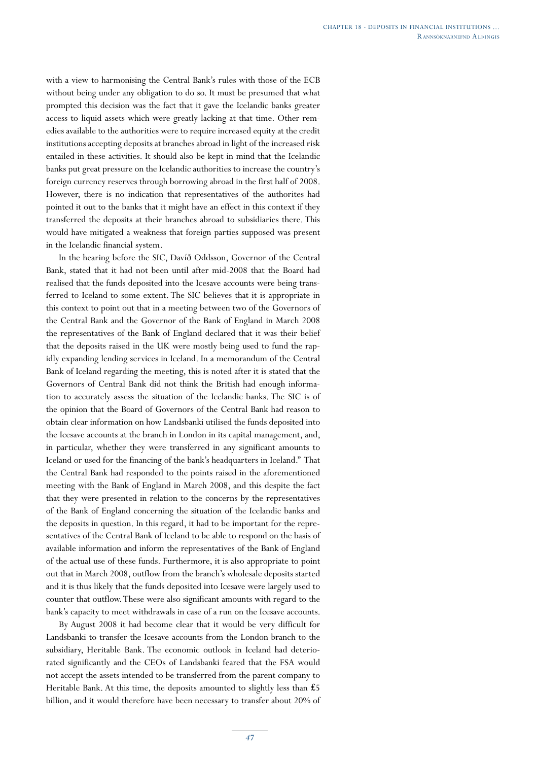with a view to harmonising the Central Bank's rules with those of the ECB without being under any obligation to do so. It must be presumed that what prompted this decision was the fact that it gave the Icelandic banks greater access to liquid assets which were greatly lacking at that time. Other remedies available to the authorities were to require increased equity at the credit institutions accepting deposits at branches abroad in light of the increased risk entailed in these activities. It should also be kept in mind that the Icelandic banks put great pressure on the Icelandic authorities to increase the country's foreign currency reserves through borrowing abroad in the first half of 2008. However, there is no indication that representatives of the authorites had pointed it out to the banks that it might have an effect in this context if they transferred the deposits at their branches abroad to subsidiaries there. This would have mitigated a weakness that foreign parties supposed was present in the Icelandic financial system.

In the hearing before the SIC, Davíð Oddsson, Governor of the Central Bank, stated that it had not been until after mid-2008 that the Board had realised that the funds deposited into the Icesave accounts were being transferred to Iceland to some extent. The SIC believes that it is appropriate in this context to point out that in a meeting between two of the Governors of the Central Bank and the Governor of the Bank of England in March 2008 the representatives of the Bank of England declared that it was their belief that the deposits raised in the UK were mostly being used to fund the rapidly expanding lending services in Iceland. In a memorandum of the Central Bank of Iceland regarding the meeting, this is noted after it is stated that the Governors of Central Bank did not think the British had enough information to accurately assess the situation of the Icelandic banks. The SIC is of the opinion that the Board of Governors of the Central Bank had reason to obtain clear information on how Landsbanki utilised the funds deposited into the Icesave accounts at the branch in London in its capital management, and, in particular, whether they were transferred in any significant amounts to Iceland or used for the financing of the bank's headquarters in Iceland." That the Central Bank had responded to the points raised in the aforementioned meeting with the Bank of England in March 2008, and this despite the fact that they were presented in relation to the concerns by the representatives of the Bank of England concerning the situation of the Icelandic banks and the deposits in question. In this regard, it had to be important for the representatives of the Central Bank of Iceland to be able to respond on the basis of available information and inform the representatives of the Bank of England of the actual use of these funds. Furthermore, it is also appropriate to point out that in March 2008, outflow from the branch's wholesale deposits started and it is thus likely that the funds deposited into Icesave were largely used to counter that outflow. These were also significant amounts with regard to the bank's capacity to meet withdrawals in case of a run on the Icesave accounts.

By August 2008 it had become clear that it would be very difficult for Landsbanki to transfer the Icesave accounts from the London branch to the subsidiary, Heritable Bank. The economic outlook in Iceland had deteriorated significantly and the CEOs of Landsbanki feared that the FSA would not accept the assets intended to be transferred from the parent company to Heritable Bank. At this time, the deposits amounted to slightly less than £5 billion, and it would therefore have been necessary to transfer about 20% of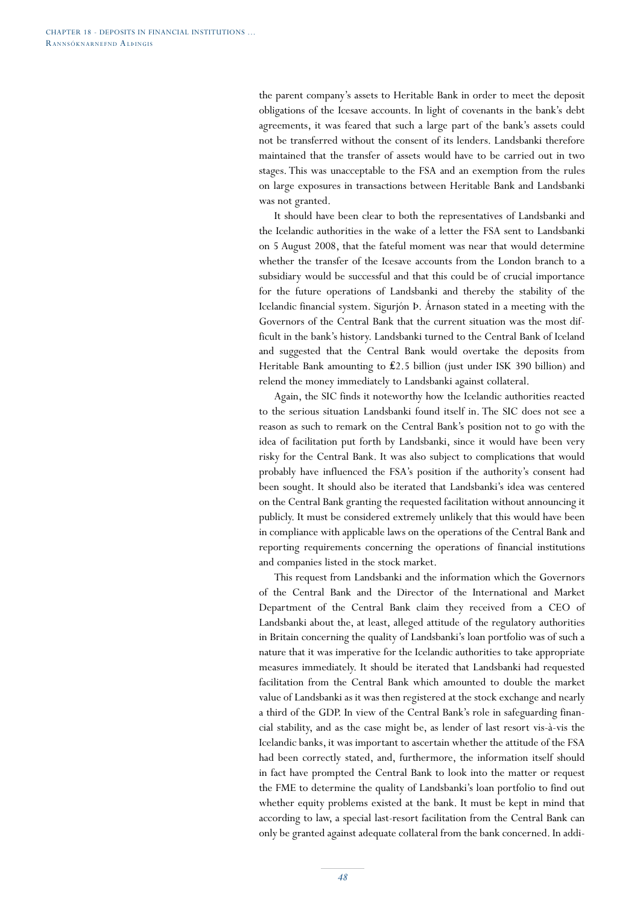the parent company's assets to Heritable Bank in order to meet the deposit obligations of the Icesave accounts. In light of covenants in the bank's debt agreements, it was feared that such a large part of the bank's assets could not be transferred without the consent of its lenders. Landsbanki therefore maintained that the transfer of assets would have to be carried out in two stages. This was unacceptable to the FSA and an exemption from the rules on large exposures in transactions between Heritable Bank and Landsbanki was not granted.

It should have been clear to both the representatives of Landsbanki and the Icelandic authorities in the wake of a letter the FSA sent to Landsbanki on 5 August 2008, that the fateful moment was near that would determine whether the transfer of the Icesave accounts from the London branch to a subsidiary would be successful and that this could be of crucial importance for the future operations of Landsbanki and thereby the stability of the Icelandic financial system. Sigurjón Þ. Árnason stated in a meeting with the Governors of the Central Bank that the current situation was the most difficult in the bank's history. Landsbanki turned to the Central Bank of Iceland and suggested that the Central Bank would overtake the deposits from Heritable Bank amounting to £2.5 billion (just under ISK 390 billion) and relend the money immediately to Landsbanki against collateral.

Again, the SIC finds it noteworthy how the Icelandic authorities reacted to the serious situation Landsbanki found itself in. The SIC does not see a reason as such to remark on the Central Bank's position not to go with the idea of facilitation put forth by Landsbanki, since it would have been very risky for the Central Bank. It was also subject to complications that would probably have influenced the FSA's position if the authority's consent had been sought. It should also be iterated that Landsbanki's idea was centered on the Central Bank granting the requested facilitation without announcing it publicly. It must be considered extremely unlikely that this would have been in compliance with applicable laws on the operations of the Central Bank and reporting requirements concerning the operations of financial institutions and companies listed in the stock market.

This request from Landsbanki and the information which the Governors of the Central Bank and the Director of the International and Market Department of the Central Bank claim they received from a CEO of Landsbanki about the, at least, alleged attitude of the regulatory authorities in Britain concerning the quality of Landsbanki's loan portfolio was of such a nature that it was imperative for the Icelandic authorities to take appropriate measures immediately. It should be iterated that Landsbanki had requested facilitation from the Central Bank which amounted to double the market value of Landsbanki as it was then registered at the stock exchange and nearly a third of the GDP. In view of the Central Bank's role in safeguarding financial stability, and as the case might be, as lender of last resort vis-à-vis the Icelandic banks, it was important to ascertain whether the attitude of the FSA had been correctly stated, and, furthermore, the information itself should in fact have prompted the Central Bank to look into the matter or request the FME to determine the quality of Landsbanki's loan portfolio to find out whether equity problems existed at the bank. It must be kept in mind that according to law, a special last-resort facilitation from the Central Bank can only be granted against adequate collateral from the bank concerned. In addi-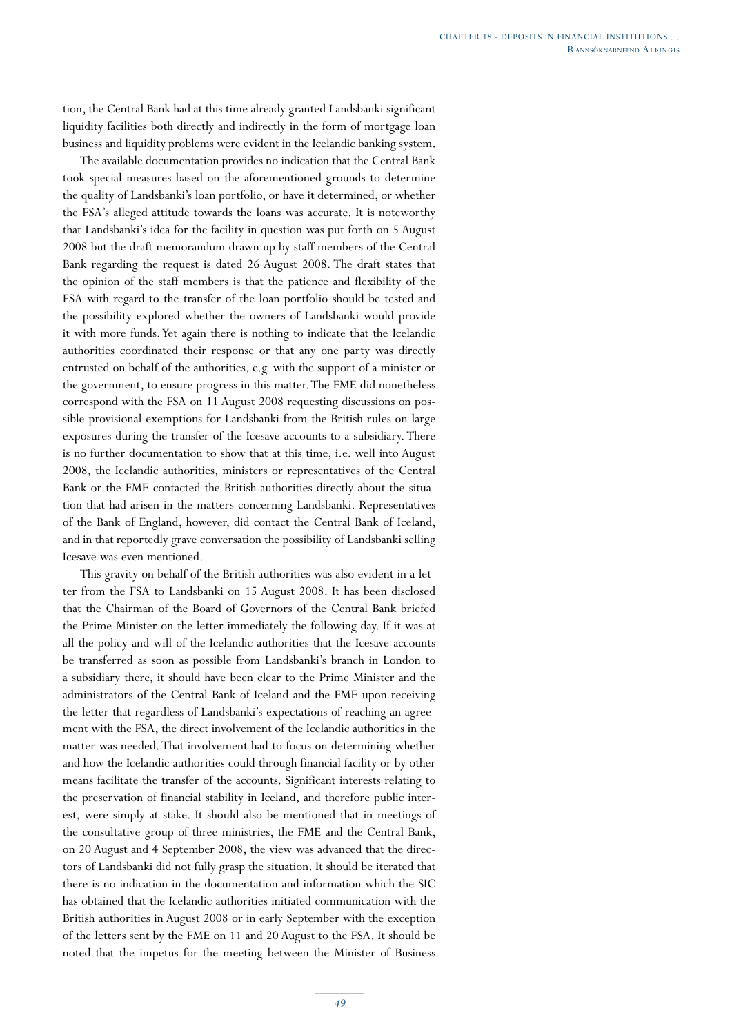tion, the Central Bank had at this time already granted Landsbanki significant liquidity facilities both directly and indirectly in the form of mortgage loan business and liquidity problems were evident in the Icelandic banking system.

The available documentation provides no indication that the Central Bank took special measures based on the aforementioned grounds to determine the quality of Landsbanki's loan portfolio, or have it determined, or whether the FSA's alleged attitude towards the loans was accurate. It is noteworthy that Landsbanki's idea for the facility in question was put forth on 5 August 2008 but the draft memorandum drawn up by staff members of the Central Bank regarding the request is dated 26 August 2008. The draft states that the opinion of the staff members is that the patience and flexibility of the FSA with regard to the transfer of the loan portfolio should be tested and the possibility explored whether the owners of Landsbanki would provide it with more funds. Yet again there is nothing to indicate that the Icelandic authorities coordinated their response or that any one party was directly entrusted on behalf of the authorities, e.g. with the support of a minister or the government, to ensure progress in this matter. The FME did nonetheless correspond with the FSA on 11 August 2008 requesting discussions on possible provisional exemptions for Landsbanki from the British rules on large exposures during the transfer of the Icesave accounts to a subsidiary. There is no further documentation to show that at this time, i.e. well into August 2008, the Icelandic authorities, ministers or representatives of the Central Bank or the FME contacted the British authorities directly about the situation that had arisen in the matters concerning Landsbanki. Representatives of the Bank of England, however, did contact the Central Bank of Iceland, and in that reportedly grave conversation the possibility of Landsbanki selling Icesave was even mentioned.

This gravity on behalf of the British authorities was also evident in a letter from the FSA to Landsbanki on 15 August 2008. It has been disclosed that the Chairman of the Board of Governors of the Central Bank briefed the Prime Minister on the letter immediately the following day. If it was at all the policy and will of the Icelandic authorities that the Icesave accounts be transferred as soon as possible from Landsbanki's branch in London to a subsidiary there, it should have been clear to the Prime Minister and the administrators of the Central Bank of Iceland and the FME upon receiving the letter that regardless of Landsbanki's expectations of reaching an agreement with the FSA, the direct involvement of the Icelandic authorities in the matter was needed. That involvement had to focus on determining whether and how the Icelandic authorities could through financial facility or by other means facilitate the transfer of the accounts. Significant interests relating to the preservation of financial stability in Iceland, and therefore public interest, were simply at stake. It should also be mentioned that in meetings of the consultative group of three ministries, the FME and the Central Bank, on 20 August and 4 September 2008, the view was advanced that the directors of Landsbanki did not fully grasp the situation. It should be iterated that there is no indication in the documentation and information which the SIC has obtained that the Icelandic authorities initiated communication with the British authorities in August 2008 or in early September with the exception of the letters sent by the FME on 11 and 20 August to the FSA. It should be noted that the impetus for the meeting between the Minister of Business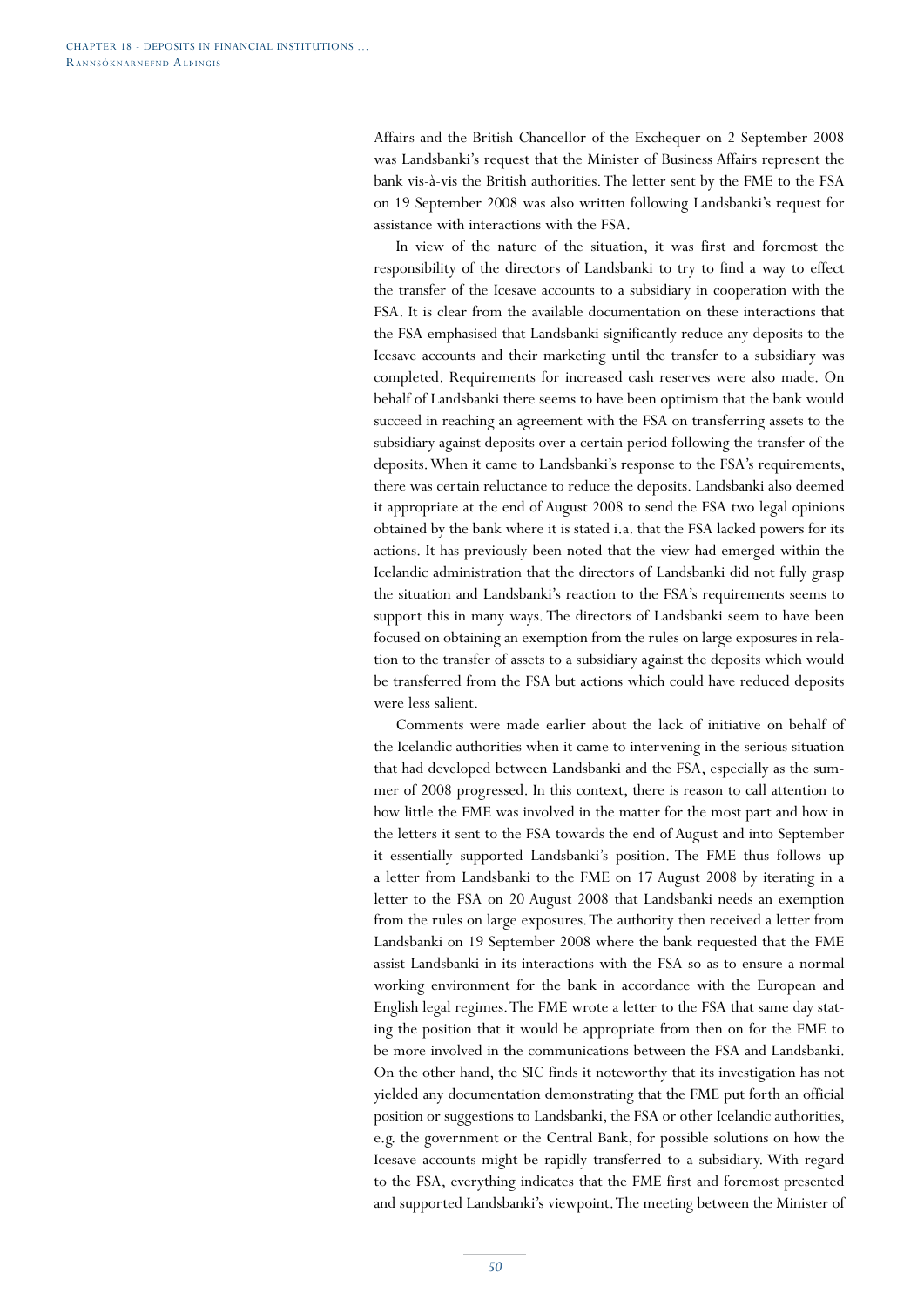Affairs and the British Chancellor of the Exchequer on 2 September 2008 was Landsbanki's request that the Minister of Business Affairs represent the bank vis-à-vis the British authorities. The letter sent by the FME to the FSA on 19 September 2008 was also written following Landsbanki's request for assistance with interactions with the FSA.

In view of the nature of the situation, it was first and foremost the responsibility of the directors of Landsbanki to try to find a way to effect the transfer of the Icesave accounts to a subsidiary in cooperation with the FSA. It is clear from the available documentation on these interactions that the FSA emphasised that Landsbanki significantly reduce any deposits to the Icesave accounts and their marketing until the transfer to a subsidiary was completed. Requirements for increased cash reserves were also made. On behalf of Landsbanki there seems to have been optimism that the bank would succeed in reaching an agreement with the FSA on transferring assets to the subsidiary against deposits over a certain period following the transfer of the deposits. When it came to Landsbanki's response to the FSA's requirements, there was certain reluctance to reduce the deposits. Landsbanki also deemed it appropriate at the end of August 2008 to send the FSA two legal opinions obtained by the bank where it is stated i.a. that the FSA lacked powers for its actions. It has previously been noted that the view had emerged within the Icelandic administration that the directors of Landsbanki did not fully grasp the situation and Landsbanki's reaction to the FSA's requirements seems to support this in many ways. The directors of Landsbanki seem to have been focused on obtaining an exemption from the rules on large exposures in relation to the transfer of assets to a subsidiary against the deposits which would be transferred from the FSA but actions which could have reduced deposits were less salient.

Comments were made earlier about the lack of initiative on behalf of the Icelandic authorities when it came to intervening in the serious situation that had developed between Landsbanki and the FSA, especially as the summer of 2008 progressed. In this context, there is reason to call attention to how little the FME was involved in the matter for the most part and how in the letters it sent to the FSA towards the end of August and into September it essentially supported Landsbanki's position. The FME thus follows up a letter from Landsbanki to the FME on 17 August 2008 by iterating in a letter to the FSA on 20 August 2008 that Landsbanki needs an exemption from the rules on large exposures. The authority then received a letter from Landsbanki on 19 September 2008 where the bank requested that the FME assist Landsbanki in its interactions with the FSA so as to ensure a normal working environment for the bank in accordance with the European and English legal regimes. The FME wrote a letter to the FSA that same day stating the position that it would be appropriate from then on for the FME to be more involved in the communications between the FSA and Landsbanki. On the other hand, the SIC finds it noteworthy that its investigation has not yielded any documentation demonstrating that the FME put forth an official position or suggestions to Landsbanki, the FSA or other Icelandic authorities, e.g. the government or the Central Bank, for possible solutions on how the Icesave accounts might be rapidly transferred to a subsidiary. With regard to the FSA, everything indicates that the FME first and foremost presented and supported Landsbanki's viewpoint. The meeting between the Minister of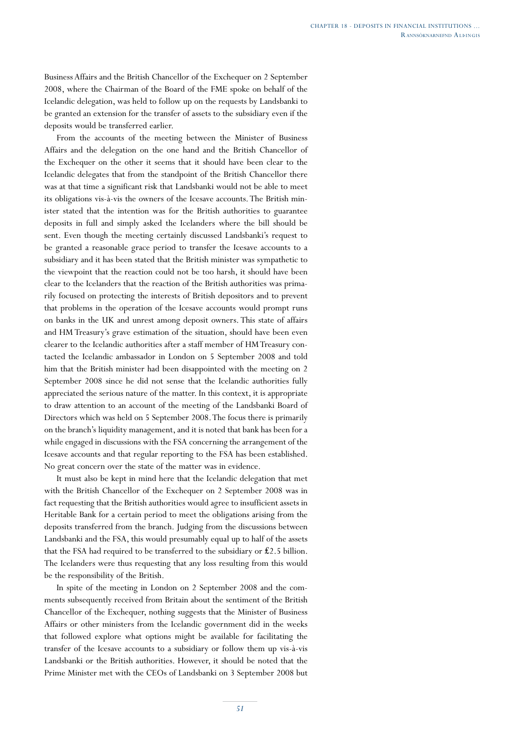Business Affairs and the British Chancellor of the Exchequer on 2 September 2008, where the Chairman of the Board of the FME spoke on behalf of the Icelandic delegation, was held to follow up on the requests by Landsbanki to be granted an extension for the transfer of assets to the subsidiary even if the deposits would be transferred earlier.

From the accounts of the meeting between the Minister of Business Affairs and the delegation on the one hand and the British Chancellor of the Exchequer on the other it seems that it should have been clear to the Icelandic delegates that from the standpoint of the British Chancellor there was at that time a significant risk that Landsbanki would not be able to meet its obligations vis-à-vis the owners of the Icesave accounts. The British minister stated that the intention was for the British authorities to guarantee deposits in full and simply asked the Icelanders where the bill should be sent. Even though the meeting certainly discussed Landsbanki's request to be granted a reasonable grace period to transfer the Icesave accounts to a subsidiary and it has been stated that the British minister was sympathetic to the viewpoint that the reaction could not be too harsh, it should have been clear to the Icelanders that the reaction of the British authorities was primarily focused on protecting the interests of British depositors and to prevent that problems in the operation of the Icesave accounts would prompt runs on banks in the UK and unrest among deposit owners. This state of affairs and HM Treasury's grave estimation of the situation, should have been even clearer to the Icelandic authorities after a staff member of HM Treasury contacted the Icelandic ambassador in London on 5 September 2008 and told him that the British minister had been disappointed with the meeting on 2 September 2008 since he did not sense that the Icelandic authorities fully appreciated the serious nature of the matter. In this context, it is appropriate to draw attention to an account of the meeting of the Landsbanki Board of Directors which was held on 5 September 2008. The focus there is primarily on the branch's liquidity management, and it is noted that bank has been for a while engaged in discussions with the FSA concerning the arrangement of the Icesave accounts and that regular reporting to the FSA has been established. No great concern over the state of the matter was in evidence.

It must also be kept in mind here that the Icelandic delegation that met with the British Chancellor of the Exchequer on 2 September 2008 was in fact requesting that the British authorities would agree to insufficient assets in Heritable Bank for a certain period to meet the obligations arising from the deposits transferred from the branch. Judging from the discussions between Landsbanki and the FSA, this would presumably equal up to half of the assets that the FSA had required to be transferred to the subsidiary or £2.5 billion. The Icelanders were thus requesting that any loss resulting from this would be the responsibility of the British.

In spite of the meeting in London on 2 September 2008 and the comments subsequently received from Britain about the sentiment of the British Chancellor of the Exchequer, nothing suggests that the Minister of Business Affairs or other ministers from the Icelandic government did in the weeks that followed explore what options might be available for facilitating the transfer of the Icesave accounts to a subsidiary or follow them up vis-à-vis Landsbanki or the British authorities. However, it should be noted that the Prime Minister met with the CEOs of Landsbanki on 3 September 2008 but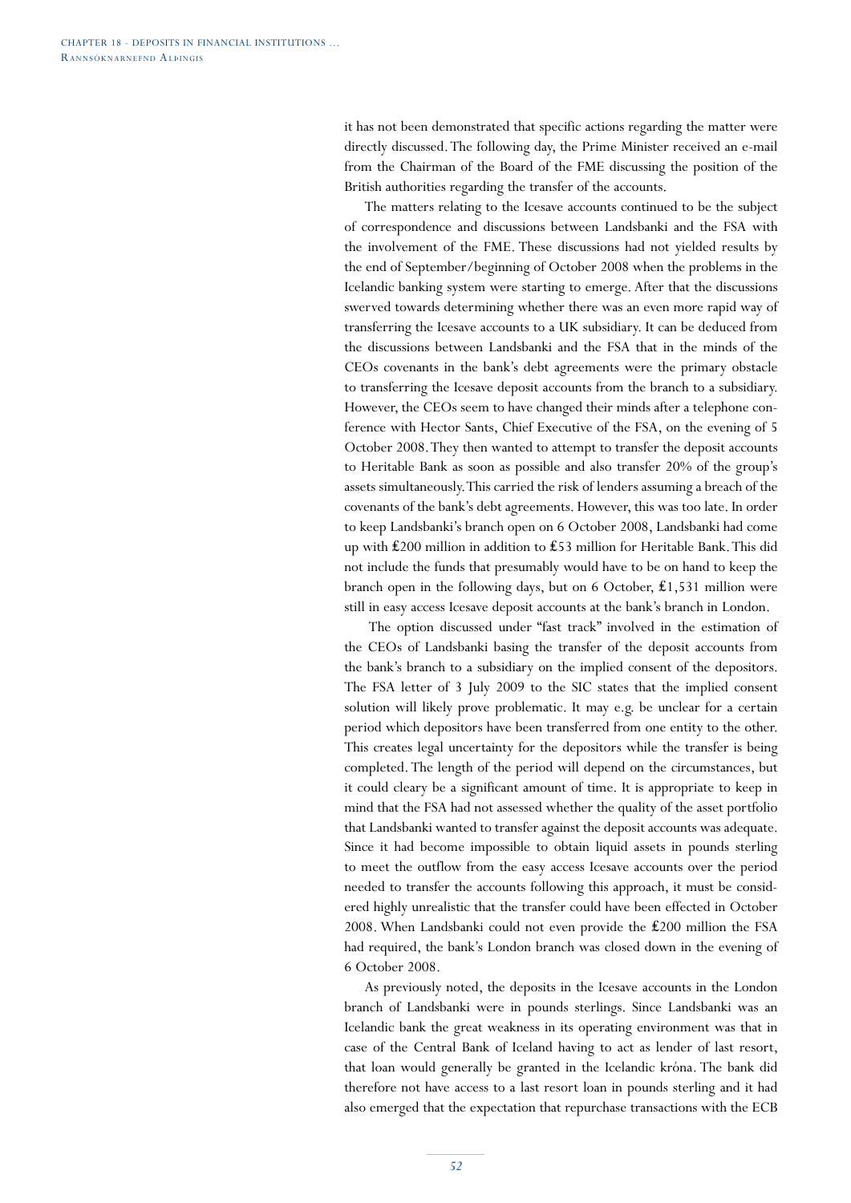it has not been demonstrated that specific actions regarding the matter were directly discussed. The following day, the Prime Minister received an e-mail from the Chairman of the Board of the FME discussing the position of the British authorities regarding the transfer of the accounts.

The matters relating to the Icesave accounts continued to be the subject of correspondence and discussions between Landsbanki and the FSA with the involvement of the FME. These discussions had not yielded results by the end of September/beginning of October 2008 when the problems in the Icelandic banking system were starting to emerge. After that the discussions swerved towards determining whether there was an even more rapid way of transferring the Icesave accounts to a UK subsidiary. It can be deduced from the discussions between Landsbanki and the FSA that in the minds of the CEOs covenants in the bank's debt agreements were the primary obstacle to transferring the Icesave deposit accounts from the branch to a subsidiary. However, the CEOs seem to have changed their minds after a telephone conference with Hector Sants, Chief Executive of the FSA, on the evening of 5 October 2008. They then wanted to attempt to transfer the deposit accounts to Heritable Bank as soon as possible and also transfer 20% of the group's assets simultaneously. This carried the risk of lenders assuming a breach of the covenants of the bank's debt agreements. However, this was too late. In order to keep Landsbanki's branch open on 6 October 2008, Landsbanki had come up with £200 million in addition to £53 million for Heritable Bank. This did not include the funds that presumably would have to be on hand to keep the branch open in the following days, but on 6 October, £1,531 million were still in easy access Icesave deposit accounts at the bank's branch in London.

The option discussed under "fast track" involved in the estimation of the CEOs of Landsbanki basing the transfer of the deposit accounts from the bank's branch to a subsidiary on the implied consent of the depositors. The FSA letter of 3 July 2009 to the SIC states that the implied consent solution will likely prove problematic. It may e.g. be unclear for a certain period which depositors have been transferred from one entity to the other. This creates legal uncertainty for the depositors while the transfer is being completed. The length of the period will depend on the circumstances, but it could cleary be a significant amount of time. It is appropriate to keep in mind that the FSA had not assessed whether the quality of the asset portfolio that Landsbanki wanted to transfer against the deposit accounts was adequate. Since it had become impossible to obtain liquid assets in pounds sterling to meet the outflow from the easy access Icesave accounts over the period needed to transfer the accounts following this approach, it must be considered highly unrealistic that the transfer could have been effected in October 2008. When Landsbanki could not even provide the £200 million the FSA had required, the bank's London branch was closed down in the evening of 6 October 2008.

As previously noted, the deposits in the Icesave accounts in the London branch of Landsbanki were in pounds sterlings. Since Landsbanki was an Icelandic bank the great weakness in its operating environment was that in case of the Central Bank of Iceland having to act as lender of last resort, that loan would generally be granted in the Icelandic króna. The bank did therefore not have access to a last resort loan in pounds sterling and it had also emerged that the expectation that repurchase transactions with the ECB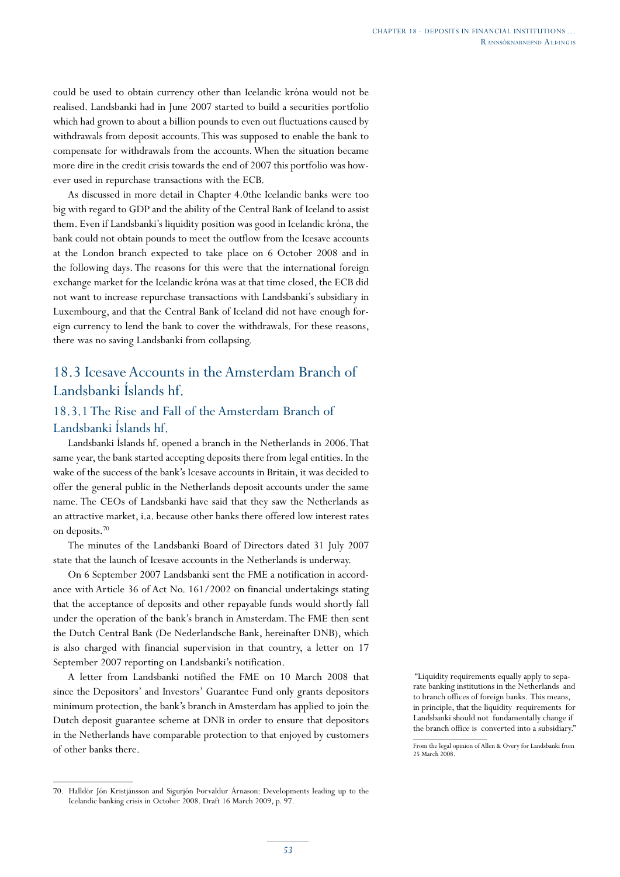could be used to obtain currency other than Icelandic króna would not be realised. Landsbanki had in June 2007 started to build a securities portfolio which had grown to about a billion pounds to even out fluctuations caused by withdrawals from deposit accounts. This was supposed to enable the bank to compensate for withdrawals from the accounts. When the situation became more dire in the credit crisis towards the end of 2007 this portfolio was however used in repurchase transactions with the ECB.

As discussed in more detail in Chapter 4.0the Icelandic banks were too big with regard to GDP and the ability of the Central Bank of Iceland to assist them. Even if Landsbanki's liquidity position was good in Icelandic króna, the bank could not obtain pounds to meet the outflow from the Icesave accounts at the London branch expected to take place on 6 October 2008 and in the following days. The reasons for this were that the international foreign exchange market for the Icelandic króna was at that time closed, the ECB did not want to increase repurchase transactions with Landsbanki's subsidiary in Luxembourg, and that the Central Bank of Iceland did not have enough foreign currency to lend the bank to cover the withdrawals. For these reasons, there was no saving Landsbanki from collapsing.

## 18.3 Icesave Accounts in the Amsterdam Branch of Landsbanki Íslands hf.

### 18.3.1 The Rise and Fall of the Amsterdam Branch of Landsbanki Íslands hf.

Landsbanki Íslands hf. opened a branch in the Netherlands in 2006. That same year, the bank started accepting deposits there from legal entities. In the wake of the success of the bank's Icesave accounts in Britain, it was decided to offer the general public in the Netherlands deposit accounts under the same name. The CEOs of Landsbanki have said that they saw the Netherlands as an attractive market, i.a. because other banks there offered low interest rates on deposits.[70]

The minutes of the Landsbanki Board of Directors dated 31 July 2007 state that the launch of Icesave accounts in the Netherlands is underway.

On 6 September 2007 Landsbanki sent the FME a notification in accordance with Article 36 of Act No. 161/2002 on financial undertakings stating that the acceptance of deposits and other repayable funds would shortly fall under the operation of the bank's branch in Amsterdam. The FME then sent the Dutch Central Bank (De Nederlandsche Bank, hereinafter DNB), which is also charged with financial supervision in that country, a letter on 17 September 2007 reporting on Landsbanki's notification.

A letter from Landsbanki notified the FME on 10 March 2008 that since the Depositors' and Investors' Guarantee Fund only grants depositors minimum protection, the bank's branch in Amsterdam has applied to join the Dutch deposit guarantee scheme at DNB in order to ensure that depositors in the Netherlands have comparable protection to that enjoyed by customers of other banks there.

"Liquidity requirements equally apply to separate banking institutions in the Netherlands and to branch offices of foreign banks. This means, in principle, that the liquidity requirements for Landsbanki should not fundamentally change if the branch office is converted into a subsidiary."

From the legal opinion of Allen & Overy for Landsbanki from 25 March 2008.

---

70. Halldór Jón Kristjánsson and Sigurjón Þorvaldur Árnason: Developments leading up to the Icelandic banking crisis in October 2008. Draft 16 March 2009, p. 97.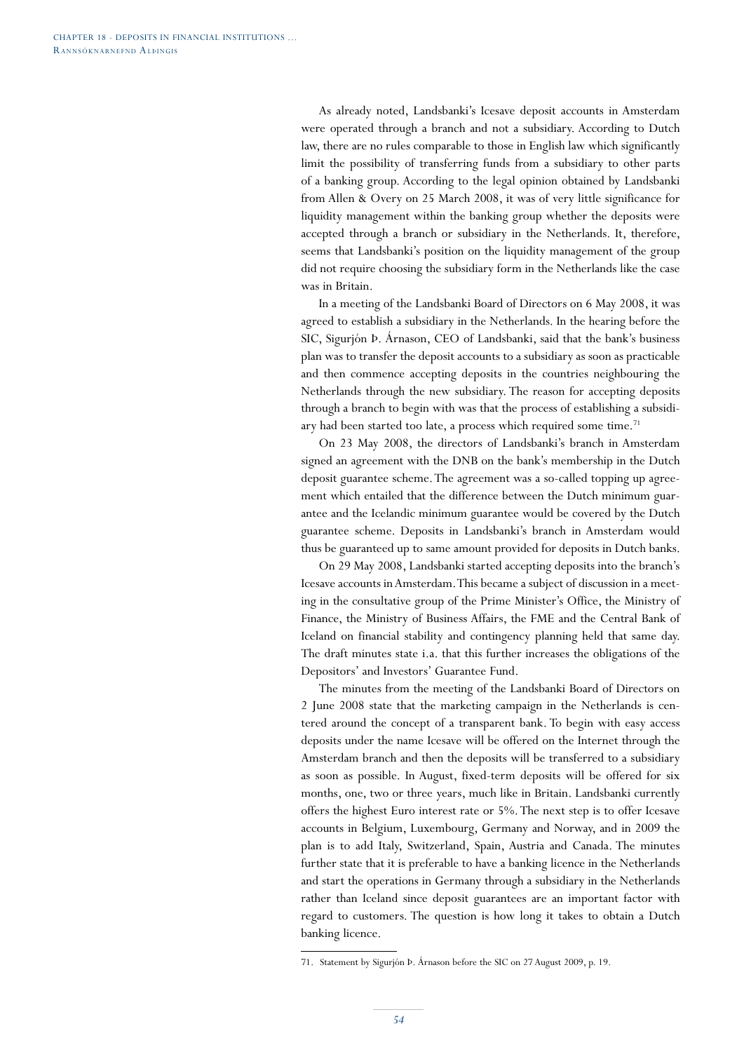As already noted, Landsbanki's Icesave deposit accounts in Amsterdam were operated through a branch and not a subsidiary. According to Dutch law, there are no rules comparable to those in English law which significantly limit the possibility of transferring funds from a subsidiary to other parts of a banking group. According to the legal opinion obtained by Landsbanki from Allen & Overy on 25 March 2008, it was of very little significance for liquidity management within the banking group whether the deposits were accepted through a branch or subsidiary in the Netherlands. It, therefore, seems that Landsbanki's position on the liquidity management of the group did not require choosing the subsidiary form in the Netherlands like the case was in Britain.

In a meeting of the Landsbanki Board of Directors on 6 May 2008, it was agreed to establish a subsidiary in the Netherlands. In the hearing before the SIC, Sigurjón Þ. Árnason, CEO of Landsbanki, said that the bank's business plan was to transfer the deposit accounts to a subsidiary as soon as practicable and then commence accepting deposits in the countries neighbouring the Netherlands through the new subsidiary. The reason for accepting deposits through a branch to begin with was that the process of establishing a subsidiary had been started too late, a process which required some time.[71]

On 23 May 2008, the directors of Landsbanki's branch in Amsterdam signed an agreement with the DNB on the bank's membership in the Dutch deposit guarantee scheme. The agreement was a so-called topping up agreement which entailed that the difference between the Dutch minimum guarantee and the Icelandic minimum guarantee would be covered by the Dutch guarantee scheme. Deposits in Landsbanki's branch in Amsterdam would thus be guaranteed up to same amount provided for deposits in Dutch banks.

On 29 May 2008, Landsbanki started accepting deposits into the branch's Icesave accounts in Amsterdam. This became a subject of discussion in a meeting in the consultative group of the Prime Minister's Office, the Ministry of Finance, the Ministry of Business Affairs, the FME and the Central Bank of Iceland on financial stability and contingency planning held that same day. The draft minutes state i.a. that this further increases the obligations of the Depositors' and Investors' Guarantee Fund.

The minutes from the meeting of the Landsbanki Board of Directors on 2 June 2008 state that the marketing campaign in the Netherlands is centered around the concept of a transparent bank. To begin with easy access deposits under the name Icesave will be offered on the Internet through the Amsterdam branch and then the deposits will be transferred to a subsidiary as soon as possible. In August, fixed-term deposits will be offered for six months, one, two or three years, much like in Britain. Landsbanki currently offers the highest Euro interest rate or 5%. The next step is to offer Icesave accounts in Belgium, Luxembourg, Germany and Norway, and in 2009 the plan is to add Italy, Switzerland, Spain, Austria and Canada. The minutes further state that it is preferable to have a banking licence in the Netherlands and start the operations in Germany through a subsidiary in the Netherlands rather than Iceland since deposit guarantees are an important factor with regard to customers. The question is how long it takes to obtain a Dutch banking licence.

71. Statement by Sigurjón Þ. Árnason before the SIC on 27 August 2009, p. 19.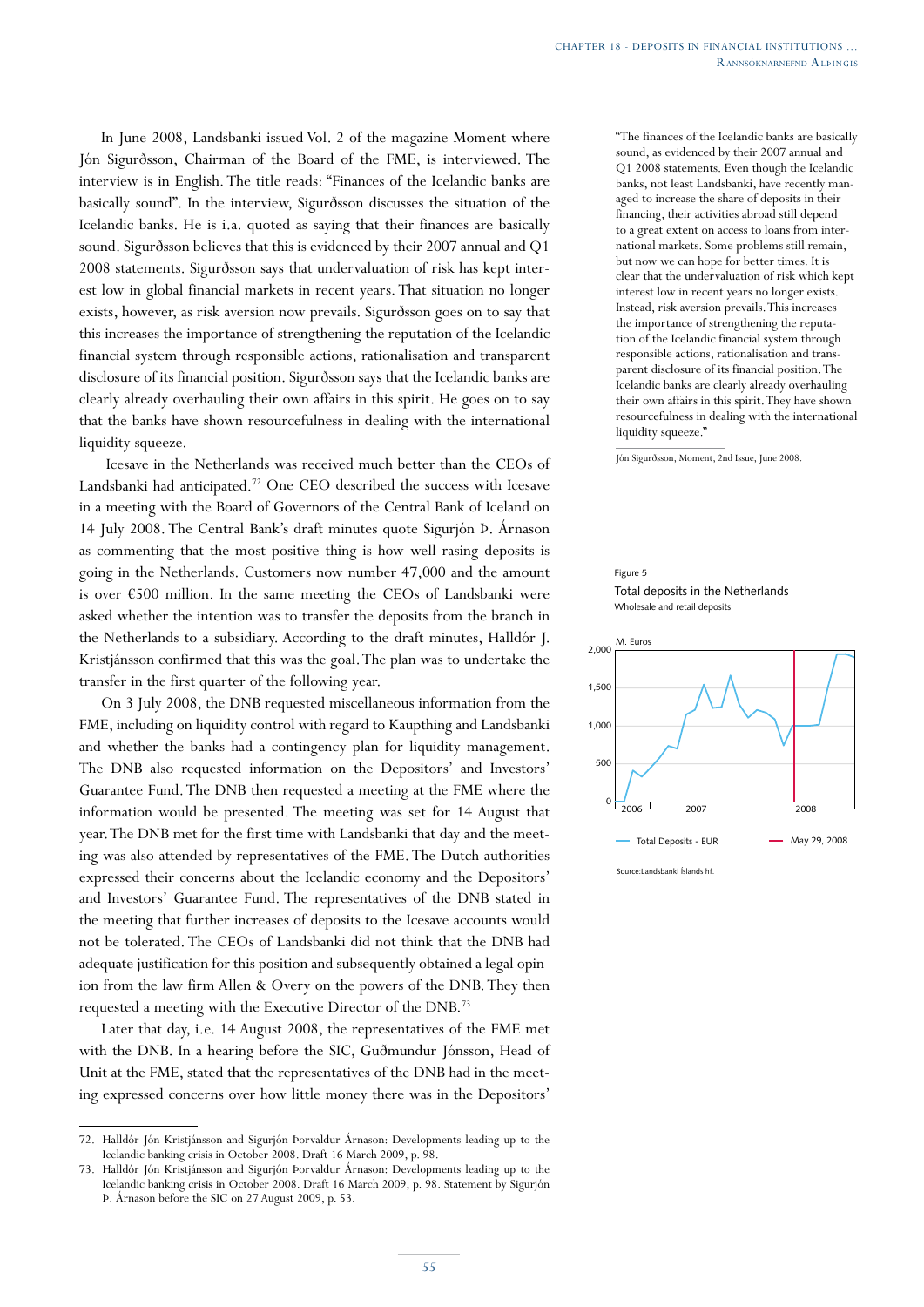In June 2008, Landsbanki issued Vol. 2 of the magazine Moment where Jón Sigurðsson, Chairman of the Board of the FME, is interviewed. The interview is in English. The title reads: "Finances of the Icelandic banks are basically sound". In the interview, Sigurðsson discusses the situation of the Icelandic banks. He is i.a. quoted as saying that their finances are basically sound. Sigurðsson believes that this is evidenced by their 2007 annual and Q1 2008 statements. Sigurðsson says that undervaluation of risk has kept interest low in global financial markets in recent years. That situation no longer exists, however, as risk aversion now prevails. Sigurðsson goes on to say that this increases the importance of strengthening the reputation of the Icelandic financial system through responsible actions, rationalisation and transparent disclosure of its financial position. Sigurðsson says that the Icelandic banks are clearly already overhauling their own affairs in this spirit. He goes on to say that the banks have shown resourcefulness in dealing with the international liquidity squeeze.

Icesave in the Netherlands was received much better than the CEOs of Landsbanki had anticipated.[72] One CEO described the success with Icesave in a meeting with the Board of Governors of the Central Bank of Iceland on 14 July 2008. The Central Bank's draft minutes quote Sigurjón Þ. Árnason as commenting that the most positive thing is how well raising deposits is going in the Netherlands. Customers now number 47,000 and the amount is over €500 million. In the same meeting the CEOs of Landsbanki were asked whether the intention was to transfer the deposits from the branch in the Netherlands to a subsidiary. According to the draft minutes, Halldór J. Kristjánsson confirmed that this was the goal. The plan was to undertake the transfer in the first quarter of the following year.

On 3 July 2008, the DNB requested miscellaneous information from the FME, including on liquidity control with regard to Kaupthing and Landsbanki and whether the banks had a contingency plan for liquidity management. The DNB also requested information on the Depositors' and Investors' Guarantee Fund. The DNB then requested a meeting at the FME where the information would be presented. The meeting was set for 14 August that year. The DNB met for the first time with Landsbanki that day and the meeting was also attended by representatives of the FME. The Dutch authorities expressed their concerns about the Icelandic economy and the Depositors' and Investors' Guarantee Fund. The representatives of the DNB stated in the meeting that further increases of deposits to the Icesave accounts would not be tolerated. The CEOs of Landsbanki did not think that the DNB had adequate justification for this position and subsequently obtained a legal opinion from the law firm Allen & Overy on the powers of the DNB. They then requested a meeting with the Executive Director of the DNB.[73]

Later that day, i.e. 14 August 2008, the representatives of the FME met with the DNB. In a hearing before the SIC, Guðmundur Jónsson, Head of Unit at the FME, stated that the representatives of the DNB had in the meeting expressed concerns over how little money there was in the Depositors'

> "The finances of the Icelandic banks are basically sound, as evidenced by their 2007 annual and Q1 2008 statements. Even though the Icelandic banks, not least Landsbanki, have recently managed to increase the share of deposits in their financing, their activities abroad still depend to a great extent on access to loans from international markets. Some problems still remain, but now we can hope for better times. It is clear that the undervaluation of risk which kept interest low in recent years no longer exists. Instead, risk aversion prevails. This increases the importance of strengthening the reputation of the Icelandic financial system through responsible actions, rationalisation and transparent disclosure of its financial position. The Icelandic banks are clearly already overhauling their own affairs in this spirit. They have shown resourcefulness in dealing with the international liquidity squeeze."
>
> Jón Sigurðsson, Moment, 2nd Issue, June 2008.

Figure 5
Total deposits in the Netherlands
Wholesale and retail deposits

Legend: Total Deposits - EUR; May 29, 2008 (M. Euros; 2006–2008)

Source: Landsbanki Íslands hf.

---

72. Halldór Jón Kristjánsson and Sigurjón Þorvaldur Árnason: Developments leading up to the Icelandic banking crisis in October 2008. Draft 16 March 2009, p. 98.

73. Halldór Jón Kristjánsson and Sigurjón Þorvaldur Árnason: Developments leading up to the Icelandic banking crisis in October 2008. Draft 16 March 2009, p. 98. Statement by Sigurjón Þ. Árnason before the SIC on 27 August 2009, p. 53.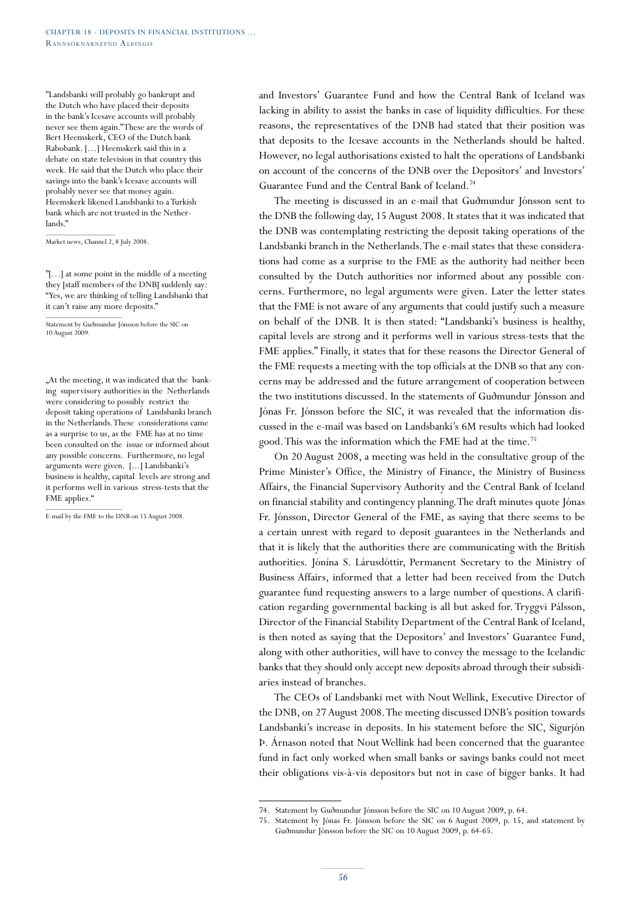"Landsbanki will probably go bankrupt and the Dutch who have placed their deposits in the bank's Icesave accounts will probably never see them again."These are the words of Bert Heemskerk, CEO of the Dutch bank Rabobank. [...] Heemskerk said this in a debate on state television in that country this week. He said that the Dutch who place their savings into the bank's Icesave accounts will probably never see that money again. Heemskerk likened Landsbanki to a Turkish bank which are not trusted in the Netherlands."

Market news, Channel 2, 8 July 2008.

"[...] at some point in the middle of a meeting they [staff members of the DNB] suddenly say: "Yes, we are thinking of telling Landsbanki that it can't raise any more deposits."

Statement by Guðmundur Jónsson before the SIC on 10 August 2009.

„At the meeting, it was indicated that the banking supervisory authorities in the Netherlands were considering to possibly restrict the deposit taking operations of Landsbanki branch in the Netherlands. These considerations came as a surprise to us, as the FME has at no time been consulted on the issue or informed about any possible concerns. Furthermore, no legal arguments were given. [...] Landsbanki's business is healthy, capital levels are strong and it performs well in various stress-tests that the FME applies."

E-mail by the FME to the DNB on 15 August 2008.

and Investors' Guarantee Fund and how the Central Bank of Iceland was lacking in ability to assist the banks in case of liquidity difficulties. For these reasons, the representatives of the DNB had stated that their position was that deposits to the Icesave accounts in the Netherlands should be halted. However, no legal authorisations existed to halt the operations of Landsbanki on account of the concerns of the DNB over the Depositors' and Investors' Guarantee Fund and the Central Bank of Iceland.[74]

The meeting is discussed in an e-mail that Guðmundur Jónsson sent to the DNB the following day, 15 August 2008. It states that it was indicated that the DNB was contemplating restricting the deposit taking operations of the Landsbanki branch in the Netherlands. The e-mail states that these considerations had come as a surprise to the FME as the authority had neither been consulted by the Dutch authorities nor informed about any possible concerns. Furthermore, no legal arguments were given. Later the letter states that the FME is not aware of any arguments that could justify such a measure on behalf of the DNB. It is then stated: "Landsbanki's business is healthy, capital levels are strong and it performs well in various stress-tests that the FME applies." Finally, it states that for these reasons the Director General of the FME requests a meeting with the top officials at the DNB so that any concerns may be addressed and the future arrangement of cooperation between the two institutions discussed. In the statements of Guðmundur Jónsson and Jónas Fr. Jónsson before the SIC, it was revealed that the information discussed in the e-mail was based on Landsbanki's 6M results which had looked good. This was the information which the FME had at the time.[75]

On 20 August 2008, a meeting was held in the consultative group of the Prime Minister's Office, the Ministry of Finance, the Ministry of Business Affairs, the Financial Supervisory Authority and the Central Bank of Iceland on financial stability and contingency planning. The draft minutes quote Jónas Fr. Jónsson, Director General of the FME, as saying that there seems to be a certain unrest with regard to deposit guarantees in the Netherlands and that it is likely that the authorities there are communicating with the British authorities. Jónína S. Lárusdóttir, Permanent Secretary to the Ministry of Business Affairs, informed that a letter had been received from the Dutch guarantee fund requesting answers to a large number of questions. A clarification regarding governmental backing is all but asked for. Tryggvi Pálsson, Director of the Financial Stability Department of the Central Bank of Iceland, is then noted as saying that the Depositors' and Investors' Guarantee Fund, along with other authorities, will have to convey the message to the Icelandic banks that they should only accept new deposits abroad through their subsidiaries instead of branches.

The CEOs of Landsbanki met with Nout Wellink, Executive Director of the DNB, on 27 August 2008. The meeting discussed DNB's position towards Landsbanki's increase in deposits. In his statement before the SIC, Sigurjón Þ. Árnason noted that Nout Wellink had been concerned that the guarantee fund in fact only worked when small banks or savings banks could not meet their obligations vis-à-vis depositors but not in case of bigger banks. It had

74. Statement by Guðmundur Jónsson before the SIC on 10 August 2009, p. 64.

75. Statement by Jónas Fr. Jónsson before the SIC on 6 August 2009, p. 15, and statement by Guðmundur Jónsson before the SIC on 10 August 2009, p. 64-65.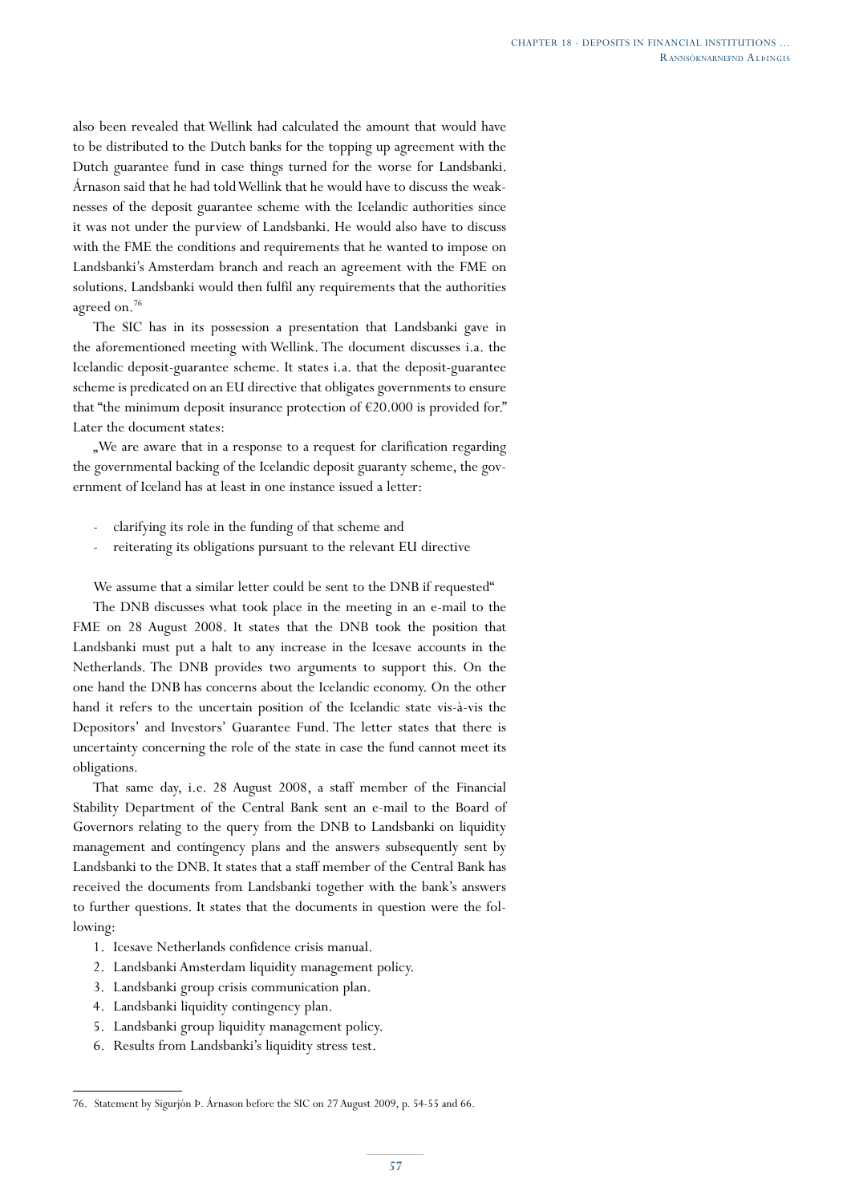also been revealed that Wellink had calculated the amount that would have to be distributed to the Dutch banks for the topping up agreement with the Dutch guarantee fund in case things turned for the worse for Landsbanki. Árnason said that he had told Wellink that he would have to discuss the weaknesses of the deposit guarantee scheme with the Icelandic authorities since it was not under the purview of Landsbanki. He would also have to discuss with the FME the conditions and requirements that he wanted to impose on Landsbanki's Amsterdam branch and reach an agreement with the FME on solutions. Landsbanki would then fulfil any requirements that the authorities agreed on.[76]

The SIC has in its possession a presentation that Landsbanki gave in the aforementioned meeting with Wellink. The document discusses i.a. the Icelandic deposit-guarantee scheme. It states i.a. that the deposit-guarantee scheme is predicated on an EU directive that obligates governments to ensure that "the minimum deposit insurance protection of €20.000 is provided for." Later the document states:

„We are aware that in a response to a request for clarification regarding the governmental backing of the Icelandic deposit guaranty scheme, the government of Iceland has at least in one instance issued a letter:

- clarifying its role in the funding of that scheme and
- reiterating its obligations pursuant to the relevant EU directive

We assume that a similar letter could be sent to the DNB if requested"

The DNB discusses what took place in the meeting in an e-mail to the FME on 28 August 2008. It states that the DNB took the position that Landsbanki must put a halt to any increase in the Icesave accounts in the Netherlands. The DNB provides two arguments to support this. On the one hand the DNB has concerns about the Icelandic economy. On the other hand it refers to the uncertain position of the Icelandic state vis-à-vis the Depositors' and Investors' Guarantee Fund. The letter states that there is uncertainty concerning the role of the state in case the fund cannot meet its obligations.

That same day, i.e. 28 August 2008, a staff member of the Financial Stability Department of the Central Bank sent an e-mail to the Board of Governors relating to the query from the DNB to Landsbanki on liquidity management and contingency plans and the answers subsequently sent by Landsbanki to the DNB. It states that a staff member of the Central Bank has received the documents from Landsbanki together with the bank's answers to further questions. It states that the documents in question were the following:

1. Icesave Netherlands confidence crisis manual.
2. Landsbanki Amsterdam liquidity management policy.
3. Landsbanki group crisis communication plan.
4. Landsbanki liquidity contingency plan.
5. Landsbanki group liquidity management policy.
6. Results from Landsbanki's liquidity stress test.

---

76. Statement by Sigurjón Þ. Árnason before the SIC on 27 August 2009, p. 54-55 and 66.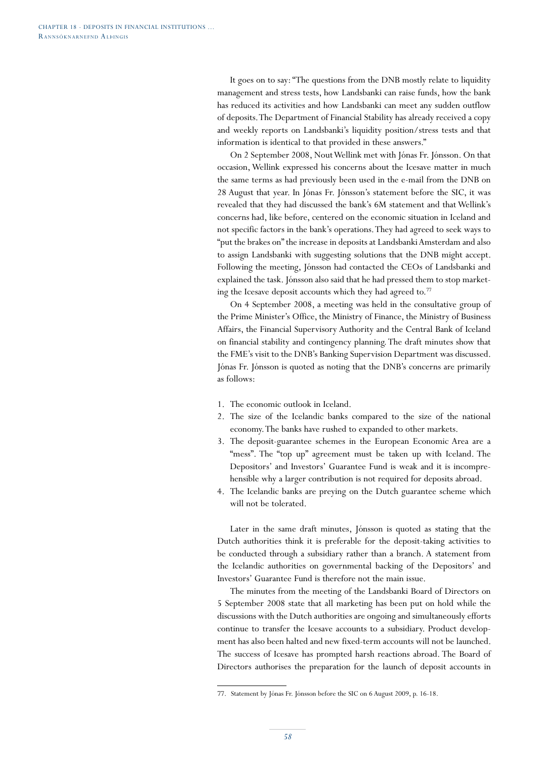It goes on to say: "The questions from the DNB mostly relate to liquidity management and stress tests, how Landsbanki can raise funds, how the bank has reduced its activities and how Landsbanki can meet any sudden outflow of deposits. The Department of Financial Stability has already received a copy and weekly reports on Landsbanki's liquidity position/stress tests and that information is identical to that provided in these answers."

On 2 September 2008, Nout Wellink met with Jónas Fr. Jónsson. On that occasion, Wellink expressed his concerns about the Icesave matter in much the same terms as had previously been used in the e-mail from the DNB on 28 August that year. In Jónas Fr. Jónsson's statement before the SIC, it was revealed that they had discussed the bank's 6M statement and that Wellink's concerns had, like before, centered on the economic situation in Iceland and not specific factors in the bank's operations. They had agreed to seek ways to "put the brakes on" the increase in deposits at Landsbanki Amsterdam and also to assign Landsbanki with suggesting solutions that the DNB might accept. Following the meeting, Jónsson had contacted the CEOs of Landsbanki and explained the task. Jónsson also said that he had pressed them to stop marketing the Icesave deposit accounts which they had agreed to.[77]

On 4 September 2008, a meeting was held in the consultative group of the Prime Minister's Office, the Ministry of Finance, the Ministry of Business Affairs, the Financial Supervisory Authority and the Central Bank of Iceland on financial stability and contingency planning. The draft minutes show that the FME's visit to the DNB's Banking Supervision Department was discussed. Jónas Fr. Jónsson is quoted as noting that the DNB's concerns are primarily as follows:

1. The economic outlook in Iceland.
2. The size of the Icelandic banks compared to the size of the national economy. The banks have rushed to expanded to other markets.
3. The deposit-guarantee schemes in the European Economic Area are a "mess". The "top up" agreement must be taken up with Iceland. The Depositors' and Investors' Guarantee Fund is weak and it is incomprehensible why a larger contribution is not required for deposits abroad.
4. The Icelandic banks are preying on the Dutch guarantee scheme which will not be tolerated.

Later in the same draft minutes, Jónsson is quoted as stating that the Dutch authorities think it is preferable for the deposit-taking activities to be conducted through a subsidiary rather than a branch. A statement from the Icelandic authorities on governmental backing of the Depositors' and Investors' Guarantee Fund is therefore not the main issue.

The minutes from the meeting of the Landsbanki Board of Directors on 5 September 2008 state that all marketing has been put on hold while the discussions with the Dutch authorities are ongoing and simultaneously efforts continue to transfer the Icesave accounts to a subsidiary. Product development has also been halted and new fixed-term accounts will not be launched. The success of Icesave has prompted harsh reactions abroad. The Board of Directors authorises the preparation for the launch of deposit accounts in

77. Statement by Jónas Fr. Jónsson before the SIC on 6 August 2009, p. 16-18.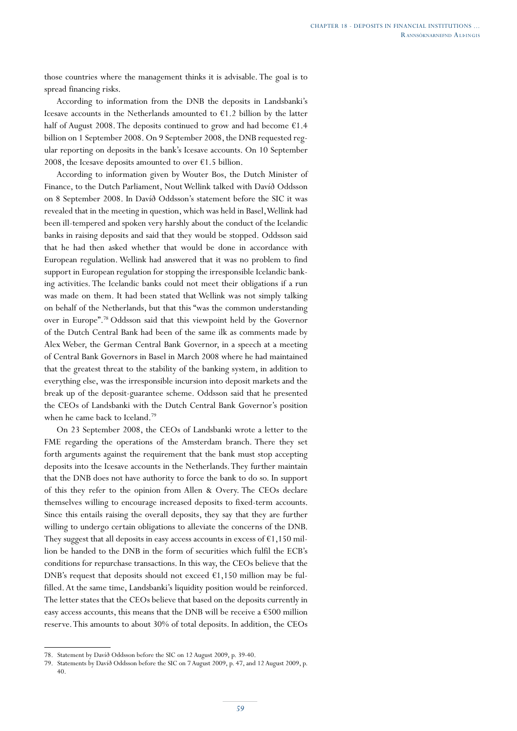those countries where the management thinks it is advisable. The goal is to spread financing risks.

According to information from the DNB the deposits in Landsbanki's Icesave accounts in the Netherlands amounted to €1.2 billion by the latter half of August 2008. The deposits continued to grow and had become €1.4 billion on 1 September 2008. On 9 September 2008, the DNB requested regular reporting on deposits in the bank's Icesave accounts. On 10 September 2008, the Icesave deposits amounted to over €1.5 billion.

According to information given by Wouter Bos, the Dutch Minister of Finance, to the Dutch Parliament, Nout Wellink talked with Davíð Oddsson on 8 September 2008. In Davíð Oddsson's statement before the SIC it was revealed that in the meeting in question, which was held in Basel, Wellink had been ill-tempered and spoken very harshly about the conduct of the Icelandic banks in raising deposits and said that they would be stopped. Oddsson said that he had then asked whether that would be done in accordance with European regulation. Wellink had answered that it was no problem to find support in European regulation for stopping the irresponsible Icelandic banking activities. The Icelandic banks could not meet their obligations if a run was made on them. It had been stated that Wellink was not simply talking on behalf of the Netherlands, but that this "was the common understanding over in Europe".[78] Oddsson said that this viewpoint held by the Governor of the Dutch Central Bank had been of the same ilk as comments made by Alex Weber, the German Central Bank Governor, in a speech at a meeting of Central Bank Governors in Basel in March 2008 where he had maintained that the greatest threat to the stability of the banking system, in addition to everything else, was the irresponsible incursion into deposit markets and the break up of the deposit-guarantee scheme. Oddsson said that he presented the CEOs of Landsbanki with the Dutch Central Bank Governor's position when he came back to Iceland.[79]

On 23 September 2008, the CEOs of Landsbanki wrote a letter to the FME regarding the operations of the Amsterdam branch. There they set forth arguments against the requirement that the bank must stop accepting deposits into the Icesave accounts in the Netherlands. They further maintain that the DNB does not have authority to force the bank to do so. In support of this they refer to the opinion from Allen & Overy. The CEOs declare themselves willing to encourage increased deposits to fixed-term accounts. Since this entails raising the overall deposits, they say that they are further willing to undergo certain obligations to alleviate the concerns of the DNB. They suggest that all deposits in easy access accounts in excess of €1,150 million be handed to the DNB in the form of securities which fulfil the ECB's conditions for repurchase transactions. In this way, the CEOs believe that the DNB's request that deposits should not exceed €1,150 million may be fulfilled. At the same time, Landsbanki's liquidity position would be reinforced. The letter states that the CEOs believe that based on the deposits currently in easy access accounts, this means that the DNB will be receive a €500 million reserve. This amounts to about 30% of total deposits. In addition, the CEOs

---

78. Statement by Davíð Oddsson before the SIC on 12 August 2009, p. 39-40.
79. Statements by Davíð Oddsson before the SIC on 7 August 2009, p. 47, and 12 August 2009, p. 40.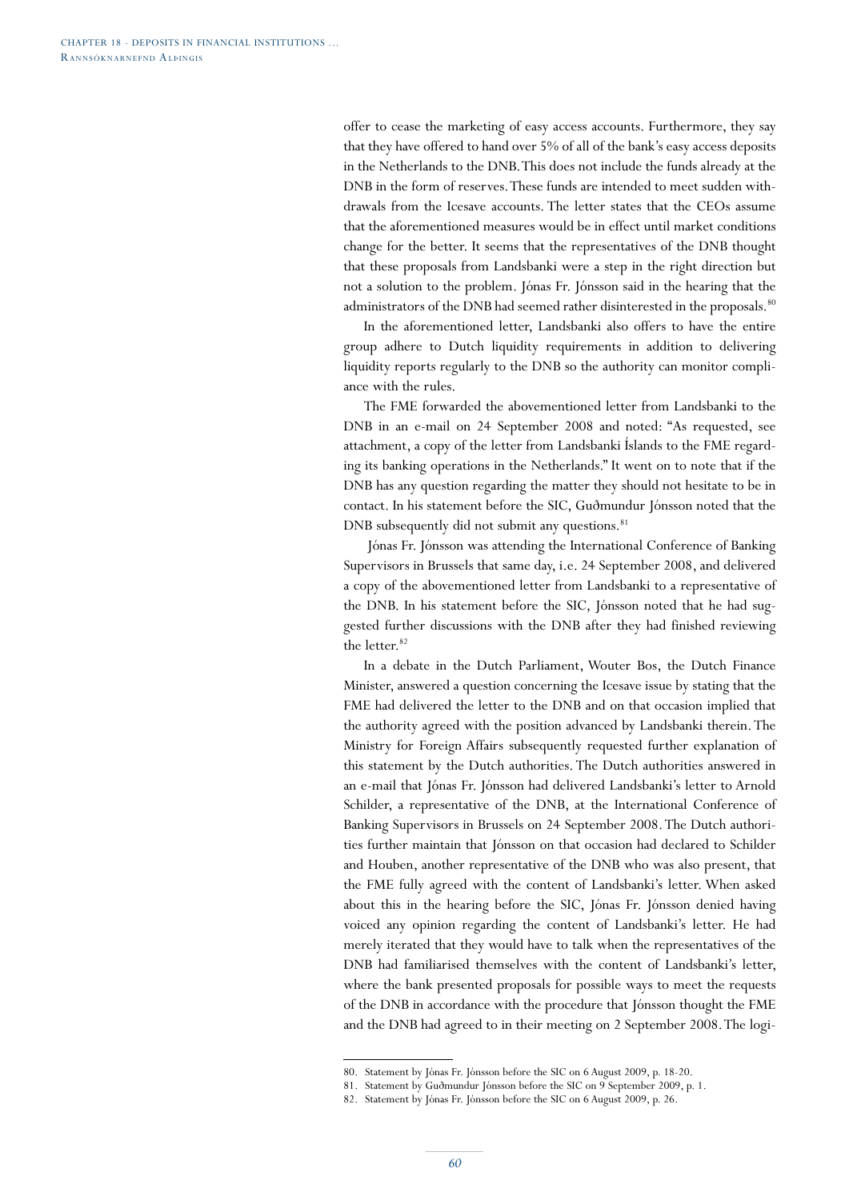offer to cease the marketing of easy access accounts. Furthermore, they say that they have offered to hand over 5% of all of the bank's easy access deposits in the Netherlands to the DNB. This does not include the funds already at the DNB in the form of reserves. These funds are intended to meet sudden withdrawals from the Icesave accounts. The letter states that the CEOs assume that the aforementioned measures would be in effect until market conditions change for the better. It seems that the representatives of the DNB thought that these proposals from Landsbanki were a step in the right direction but not a solution to the problem. Jónas Fr. Jónsson said in the hearing that the administrators of the DNB had seemed rather disinterested in the proposals.[80]

In the aforementioned letter, Landsbanki also offers to have the entire group adhere to Dutch liquidity requirements in addition to delivering liquidity reports regularly to the DNB so the authority can monitor compliance with the rules.

The FME forwarded the abovementioned letter from Landsbanki to the DNB in an e-mail on 24 September 2008 and noted: "As requested, see attachment, a copy of the letter from Landsbanki Íslands to the FME regarding its banking operations in the Netherlands." It went on to note that if the DNB has any question regarding the matter they should not hesitate to be in contact. In his statement before the SIC, Guðmundur Jónsson noted that the DNB subsequently did not submit any questions.[81]

Jónas Fr. Jónsson was attending the International Conference of Banking Supervisors in Brussels that same day, i.e. 24 September 2008, and delivered a copy of the abovementioned letter from Landsbanki to a representative of the DNB. In his statement before the SIC, Jónsson noted that he had suggested further discussions with the DNB after they had finished reviewing the letter.[82]

In a debate in the Dutch Parliament, Wouter Bos, the Dutch Finance Minister, answered a question concerning the Icesave issue by stating that the FME had delivered the letter to the DNB and on that occasion implied that the authority agreed with the position advanced by Landsbanki therein. The Ministry for Foreign Affairs subsequently requested further explanation of this statement by the Dutch authorities. The Dutch authorities answered in an e-mail that Jónas Fr. Jónsson had delivered Landsbanki's letter to Arnold Schilder, a representative of the DNB, at the International Conference of Banking Supervisors in Brussels on 24 September 2008. The Dutch authorities further maintain that Jónsson on that occasion had declared to Schilder and Houben, another representative of the DNB who was also present, that the FME fully agreed with the content of Landsbanki's letter. When asked about this in the hearing before the SIC, Jónas Fr. Jónsson denied having voiced any opinion regarding the content of Landsbanki's letter. He had merely iterated that they would have to talk when the representatives of the DNB had familiarised themselves with the content of Landsbanki's letter, where the bank presented proposals for possible ways to meet the requests of the DNB in accordance with the procedure that Jónsson thought the FME and the DNB had agreed to in their meeting on 2 September 2008. The logi-

---

80. Statement by Jónas Fr. Jónsson before the SIC on 6 August 2009, p. 18-20.

81. Statement by Guðmundur Jónsson before the SIC on 9 September 2009, p. 1.

82. Statement by Jónas Fr. Jónsson before the SIC on 6 August 2009, p. 26.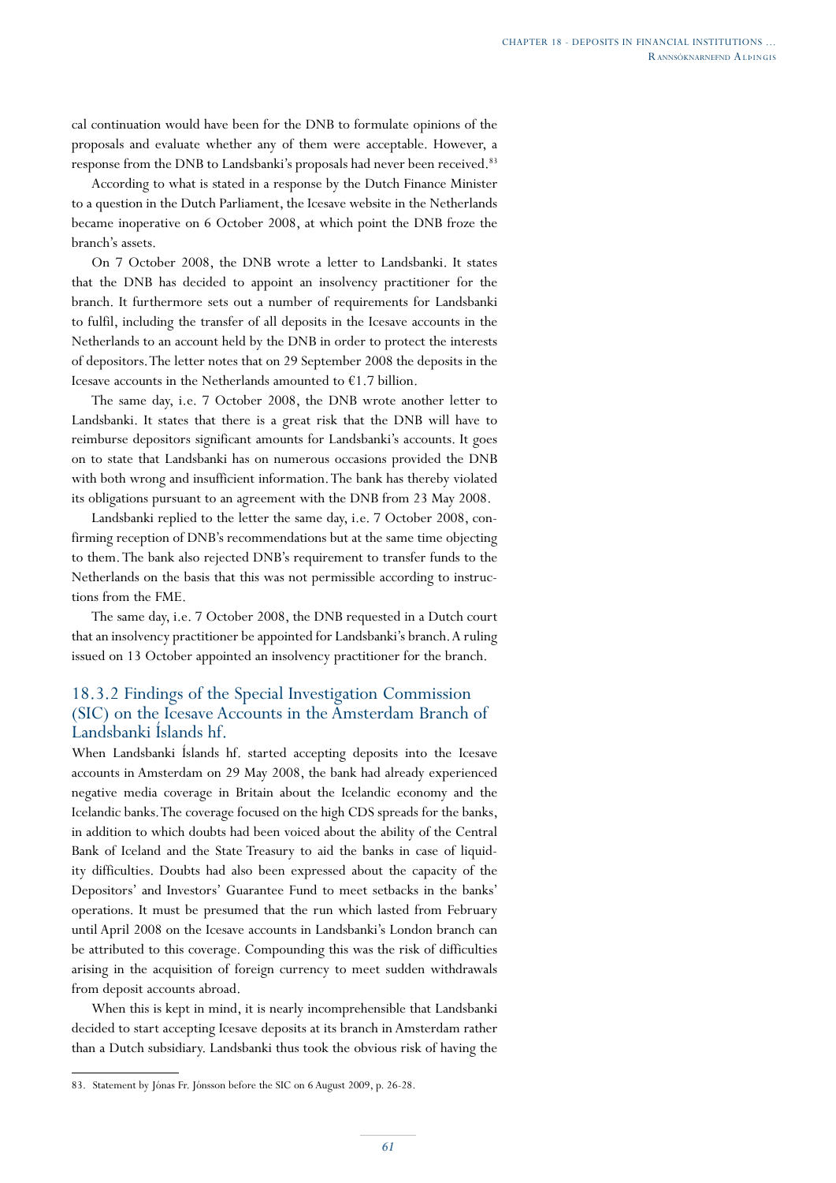cal continuation would have been for the DNB to formulate opinions of the proposals and evaluate whether any of them were acceptable. However, a response from the DNB to Landsbanki's proposals had never been received.[83]

According to what is stated in a response by the Dutch Finance Minister to a question in the Dutch Parliament, the Icesave website in the Netherlands became inoperative on 6 October 2008, at which point the DNB froze the branch's assets.

On 7 October 2008, the DNB wrote a letter to Landsbanki. It states that the DNB has decided to appoint an insolvency practitioner for the branch. It furthermore sets out a number of requirements for Landsbanki to fulfil, including the transfer of all deposits in the Icesave accounts in the Netherlands to an account held by the DNB in order to protect the interests of depositors. The letter notes that on 29 September 2008 the deposits in the Icesave accounts in the Netherlands amounted to €1.7 billion.

The same day, i.e. 7 October 2008, the DNB wrote another letter to Landsbanki. It states that there is a great risk that the DNB will have to reimburse depositors significant amounts for Landsbanki's accounts. It goes on to state that Landsbanki has on numerous occasions provided the DNB with both wrong and insufficient information. The bank has thereby violated its obligations pursuant to an agreement with the DNB from 23 May 2008.

Landsbanki replied to the letter the same day, i.e. 7 October 2008, confirming reception of DNB's recommendations but at the same time objecting to them. The bank also rejected DNB's requirement to transfer funds to the Netherlands on the basis that this was not permissible according to instructions from the FME.

The same day, i.e. 7 October 2008, the DNB requested in a Dutch court that an insolvency practitioner be appointed for Landsbanki's branch. A ruling issued on 13 October appointed an insolvency practitioner for the branch.

### 18.3.2 Findings of the Special Investigation Commission (SIC) on the Icesave Accounts in the Amsterdam Branch of Landsbanki Íslands hf.

When Landsbanki Íslands hf. started accepting deposits into the Icesave accounts in Amsterdam on 29 May 2008, the bank had already experienced negative media coverage in Britain about the Icelandic economy and the Icelandic banks. The coverage focused on the high CDS spreads for the banks, in addition to which doubts had been voiced about the ability of the Central Bank of Iceland and the State Treasury to aid the banks in case of liquidity difficulties. Doubts had also been expressed about the capacity of the Depositors' and Investors' Guarantee Fund to meet setbacks in the banks' operations. It must be presumed that the run which lasted from February until April 2008 on the Icesave accounts in Landsbanki's London branch can be attributed to this coverage. Compounding this was the risk of difficulties arising in the acquisition of foreign currency to meet sudden withdrawals from deposit accounts abroad.

When this is kept in mind, it is nearly incomprehensible that Landsbanki decided to start accepting Icesave deposits at its branch in Amsterdam rather than a Dutch subsidiary. Landsbanki thus took the obvious risk of having the

83. Statement by Jónas Fr. Jónsson before the SIC on 6 August 2009, p. 26-28.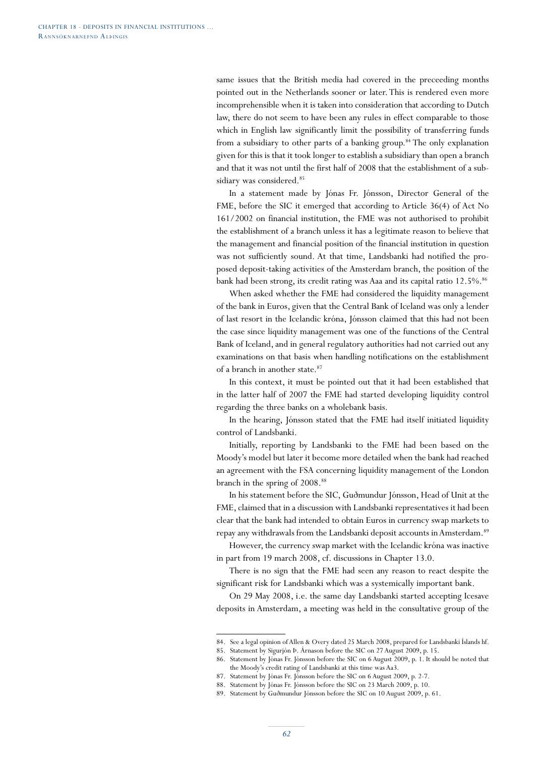same issues that the British media had covered in the preceeding months pointed out in the Netherlands sooner or later. This is rendered even more incomprehensible when it is taken into consideration that according to Dutch law, there do not seem to have been any rules in effect comparable to those which in English law significantly limit the possibility of transferring funds from a subsidiary to other parts of a banking group.[84] The only explanation given for this is that it took longer to establish a subsidiary than open a branch and that it was not until the first half of 2008 that the establishment of a subsidiary was considered.[85]

In a statement made by Jónas Fr. Jónsson, Director General of the FME, before the SIC it emerged that according to Article 36(4) of Act No 161/2002 on financial institution, the FME was not authorised to prohibit the establishment of a branch unless it has a legitimate reason to believe that the management and financial position of the financial institution in question was not sufficiently sound. At that time, Landsbanki had notified the proposed deposit-taking activities of the Amsterdam branch, the position of the bank had been strong, its credit rating was Aaa and its capital ratio 12.5%.[86]

When asked whether the FME had considered the liquidity management of the bank in Euros, given that the Central Bank of Iceland was only a lender of last resort in the Icelandic króna, Jónsson claimed that this had not been the case since liquidity management was one of the functions of the Central Bank of Iceland, and in general regulatory authorities had not carried out any examinations on that basis when handling notifications on the establishment of a branch in another state.[87]

In this context, it must be pointed out that it had been established that in the latter half of 2007 the FME had started developing liquidity control regarding the three banks on a wholebank basis.

In the hearing, Jónsson stated that the FME had itself initiated liquidity control of Landsbanki.

Initially, reporting by Landsbanki to the FME had been based on the Moody's model but later it become more detailed when the bank had reached an agreement with the FSA concerning liquidity management of the London branch in the spring of 2008.[88]

In his statement before the SIC, Guðmundur Jónsson, Head of Unit at the FME, claimed that in a discussion with Landsbanki representatives it had been clear that the bank had intended to obtain Euros in currency swap markets to repay any withdrawals from the Landsbanki deposit accounts in Amsterdam.[89]

However, the currency swap market with the Icelandic króna was inactive in part from 19 march 2008, cf. discussions in Chapter 13.0.

There is no sign that the FME had seen any reason to react despite the significant risk for Landsbanki which was a systemically important bank.

On 29 May 2008, i.e. the same day Landsbanki started accepting Icesave deposits in Amsterdam, a meeting was held in the consultative group of the

---

84. See a legal opinion of Allen & Overy dated 25 March 2008, prepared for Landsbanki Íslands hf.
85. Statement by Sigurjón Þ. Árnason before the SIC on 27 August 2009, p. 15.
86. Statement by Jónas Fr. Jónsson before the SIC on 6 August 2009, p. 1. It should be noted that the Moody's credit rating of Landsbanki at this time was Aa3.
87. Statement by Jónas Fr. Jónsson before the SIC on 6 August 2009, p. 2-7.
88. Statement by Jónas Fr. Jónsson before the SIC on 23 March 2009, p. 10.
89. Statement by Guðmundur Jónsson before the SIC on 10 August 2009, p. 61.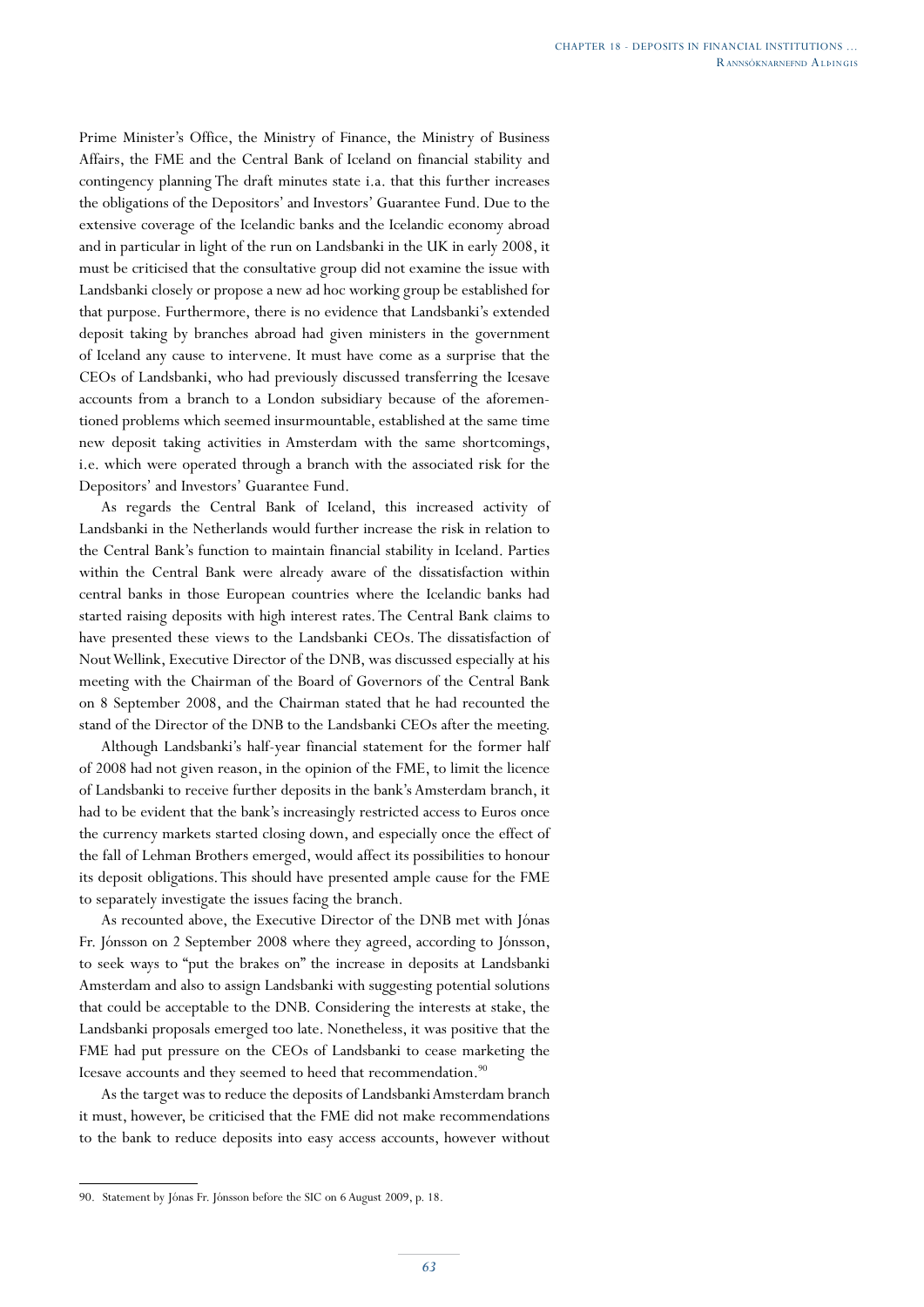Prime Minister's Office, the Ministry of Finance, the Ministry of Business Affairs, the FME and the Central Bank of Iceland on financial stability and contingency planning The draft minutes state i.a. that this further increases the obligations of the Depositors' and Investors' Guarantee Fund. Due to the extensive coverage of the Icelandic banks and the Icelandic economy abroad and in particular in light of the run on Landsbanki in the UK in early 2008, it must be criticised that the consultative group did not examine the issue with Landsbanki closely or propose a new ad hoc working group be established for that purpose. Furthermore, there is no evidence that Landsbanki's extended deposit taking by branches abroad had given ministers in the government of Iceland any cause to intervene. It must have come as a surprise that the CEOs of Landsbanki, who had previously discussed transferring the Icesave accounts from a branch to a London subsidiary because of the aforementioned problems which seemed insurmountable, established at the same time new deposit taking activities in Amsterdam with the same shortcomings, i.e. which were operated through a branch with the associated risk for the Depositors' and Investors' Guarantee Fund.

As regards the Central Bank of Iceland, this increased activity of Landsbanki in the Netherlands would further increase the risk in relation to the Central Bank's function to maintain financial stability in Iceland. Parties within the Central Bank were already aware of the dissatisfaction within central banks in those European countries where the Icelandic banks had started raising deposits with high interest rates. The Central Bank claims to have presented these views to the Landsbanki CEOs. The dissatisfaction of Nout Wellink, Executive Director of the DNB, was discussed especially at his meeting with the Chairman of the Board of Governors of the Central Bank on 8 September 2008, and the Chairman stated that he had recounted the stand of the Director of the DNB to the Landsbanki CEOs after the meeting.

Although Landsbanki's half-year financial statement for the former half of 2008 had not given reason, in the opinion of the FME, to limit the licence of Landsbanki to receive further deposits in the bank's Amsterdam branch, it had to be evident that the bank's increasingly restricted access to Euros once the currency markets started closing down, and especially once the effect of the fall of Lehman Brothers emerged, would affect its possibilities to honour its deposit obligations. This should have presented ample cause for the FME to separately investigate the issues facing the branch.

As recounted above, the Executive Director of the DNB met with Jónas Fr. Jónsson on 2 September 2008 where they agreed, according to Jónsson, to seek ways to "put the brakes on" the increase in deposits at Landsbanki Amsterdam and also to assign Landsbanki with suggesting potential solutions that could be acceptable to the DNB. Considering the interests at stake, the Landsbanki proposals emerged too late. Nonetheless, it was positive that the FME had put pressure on the CEOs of Landsbanki to cease marketing the Icesave accounts and they seemed to heed that recommendation.[90]

As the target was to reduce the deposits of Landsbanki Amsterdam branch it must, however, be criticised that the FME did not make recommendations to the bank to reduce deposits into easy access accounts, however without

---

90. Statement by Jónas Fr. Jónsson before the SIC on 6 August 2009, p. 18.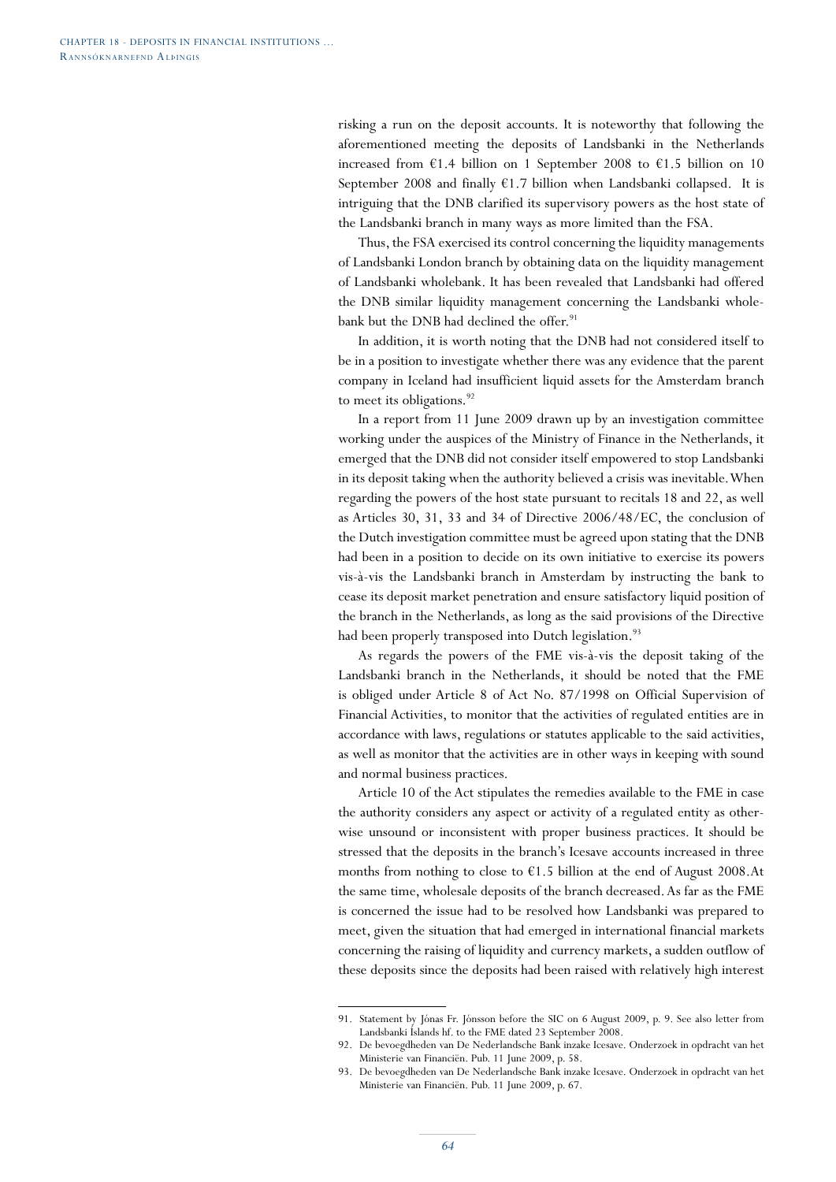risking a run on the deposit accounts. It is noteworthy that following the aforementioned meeting the deposits of Landsbanki in the Netherlands increased from €1.4 billion on 1 September 2008 to €1.5 billion on 10 September 2008 and finally €1.7 billion when Landsbanki collapsed. It is intriguing that the DNB clarified its supervisory powers as the host state of the Landsbanki branch in many ways as more limited than the FSA.

Thus, the FSA exercised its control concerning the liquidity managements of Landsbanki London branch by obtaining data on the liquidity management of Landsbanki wholebank. It has been revealed that Landsbanki had offered the DNB similar liquidity management concerning the Landsbanki wholebank but the DNB had declined the offer.[91]

In addition, it is worth noting that the DNB had not considered itself to be in a position to investigate whether there was any evidence that the parent company in Iceland had insufficient liquid assets for the Amsterdam branch to meet its obligations.[92]

In a report from 11 June 2009 drawn up by an investigation committee working under the auspices of the Ministry of Finance in the Netherlands, it emerged that the DNB did not consider itself empowered to stop Landsbanki in its deposit taking when the authority believed a crisis was inevitable. When regarding the powers of the host state pursuant to recitals 18 and 22, as well as Articles 30, 31, 33 and 34 of Directive 2006/48/EC, the conclusion of the Dutch investigation committee must be agreed upon stating that the DNB had been in a position to decide on its own initiative to exercise its powers vis-à-vis the Landsbanki branch in Amsterdam by instructing the bank to cease its deposit market penetration and ensure satisfactory liquid position of the branch in the Netherlands, as long as the said provisions of the Directive had been properly transposed into Dutch legislation.[93]

As regards the powers of the FME vis-à-vis the deposit taking of the Landsbanki branch in the Netherlands, it should be noted that the FME is obliged under Article 8 of Act No. 87/1998 on Official Supervision of Financial Activities, to monitor that the activities of regulated entities are in accordance with laws, regulations or statutes applicable to the said activities, as well as monitor that the activities are in other ways in keeping with sound and normal business practices.

Article 10 of the Act stipulates the remedies available to the FME in case the authority considers any aspect or activity of a regulated entity as otherwise unsound or inconsistent with proper business practices. It should be stressed that the deposits in the branch's Icesave accounts increased in three months from nothing to close to €1.5 billion at the end of August 2008. At the same time, wholesale deposits of the branch decreased. As far as the FME is concerned the issue had to be resolved how Landsbanki was prepared to meet, given the situation that had emerged in international financial markets concerning the raising of liquidity and currency markets, a sudden outflow of these deposits since the deposits had been raised with relatively high interest

91. Statement by Jónas Fr. Jónsson before the SIC on 6 August 2009, p. 9. See also letter from Landsbanki Íslands hf. to the FME dated 23 September 2008.
92. De bevoegdheden van De Nederlandsche Bank inzake Icesave. Onderzoek in opdracht van het Ministerie van Financiën. Pub. 11 June 2009, p. 58.
93. De bevoegdheden van De Nederlandsche Bank inzake Icesave. Onderzoek in opdracht van het Ministerie van Financiën. Pub. 11 June 2009, p. 67.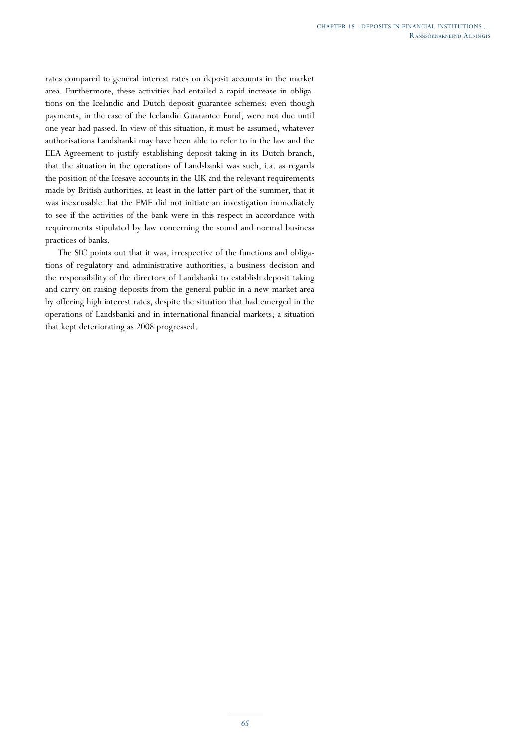rates compared to general interest rates on deposit accounts in the market area. Furthermore, these activities had entailed a rapid increase in obligations on the Icelandic and Dutch deposit guarantee schemes; even though payments, in the case of the Icelandic Guarantee Fund, were not due until one year had passed. In view of this situation, it must be assumed, whatever authorisations Landsbanki may have been able to refer to in the law and the EEA Agreement to justify establishing deposit taking in its Dutch branch, that the situation in the operations of Landsbanki was such, i.a. as regards the position of the Icesave accounts in the UK and the relevant requirements made by British authorities, at least in the latter part of the summer, that it was inexcusable that the FME did not initiate an investigation immediately to see if the activities of the bank were in this respect in accordance with requirements stipulated by law concerning the sound and normal business practices of banks.

The SIC points out that it was, irrespective of the functions and obligations of regulatory and administrative authorities, a business decision and the responsibility of the directors of Landsbanki to establish deposit taking and carry on raising deposits from the general public in a new market area by offering high interest rates, despite the situation that had emerged in the operations of Landsbanki and in international financial markets; a situation that kept deteriorating as 2008 progressed.